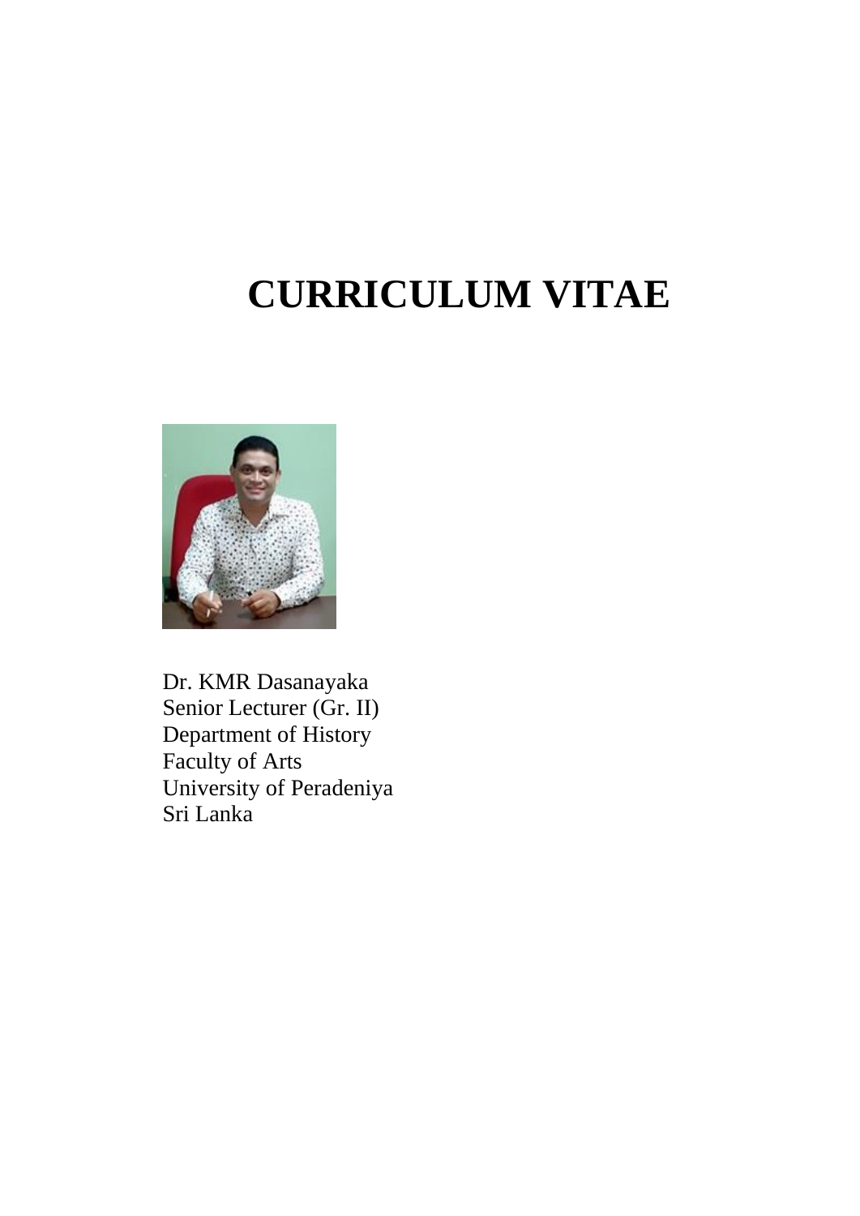# CURRICULUM VITAE

Dr. KMR Dasanayaka
Senior Lecturer (Gr. II)
Department of History
Faculty of Arts
University of Peradeniya
Sri Lanka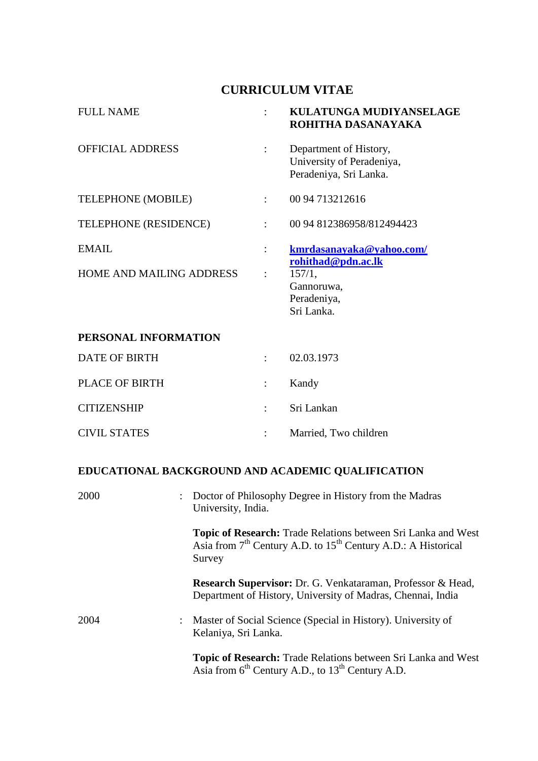# CURRICULUM VITAE

| | | |
|---|---|---|
| FULL NAME | : | **KULATUNGA MUDIYANSELAGE ROHITHA DASANAYAKA** |
| OFFICIAL ADDRESS | : | Department of History, University of Peradeniya, Peradeniya, Sri Lanka. |
| TELEPHONE (MOBILE) | : | 00 94 713212616 |
| TELEPHONE (RESIDENCE) | : | 00 94 812386958/812494423 |
| EMAIL | : | **kmrdasanayaka@yahoo.com/ rohithad@pdn.ac.lk** |
| HOME AND MAILING ADDRESS | : | 157/1, Gannoruwa, Peradeniya, Sri Lanka. |

**PERSONAL INFORMATION**

| | | |
|---|---|---|
| DATE OF BIRTH | : | 02.03.1973 |
| PLACE OF BIRTH | : | Kandy |
| CITIZENSHIP | : | Sri Lankan |
| CIVIL STATES | : | Married, Two children |

**EDUCATIONAL BACKGROUND AND ACADEMIC QUALIFICATION**

2000 : Doctor of Philosophy Degree in History from the Madras University, India.

**Topic of Research:** Trade Relations between Sri Lanka and West Asia from 7th Century A.D. to 15th Century A.D.: A Historical Survey

**Research Supervisor:** Dr. G. Venkataraman, Professor & Head, Department of History, University of Madras, Chennai, India

2004 : Master of Social Science (Special in History). University of Kelaniya, Sri Lanka.

**Topic of Research:** Trade Relations between Sri Lanka and West Asia from 6th Century A.D., to 13th Century A.D.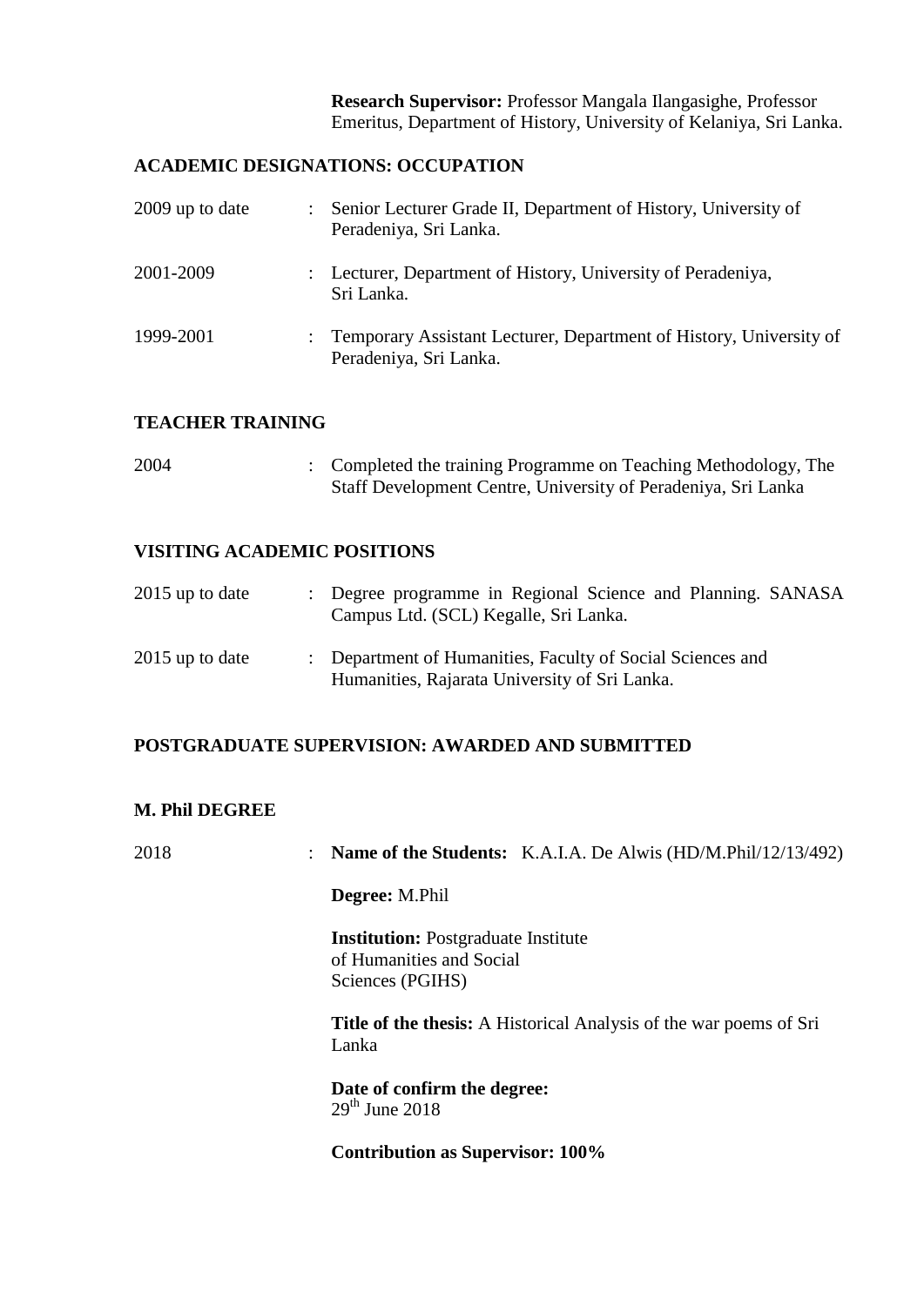**Research Supervisor:** Professor Mangala Ilangasighe, Professor Emeritus, Department of History, University of Kelaniya, Sri Lanka.

## ACADEMIC DESIGNATIONS: OCCUPATION

2009 up to date : Senior Lecturer Grade II, Department of History, University of Peradeniya, Sri Lanka.

2001-2009 : Lecturer, Department of History, University of Peradeniya, Sri Lanka.

1999-2001 : Temporary Assistant Lecturer, Department of History, University of Peradeniya, Sri Lanka.

## TEACHER TRAINING

2004 : Completed the training Programme on Teaching Methodology, The Staff Development Centre, University of Peradeniya, Sri Lanka

## VISITING ACADEMIC POSITIONS

2015 up to date : Degree programme in Regional Science and Planning. SANASA Campus Ltd. (SCL) Kegalle, Sri Lanka.

2015 up to date : Department of Humanities, Faculty of Social Sciences and Humanities, Rajarata University of Sri Lanka.

## POSTGRADUATE SUPERVISION: AWARDED AND SUBMITTED

### M. Phil DEGREE

2018 : **Name of the Students:** K.A.I.A. De Alwis (HD/M.Phil/12/13/492)

**Degree:** M.Phil

**Institution:** Postgraduate Institute of Humanities and Social Sciences (PGIHS)

**Title of the thesis:** A Historical Analysis of the war poems of Sri Lanka

**Date of confirm the degree:**
29th June 2018

**Contribution as Supervisor: 100%**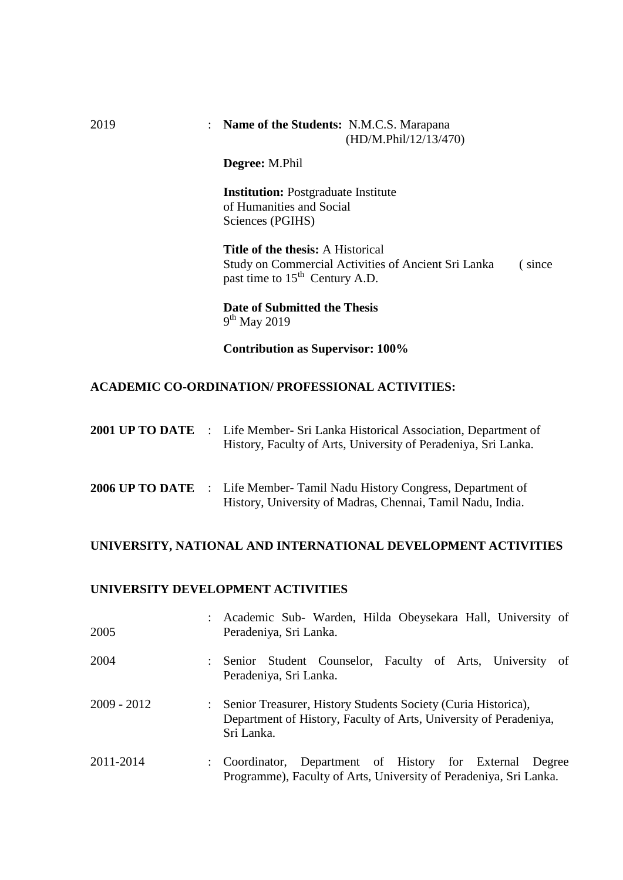2019 : **Name of the Students:** N.M.C.S. Marapana (HD/M.Phil/12/13/470)

**Degree:** M.Phil

**Institution:** Postgraduate Institute of Humanities and Social Sciences (PGIHS)

**Title of the thesis:** A Historical Study on Commercial Activities of Ancient Sri Lanka ( since past time to 15th Century A.D.

**Date of Submitted the Thesis**
9th May 2019

**Contribution as Supervisor: 100%**

## ACADEMIC CO-ORDINATION/ PROFESSIONAL ACTIVITIES:

**2001 UP TO DATE** : Life Member- Sri Lanka Historical Association, Department of History, Faculty of Arts, University of Peradeniya, Sri Lanka.

**2006 UP TO DATE** : Life Member- Tamil Nadu History Congress, Department of History, University of Madras, Chennai, Tamil Nadu, India.

## UNIVERSITY, NATIONAL AND INTERNATIONAL DEVELOPMENT ACTIVITIES

## UNIVERSITY DEVELOPMENT ACTIVITIES

2005 : Academic Sub- Warden, Hilda Obeysekara Hall, University of Peradeniya, Sri Lanka.

2004 : Senior Student Counselor, Faculty of Arts, University of Peradeniya, Sri Lanka.

2009 - 2012 : Senior Treasurer, History Students Society (Curia Historica), Department of History, Faculty of Arts, University of Peradeniya, Sri Lanka.

2011-2014 : Coordinator, Department of History for External Degree Programme), Faculty of Arts, University of Peradeniya, Sri Lanka.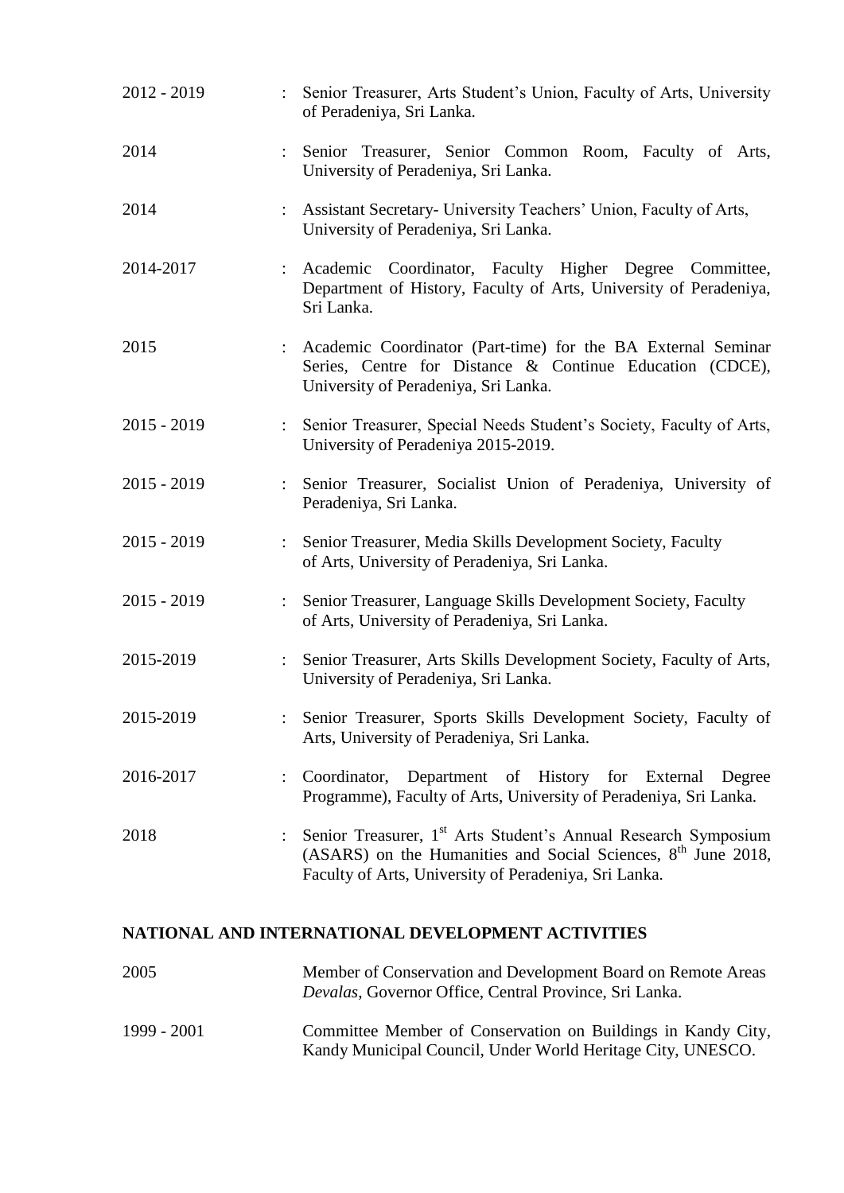| | | |
|---|---|---|
| 2012 - 2019 | : | Senior Treasurer, Arts Student's Union, Faculty of Arts, University of Peradeniya, Sri Lanka. |
| 2014 | : | Senior Treasurer, Senior Common Room, Faculty of Arts, University of Peradeniya, Sri Lanka. |
| 2014 | : | Assistant Secretary- University Teachers' Union, Faculty of Arts, University of Peradeniya, Sri Lanka. |
| 2014-2017 | : | Academic Coordinator, Faculty Higher Degree Committee, Department of History, Faculty of Arts, University of Peradeniya, Sri Lanka. |
| 2015 | : | Academic Coordinator (Part-time) for the BA External Seminar Series, Centre for Distance & Continue Education (CDCE), University of Peradeniya, Sri Lanka. |
| 2015 - 2019 | : | Senior Treasurer, Special Needs Student's Society, Faculty of Arts, University of Peradeniya 2015-2019. |
| 2015 - 2019 | : | Senior Treasurer, Socialist Union of Peradeniya, University of Peradeniya, Sri Lanka. |
| 2015 - 2019 | : | Senior Treasurer, Media Skills Development Society, Faculty of Arts, University of Peradeniya, Sri Lanka. |
| 2015 - 2019 | : | Senior Treasurer, Language Skills Development Society, Faculty of Arts, University of Peradeniya, Sri Lanka. |
| 2015-2019 | : | Senior Treasurer, Arts Skills Development Society, Faculty of Arts, University of Peradeniya, Sri Lanka. |
| 2015-2019 | : | Senior Treasurer, Sports Skills Development Society, Faculty of Arts, University of Peradeniya, Sri Lanka. |
| 2016-2017 | : | Coordinator, Department of History for External Degree Programme), Faculty of Arts, University of Peradeniya, Sri Lanka. |
| 2018 | : | Senior Treasurer, 1st Arts Student's Annual Research Symposium (ASARS) on the Humanities and Social Sciences, 8th June 2018, Faculty of Arts, University of Peradeniya, Sri Lanka. |

## NATIONAL AND INTERNATIONAL DEVELOPMENT ACTIVITIES

| | |
|---|---|
| 2005 | Member of Conservation and Development Board on Remote Areas *Devalas*, Governor Office, Central Province, Sri Lanka. |
| 1999 - 2001 | Committee Member of Conservation on Buildings in Kandy City, Kandy Municipal Council, Under World Heritage City, UNESCO. |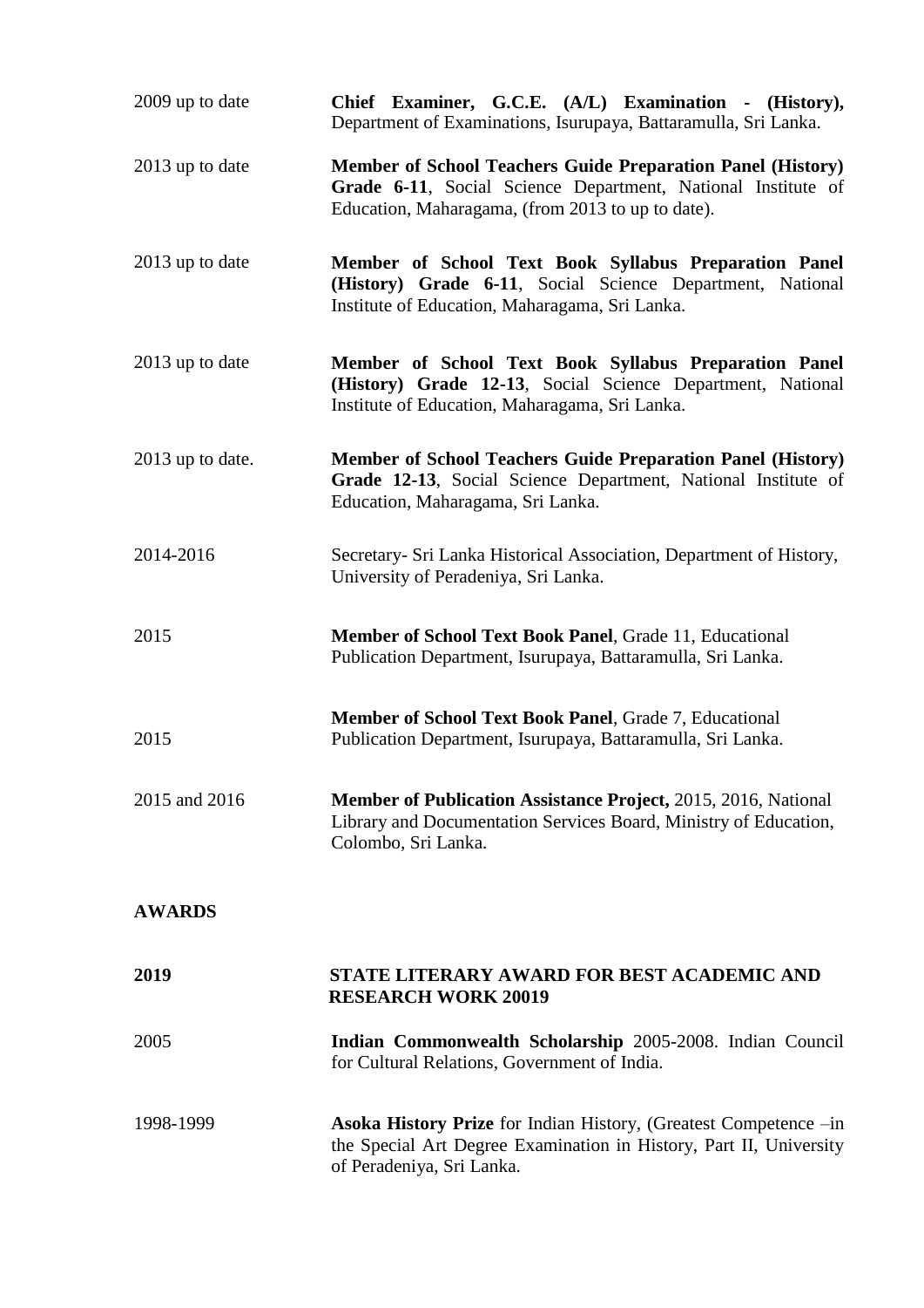2009 up to date — **Chief Examiner, G.C.E. (A/L) Examination - (History),** Department of Examinations, Isurupaya, Battaramulla, Sri Lanka.

2013 up to date — **Member of School Teachers Guide Preparation Panel (History) Grade 6-11**, Social Science Department, National Institute of Education, Maharagama, (from 2013 to up to date).

2013 up to date — **Member of School Text Book Syllabus Preparation Panel (History) Grade 6-11**, Social Science Department, National Institute of Education, Maharagama, Sri Lanka.

2013 up to date — **Member of School Text Book Syllabus Preparation Panel (History) Grade 12-13**, Social Science Department, National Institute of Education, Maharagama, Sri Lanka.

2013 up to date. — **Member of School Teachers Guide Preparation Panel (History) Grade 12-13**, Social Science Department, National Institute of Education, Maharagama, Sri Lanka.

2014-2016 — Secretary- Sri Lanka Historical Association, Department of History, University of Peradeniya, Sri Lanka.

2015 — **Member of School Text Book Panel**, Grade 11, Educational Publication Department, Isurupaya, Battaramulla, Sri Lanka.

2015 — **Member of School Text Book Panel**, Grade 7, Educational Publication Department, Isurupaya, Battaramulla, Sri Lanka.

2015 and 2016 — **Member of Publication Assistance Project,** 2015, 2016, National Library and Documentation Services Board, Ministry of Education, Colombo, Sri Lanka.

## AWARDS

**2019** — **STATE LITERARY AWARD FOR BEST ACADEMIC AND RESEARCH WORK 20019**

2005 — **Indian Commonwealth Scholarship** 2005-2008. Indian Council for Cultural Relations, Government of India.

1998-1999 — **Asoka History Prize** for Indian History, (Greatest Competence –in the Special Art Degree Examination in History, Part II, University of Peradeniya, Sri Lanka.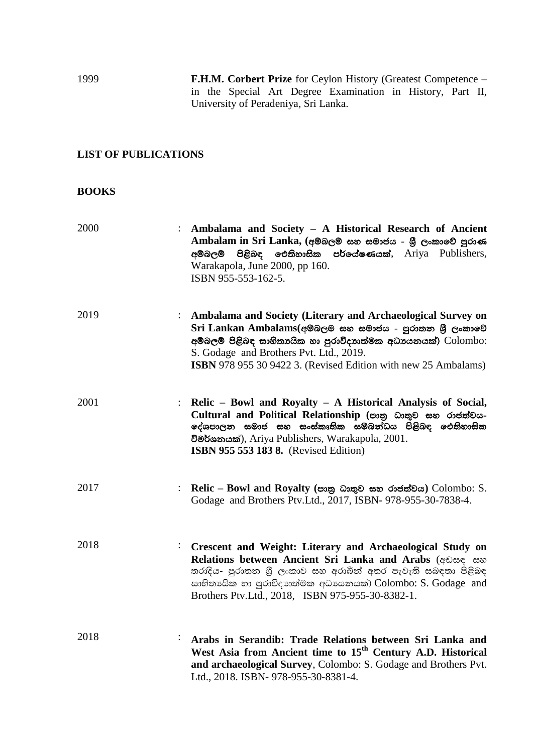1999 **F.H.M. Corbert Prize** for Ceylon History (Greatest Competence – in the Special Art Degree Examination in History, Part II, University of Peradeniya, Sri Lanka.

## LIST OF PUBLICATIONS

### BOOKS

2000 : **Ambalama and Society – A Historical Research of Ancient Ambalam in Sri Lanka, (අම්බලම් සහ සමාජය - ශ්‍රී ලංකාවේ පුරාණ අම්බලම් පිළිබඳ ඓතිහාසික පර්යේෂණයක්**, Ariya Publishers, Warakapola, June 2000, pp 160.
ISBN 955-553-162-5.

2019 : **Ambalama and Society (Literary and Archaeological Survey on Sri Lankan Ambalams(අම්බලම සහ සමාජය - පුරාතන ශ්‍රී ලංකාවේ අම්බලම් පිළිබඳ සාහිත්‍යයික හා පුරාවිද්‍යාත්මක අධ්‍යයනයක්)** Colombo: S. Godage and Brothers Pvt. Ltd., 2019.
**ISBN** 978 955 30 9422 3. (Revised Edition with new 25 Ambalams)

2001 : **Relic – Bowl and Royalty – A Historical Analysis of Social, Cultural and Political Relationship (පාත්‍ර ධාතුව සහ රාජත්වය- දේශපාලන සමාජ සහ සංස්කෘතික සම්බන්ධය පිළිබඳ ඓතිහාසික විමර්ශනයක්**), Ariya Publishers, Warakapola, 2001.
**ISBN 955 553 183 8.** (Revised Edition)

2017 : **Relic – Bowl and Royalty (පාත්‍ර ධාතුව සහ රාජත්වය)** Colombo: S. Godage and Brothers Ptv.Ltd., 2017, ISBN- 978-955-30-7838-4.

2018 : **Crescent and Weight: Literary and Archaeological Study on Relations between Ancient Sri Lanka and Arabs** (අඩසඳ සහ තරාදිය- පුරාතන ශ්‍රී ලංකාව සහ අරාබීන් අතර පැවැති සබඳතා පිළිබඳ සාහිත්‍යයික හා පුරාවිද්‍යාත්මක අධ්‍යයනයක්) Colombo: S. Godage and Brothers Ptv.Ltd., 2018, ISBN 975-955-30-8382-1.

2018 : **Arabs in Serandib: Trade Relations between Sri Lanka and West Asia from Ancient time to 15th Century A.D. Historical and archaeological Survey**, Colombo: S. Godage and Brothers Pvt. Ltd., 2018. ISBN- 978-955-30-8381-4.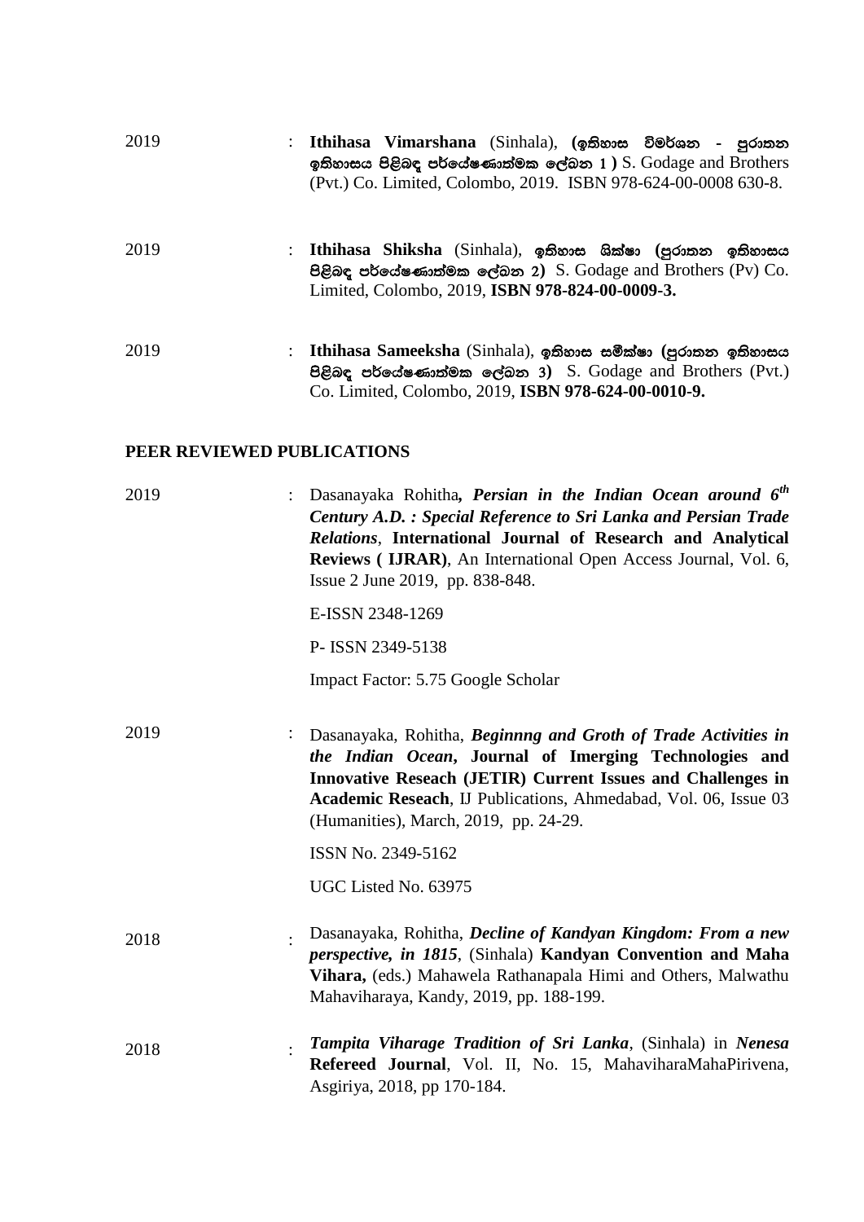2019 : **Ithihasa Vimarshana** (Sinhala), **(ඉතිහාස විමර්ශන - පුරාතන ඉතිහාසය පිළිබඳ පර්යේෂණාත්මක ලේඛන 1 )** S. Godage and Brothers (Pvt.) Co. Limited, Colombo, 2019. ISBN 978-624-00-0008 630-8.

2019 : **Ithihasa Shiksha** (Sinhala), **ඉතිහාස ශික්ෂා (පුරාතන ඉතිහාසය පිළිබඳ පර්යේෂණාත්මක ලේඛන 2)** S. Godage and Brothers (Pv) Co. Limited, Colombo, 2019, **ISBN 978-824-00-0009-3.**

2019 : **Ithihasa Sameeksha** (Sinhala), **ඉතිහාස සමීක්ෂා (පුරාතන ඉතිහාසය පිළිබඳ පර්යේෂණාත්මක ලේඛන 3)** S. Godage and Brothers (Pvt.) Co. Limited, Colombo, 2019, **ISBN 978-624-00-0010-9.**

## PEER REVIEWED PUBLICATIONS

2019 : Dasanayaka Rohitha***, Persian in the Indian Ocean around 6th Century A.D. : Special Reference to Sri Lanka and Persian Trade Relations***, **International Journal of Research and Analytical Reviews ( IJRAR)**, An International Open Access Journal, Vol. 6, Issue 2 June 2019, pp. 838-848.

E-ISSN 2348-1269

P- ISSN 2349-5138

Impact Factor: 5.75 Google Scholar

2019 : Dasanayaka, Rohitha, ***Beginnng and Groth of Trade Activities in the Indian Ocean*****, Journal of Imerging Technologies and Innovative Reseach (JETIR) Current Issues and Challenges in Academic Reseach**, IJ Publications, Ahmedabad, Vol. 06, Issue 03 (Humanities), March, 2019, pp. 24-29.

ISSN No. 2349-5162

UGC Listed No. 63975

2018 : Dasanayaka, Rohitha, ***Decline of Kandyan Kingdom: From a new perspective, in 1815***, (Sinhala) **Kandyan Convention and Maha Vihara,** (eds.) Mahawela Rathanapala Himi and Others, Malwathu Mahaviharaya, Kandy, 2019, pp. 188-199.

2018 : ***Tampita Viharage Tradition of Sri Lanka***, (Sinhala) in ***Nenesa*** **Refereed Journal**, Vol. II, No. 15, MahaviharaMahaPirivena, Asgiriya, 2018, pp 170-184.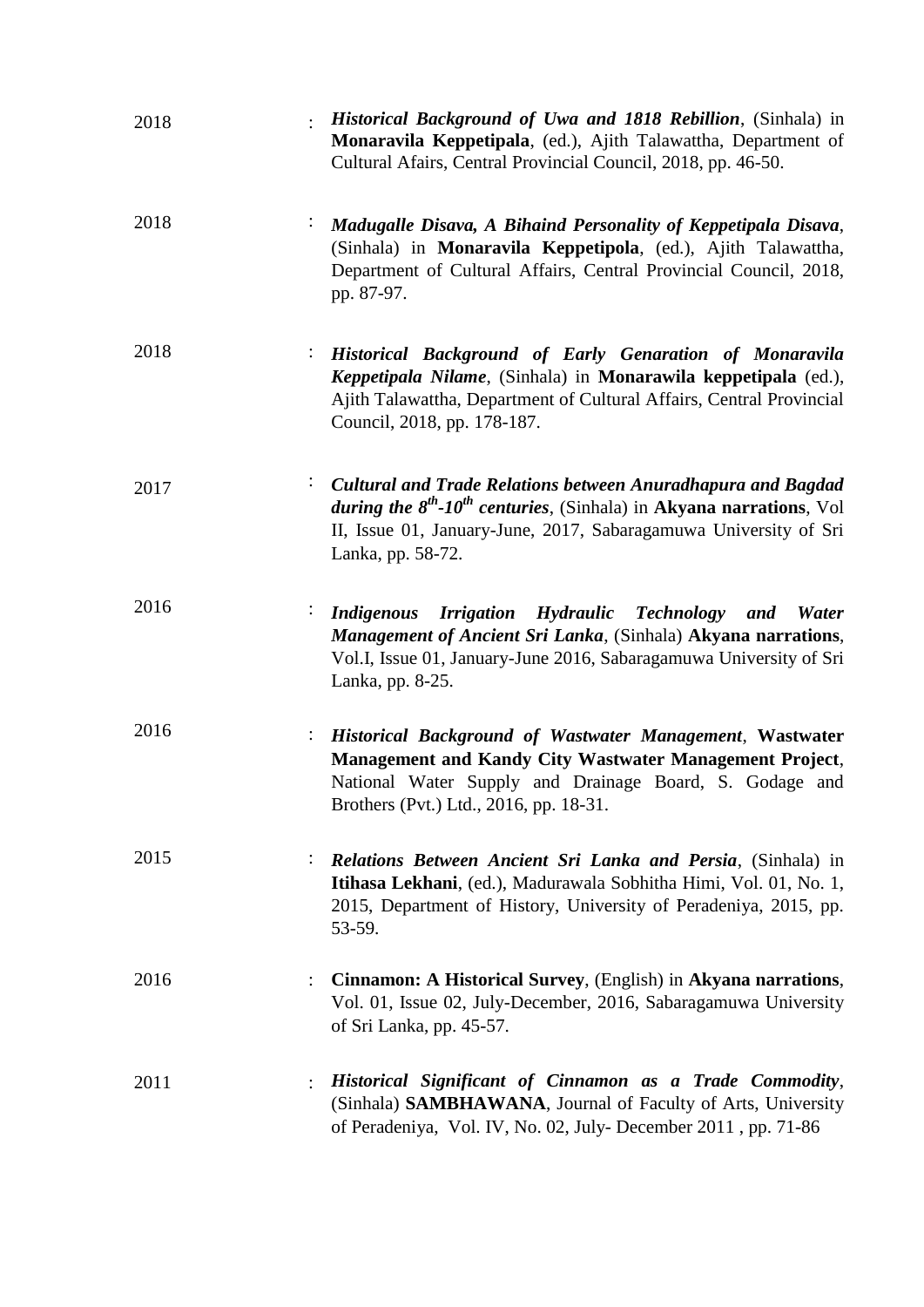2018 : ***Historical Background of Uwa and 1818 Rebillion***, (Sinhala) in **Monaravila Keppetipala**, (ed.), Ajith Talawattha, Department of Cultural Afairs, Central Provincial Council, 2018, pp. 46-50.

2018 : ***Madugalle Disava, A Bihaind Personality of Keppetipala Disava***, (Sinhala) in **Monaravila Keppetipola**, (ed.), Ajith Talawattha, Department of Cultural Affairs, Central Provincial Council, 2018, pp. 87-97.

2018 : ***Historical Background of Early Genaration of Monaravila Keppetipala Nilame***, (Sinhala) in **Monarawila keppetipala** (ed.), Ajith Talawattha, Department of Cultural Affairs, Central Provincial Council, 2018, pp. 178-187.

2017 : ***Cultural and Trade Relations between Anuradhapura and Bagdad during the 8th-10th centuries***, (Sinhala) in **Akyana narrations**, Vol II, Issue 01, January-June, 2017, Sabaragamuwa University of Sri Lanka, pp. 58-72.

2016 : ***Indigenous Irrigation Hydraulic Technology and Water Management of Ancient Sri Lanka***, (Sinhala) **Akyana narrations**, Vol.I, Issue 01, January-June 2016, Sabaragamuwa University of Sri Lanka, pp. 8-25.

2016 : ***Historical Background of Wastwater Management***, **Wastwater Management and Kandy City Wastwater Management Project**, National Water Supply and Drainage Board, S. Godage and Brothers (Pvt.) Ltd., 2016, pp. 18-31.

2015 : ***Relations Between Ancient Sri Lanka and Persia***, (Sinhala) in **Itihasa Lekhani**, (ed.), Madurawala Sobhitha Himi, Vol. 01, No. 1, 2015, Department of History, University of Peradeniya, 2015, pp. 53-59.

2016 : **Cinnamon: A Historical Survey**, (English) in **Akyana narrations**, Vol. 01, Issue 02, July-December, 2016, Sabaragamuwa University of Sri Lanka, pp. 45-57.

2011 : ***Historical Significant of Cinnamon as a Trade Commodity***, (Sinhala) **SAMBHAWANA**, Journal of Faculty of Arts, University of Peradeniya, Vol. IV, No. 02, July- December 2011 , pp. 71-86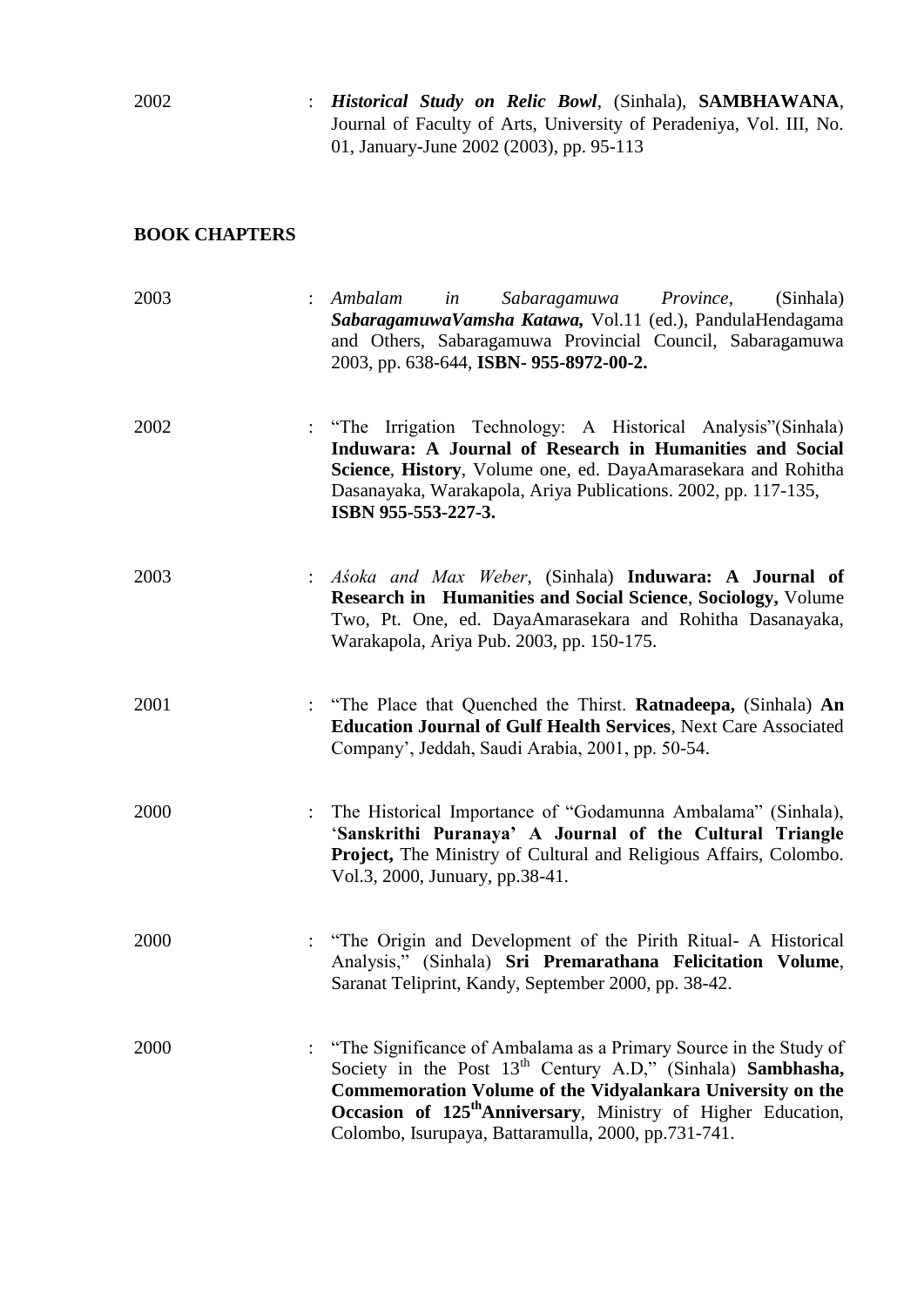2002 : ***Historical Study on Relic Bowl***, (Sinhala), **SAMBHAWANA**, Journal of Faculty of Arts, University of Peradeniya, Vol. III, No. 01, January-June 2002 (2003), pp. 95-113

## BOOK CHAPTERS

2003 : *Ambalam in Sabaragamuwa Province*, (Sinhala) ***SabaragamuwaVamsha Katawa,*** Vol.11 (ed.), PandulaHendagama and Others, Sabaragamuwa Provincial Council, Sabaragamuwa 2003, pp. 638-644, **ISBN- 955-8972-00-2.**

2002 : "The Irrigation Technology: A Historical Analysis"(Sinhala) **Induwara: A Journal of Research in Humanities and Social Science**, **History**, Volume one, ed. DayaAmarasekara and Rohitha Dasanayaka, Warakapola, Ariya Publications. 2002, pp. 117-135, **ISBN 955-553-227-3.**

2003 : *Aśoka and Max Weber*, (Sinhala) **Induwara: A Journal of Research in Humanities and Social Science**, **Sociology,** Volume Two, Pt. One, ed. DayaAmarasekara and Rohitha Dasanayaka, Warakapola, Ariya Pub. 2003, pp. 150-175.

2001 : "The Place that Quenched the Thirst. **Ratnadeepa,** (Sinhala) **An Education Journal of Gulf Health Services**, Next Care Associated Company', Jeddah, Saudi Arabia, 2001, pp. 50-54.

2000 : The Historical Importance of "Godamunna Ambalama" (Sinhala), '**Sanskrithi Puranaya' A Journal of the Cultural Triangle Project,** The Ministry of Cultural and Religious Affairs, Colombo. Vol.3, 2000, Junuary, pp.38-41.

2000 : "The Origin and Development of the Pirith Ritual- A Historical Analysis," (Sinhala) **Sri Premarathana Felicitation Volume**, Saranat Teliprint, Kandy, September 2000, pp. 38-42.

2000 : "The Significance of Ambalama as a Primary Source in the Study of Society in the Post 13th Century A.D," (Sinhala) **Sambhasha, Commemoration Volume of the Vidyalankara University on the Occasion of 125thAnniversary**, Ministry of Higher Education, Colombo, Isurupaya, Battaramulla, 2000, pp.731-741.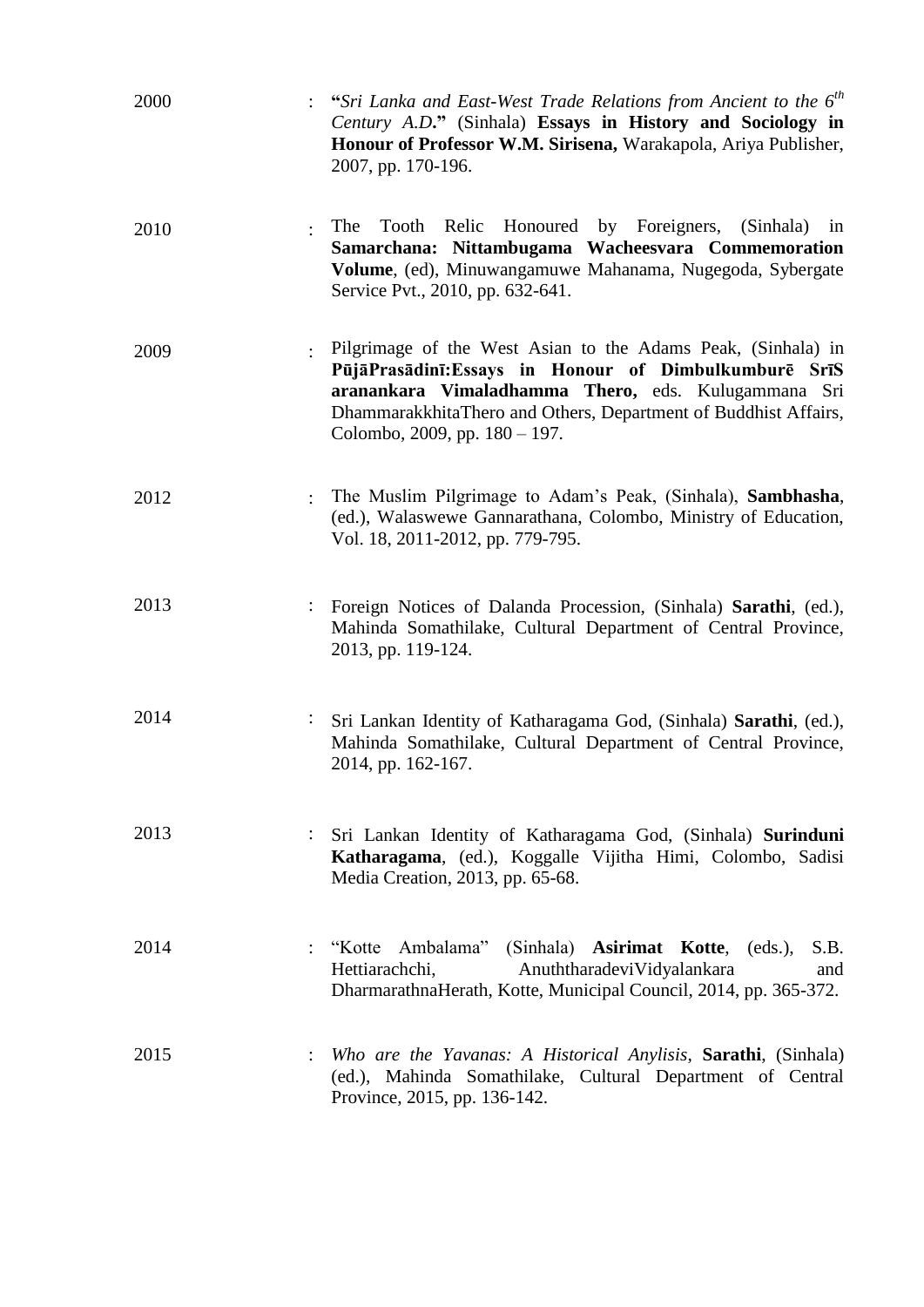2000 : **"***Sri Lanka and East-West Trade Relations from Ancient to the 6th Century A.D***."** (Sinhala) **Essays in History and Sociology in Honour of Professor W.M. Sirisena,** Warakapola, Ariya Publisher, 2007, pp. 170-196.

2010 : The Tooth Relic Honoured by Foreigners, (Sinhala) in **Samarchana: Nittambugama Wacheesvara Commemoration Volume**, (ed), Minuwangamuwe Mahanama, Nugegoda, Sybergate Service Pvt., 2010, pp. 632-641.

2009 : Pilgrimage of the West Asian to the Adams Peak, (Sinhala) in **PūjāPrasādinī:Essays in Honour of Dimbulkumburē SrīS aranankara Vimaladhamma Thero,** eds. Kulugammana Sri DhammarakkhitaThero and Others, Department of Buddhist Affairs, Colombo, 2009, pp. 180 – 197.

2012 : The Muslim Pilgrimage to Adam's Peak, (Sinhala), **Sambhasha**, (ed.), Walaswewe Gannarathana, Colombo, Ministry of Education, Vol. 18, 2011-2012, pp. 779-795.

2013 : Foreign Notices of Dalanda Procession, (Sinhala) **Sarathi**, (ed.), Mahinda Somathilake, Cultural Department of Central Province, 2013, pp. 119-124.

2014 : Sri Lankan Identity of Katharagama God, (Sinhala) **Sarathi**, (ed.), Mahinda Somathilake, Cultural Department of Central Province, 2014, pp. 162-167.

2013 : Sri Lankan Identity of Katharagama God, (Sinhala) **Surinduni Katharagama**, (ed.), Koggalle Vijitha Himi, Colombo, Sadisi Media Creation, 2013, pp. 65-68.

2014 : "Kotte Ambalama" (Sinhala) **Asirimat Kotte**, (eds.), S.B. Hettiarachchi, AnuththaradeviVidyalankara and DharmarathnaHerath, Kotte, Municipal Council, 2014, pp. 365-372.

2015 : *Who are the Yavanas: A Historical Anylisis*, **Sarathi**, (Sinhala) (ed.), Mahinda Somathilake, Cultural Department of Central Province, 2015, pp. 136-142.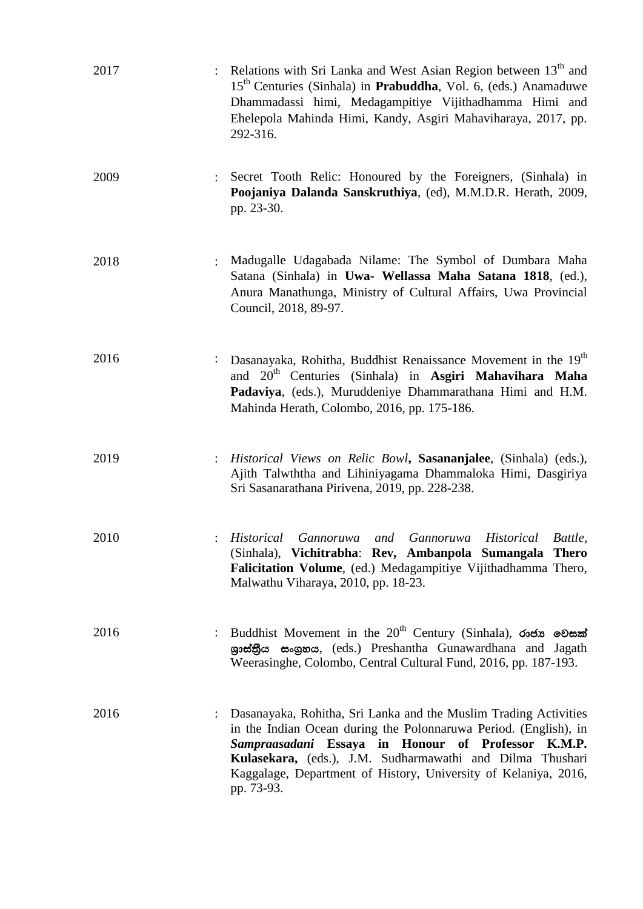2017 : Relations with Sri Lanka and West Asian Region between 13th and 15th Centuries (Sinhala) in **Prabuddha**, Vol. 6, (eds.) Anamaduwe Dhammadassi himi, Medagampitiye Vijithadhamma Himi and Ehelepola Mahinda Himi, Kandy, Asgiri Mahaviharaya, 2017, pp. 292-316.

2009 : Secret Tooth Relic: Honoured by the Foreigners, (Sinhala) in **Poojaniya Dalanda Sanskruthiya**, (ed), M.M.D.R. Herath, 2009, pp. 23-30.

2018 : Madugalle Udagabada Nilame: The Symbol of Dumbara Maha Satana (Sinhala) in **Uwa- Wellassa Maha Satana 1818**, (ed.), Anura Manathunga, Ministry of Cultural Affairs, Uwa Provincial Council, 2018, 89-97.

2016 : Dasanayaka, Rohitha, Buddhist Renaissance Movement in the 19th and 20th Centuries (Sinhala) in **Asgiri Mahavihara Maha Padaviya**, (eds.), Muruddeniye Dhammarathana Himi and H.M. Mahinda Herath, Colombo, 2016, pp. 175-186.

2019 : *Historical Views on Relic Bowl***, Sasananjalee**, (Sinhala) (eds.), Ajith Talwththa and Lihiniyagama Dhammaloka Himi, Dasgiriya Sri Sasanarathana Pirivena, 2019, pp. 228-238.

2010 : *Historical Gannoruwa and Gannoruwa Historical Battle*, (Sinhala), **Vichitrabha**: **Rev, Ambanpola Sumangala Thero Falicitation Volume**, (ed.) Medagampitiye Vijithadhamma Thero, Malwathu Viharaya, 2010, pp. 18-23.

2016 : Buddhist Movement in the 20th Century (Sinhala), **රාජ්‍ය වෙසක් ශාස්ත්‍රීය සංග්‍රහය**, (eds.) Preshantha Gunawardhana and Jagath Weerasinghe, Colombo, Central Cultural Fund, 2016, pp. 187-193.

2016 : Dasanayaka, Rohitha, Sri Lanka and the Muslim Trading Activities in the Indian Ocean during the Polonnaruwa Period. (English), in ***Sampraasadani*** **Essaya in Honour of Professor K.M.P. Kulasekara,** (eds.), J.M. Sudharmawathi and Dilma Thushari Kaggalage, Department of History, University of Kelaniya, 2016, pp. 73-93.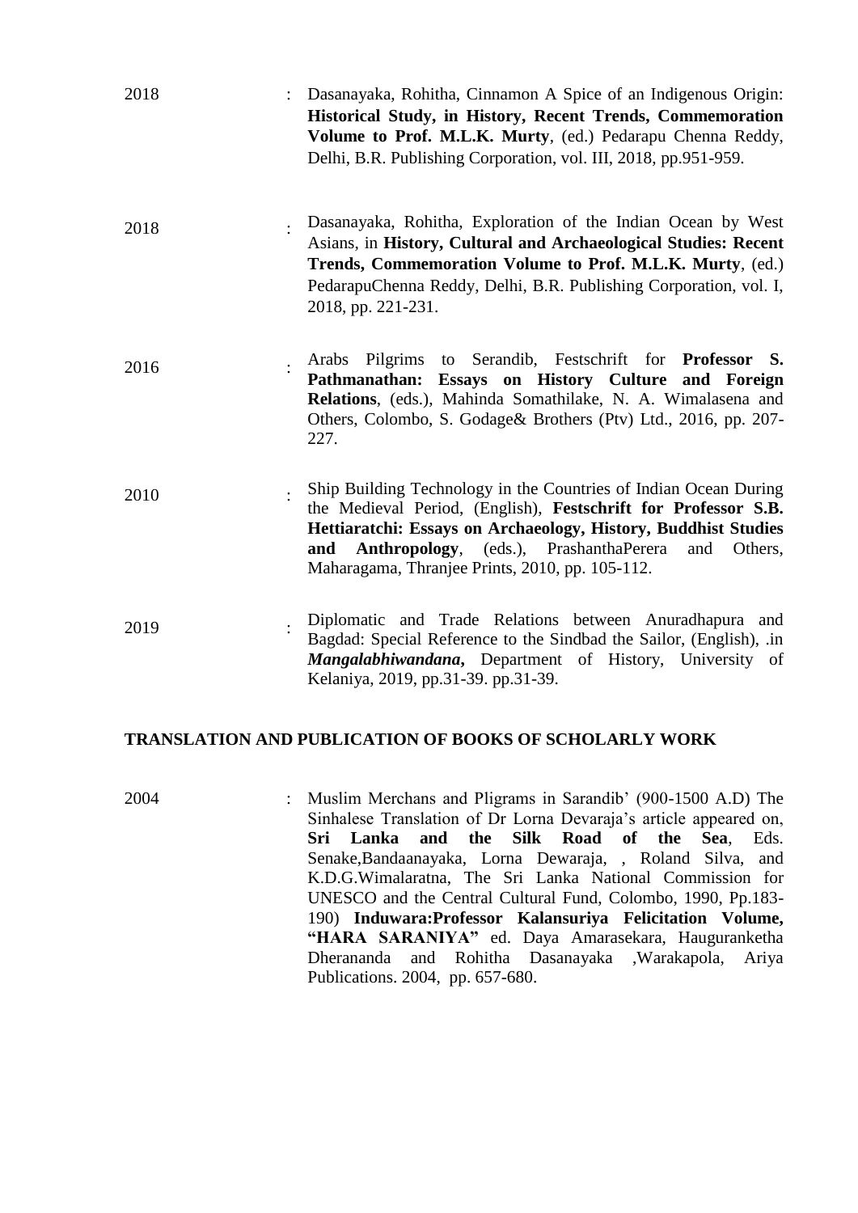2018 : Dasanayaka, Rohitha, Cinnamon A Spice of an Indigenous Origin: **Historical Study, in History, Recent Trends, Commemoration Volume to Prof. M.L.K. Murty**, (ed.) Pedarapu Chenna Reddy, Delhi, B.R. Publishing Corporation, vol. III, 2018, pp.951-959.

2018 : Dasanayaka, Rohitha, Exploration of the Indian Ocean by West Asians, in **History, Cultural and Archaeological Studies: Recent Trends, Commemoration Volume to Prof. M.L.K. Murty**, (ed.) PedarapuChenna Reddy, Delhi, B.R. Publishing Corporation, vol. I, 2018, pp. 221-231.

2016 : Arabs Pilgrims to Serandib, Festschrift for **Professor S. Pathmanathan: Essays on History Culture and Foreign Relations**, (eds.), Mahinda Somathilake, N. A. Wimalasena and Others, Colombo, S. Godage& Brothers (Ptv) Ltd., 2016, pp. 207-227.

2010 : Ship Building Technology in the Countries of Indian Ocean During the Medieval Period, (English), **Festschrift for Professor S.B. Hettiaratchi: Essays on Archaeology, History, Buddhist Studies and Anthropology**, (eds.), PrashanthaPerera and Others, Maharagama, Thranjee Prints, 2010, pp. 105-112.

2019 : Diplomatic and Trade Relations between Anuradhapura and Bagdad: Special Reference to the Sindbad the Sailor, (English), .in ***Mangalabhiwandana***, Department of History, University of Kelaniya, 2019, pp.31-39. pp.31-39.

## TRANSLATION AND PUBLICATION OF BOOKS OF SCHOLARLY WORK

2004 : Muslim Merchans and Pligrams in Sarandib' (900-1500 A.D) The Sinhalese Translation of Dr Lorna Devaraja's article appeared on, **Sri Lanka and the Silk Road of the Sea**, Eds. Senake,Bandaanayaka, Lorna Dewaraja, , Roland Silva, and K.D.G.Wimalaratna, The Sri Lanka National Commission for UNESCO and the Central Cultural Fund, Colombo, 1990, Pp.183-190) **Induwara:Professor Kalansuriya Felicitation Volume, "HARA SARANIYA"** ed. Daya Amarasekara, Hauguranketha Dherananda and Rohitha Dasanayaka ,Warakapola, Ariya Publications. 2004, pp. 657-680.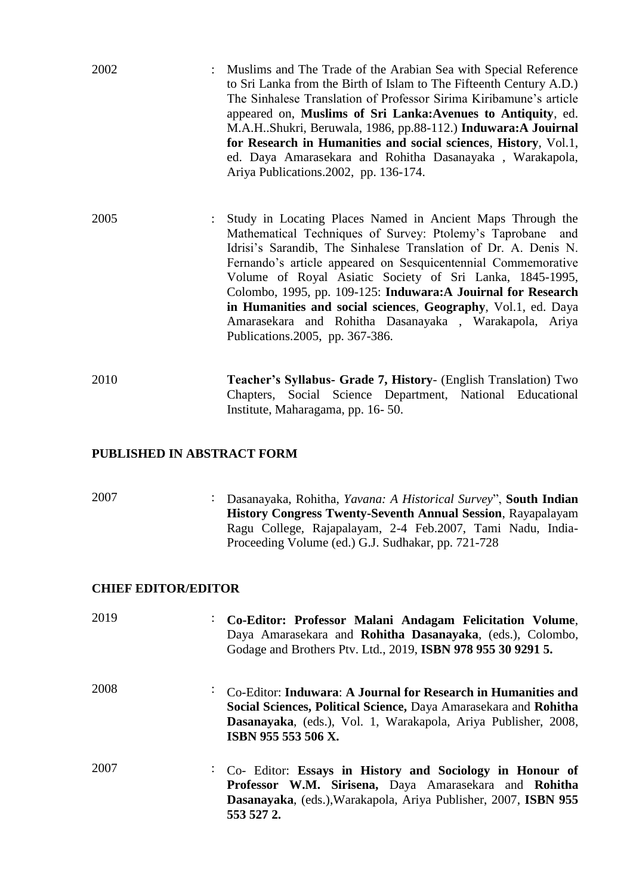2002 : Muslims and The Trade of the Arabian Sea with Special Reference to Sri Lanka from the Birth of Islam to The Fifteenth Century A.D.) The Sinhalese Translation of Professor Sirima Kiribamune's article appeared on, **Muslims of Sri Lanka:Avenues to Antiquity**, ed. M.A.H..Shukri, Beruwala, 1986, pp.88-112.) **Induwara:A Jouirnal for Research in Humanities and social sciences**, **History**, Vol.1, ed. Daya Amarasekara and Rohitha Dasanayaka , Warakapola, Ariya Publications.2002, pp. 136-174.

2005 : Study in Locating Places Named in Ancient Maps Through the Mathematical Techniques of Survey: Ptolemy's Taprobane and Idrisi's Sarandib, The Sinhalese Translation of Dr. A. Denis N. Fernando's article appeared on Sesquicentennial Commemorative Volume of Royal Asiatic Society of Sri Lanka, 1845-1995, Colombo, 1995, pp. 109-125: **Induwara:A Jouirnal for Research in Humanities and social sciences**, **Geography**, Vol.1, ed. Daya Amarasekara and Rohitha Dasanayaka , Warakapola, Ariya Publications.2005, pp. 367-386.

2010 **Teacher's Syllabus- Grade 7, History**- (English Translation) Two Chapters, Social Science Department, National Educational Institute, Maharagama, pp. 16- 50.

## PUBLISHED IN ABSTRACT FORM

2007 : Dasanayaka, Rohitha, *Yavana: A Historical Survey*", **South Indian History Congress Twenty-Seventh Annual Session**, Rayapalayam Ragu College, Rajapalayam, 2-4 Feb.2007, Tami Nadu, India- Proceeding Volume (ed.) G.J. Sudhakar, pp. 721-728

## CHIEF EDITOR/EDITOR

2019 : **Co-Editor: Professor Malani Andagam Felicitation Volume**, Daya Amarasekara and **Rohitha Dasanayaka**, (eds.), Colombo, Godage and Brothers Ptv. Ltd., 2019, **ISBN 978 955 30 9291 5.**

2008 : Co-Editor: **Induwara**: **A Journal for Research in Humanities and Social Sciences, Political Science,** Daya Amarasekara and **Rohitha Dasanayaka**, (eds.), Vol. 1, Warakapola, Ariya Publisher, 2008, **ISBN 955 553 506 X.**

2007 : Co- Editor: **Essays in History and Sociology in Honour of Professor W.M. Sirisena,** Daya Amarasekara and **Rohitha Dasanayaka**, (eds.),Warakapola, Ariya Publisher, 2007, **ISBN 955 553 527 2.**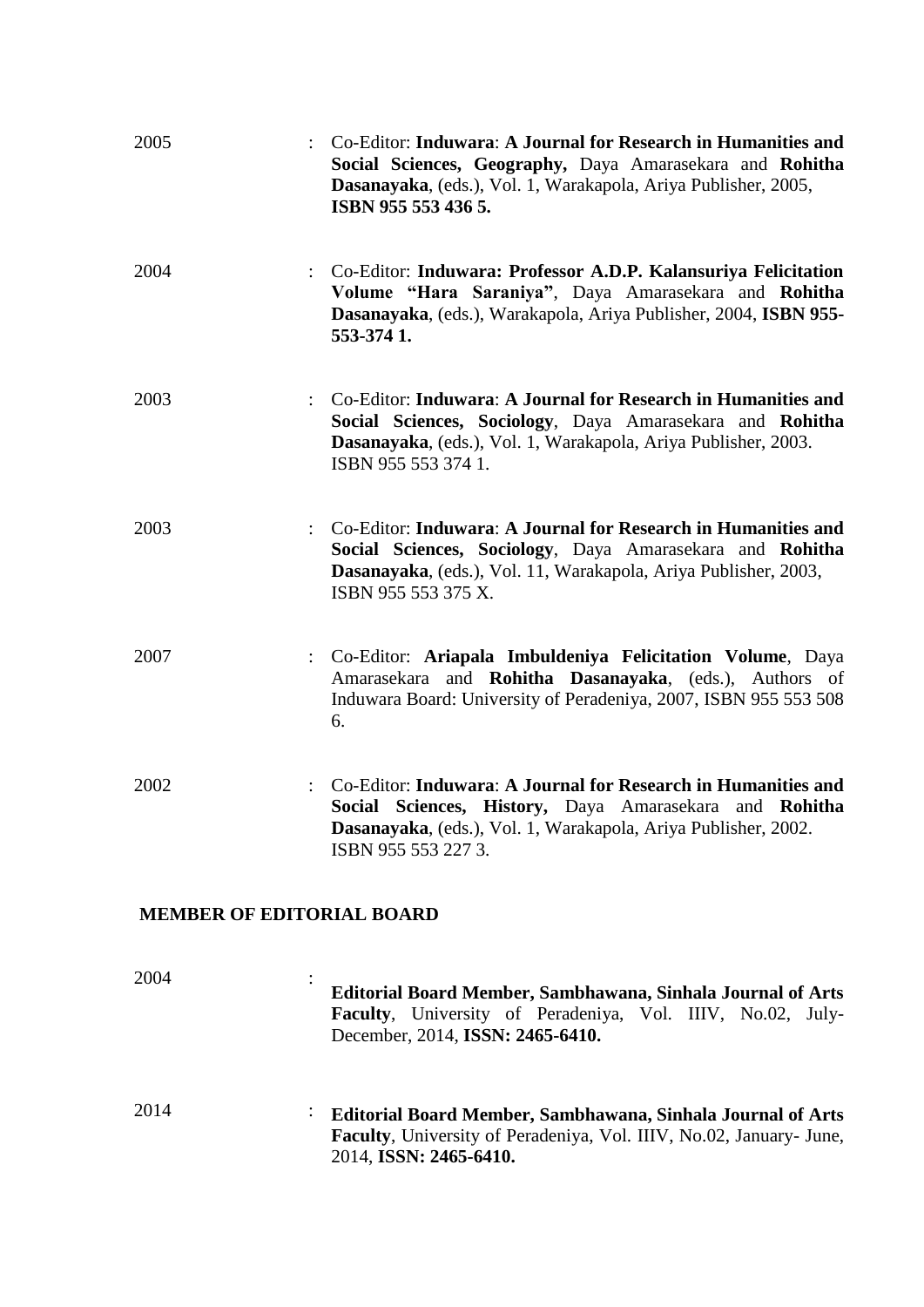2005 : Co-Editor: **Induwara**: **A Journal for Research in Humanities and Social Sciences, Geography,** Daya Amarasekara and **Rohitha Dasanayaka**, (eds.), Vol. 1, Warakapola, Ariya Publisher, 2005, **ISBN 955 553 436 5.**

2004 : Co-Editor: **Induwara: Professor A.D.P. Kalansuriya Felicitation Volume "Hara Saraniya"**, Daya Amarasekara and **Rohitha Dasanayaka**, (eds.), Warakapola, Ariya Publisher, 2004, **ISBN 955-553-374 1.**

2003 : Co-Editor: **Induwara**: **A Journal for Research in Humanities and Social Sciences, Sociology**, Daya Amarasekara and **Rohitha Dasanayaka**, (eds.), Vol. 1, Warakapola, Ariya Publisher, 2003. ISBN 955 553 374 1.

2003 : Co-Editor: **Induwara**: **A Journal for Research in Humanities and Social Sciences, Sociology**, Daya Amarasekara and **Rohitha Dasanayaka**, (eds.), Vol. 11, Warakapola, Ariya Publisher, 2003, ISBN 955 553 375 X.

2007 : Co-Editor: **Ariapala Imbuldeniya Felicitation Volume**, Daya Amarasekara and **Rohitha Dasanayaka**, (eds.), Authors of Induwara Board: University of Peradeniya, 2007, ISBN 955 553 508 6.

2002 : Co-Editor: **Induwara**: **A Journal for Research in Humanities and Social Sciences, History,** Daya Amarasekara and **Rohitha Dasanayaka**, (eds.), Vol. 1, Warakapola, Ariya Publisher, 2002. ISBN 955 553 227 3.

## MEMBER OF EDITORIAL BOARD

2004 : **Editorial Board Member, Sambhawana, Sinhala Journal of Arts Faculty**, University of Peradeniya, Vol. IIIV, No.02, July-December, 2014, **ISSN: 2465-6410.**

2014 : **Editorial Board Member, Sambhawana, Sinhala Journal of Arts Faculty**, University of Peradeniya, Vol. IIIV, No.02, January- June, 2014, **ISSN: 2465-6410.**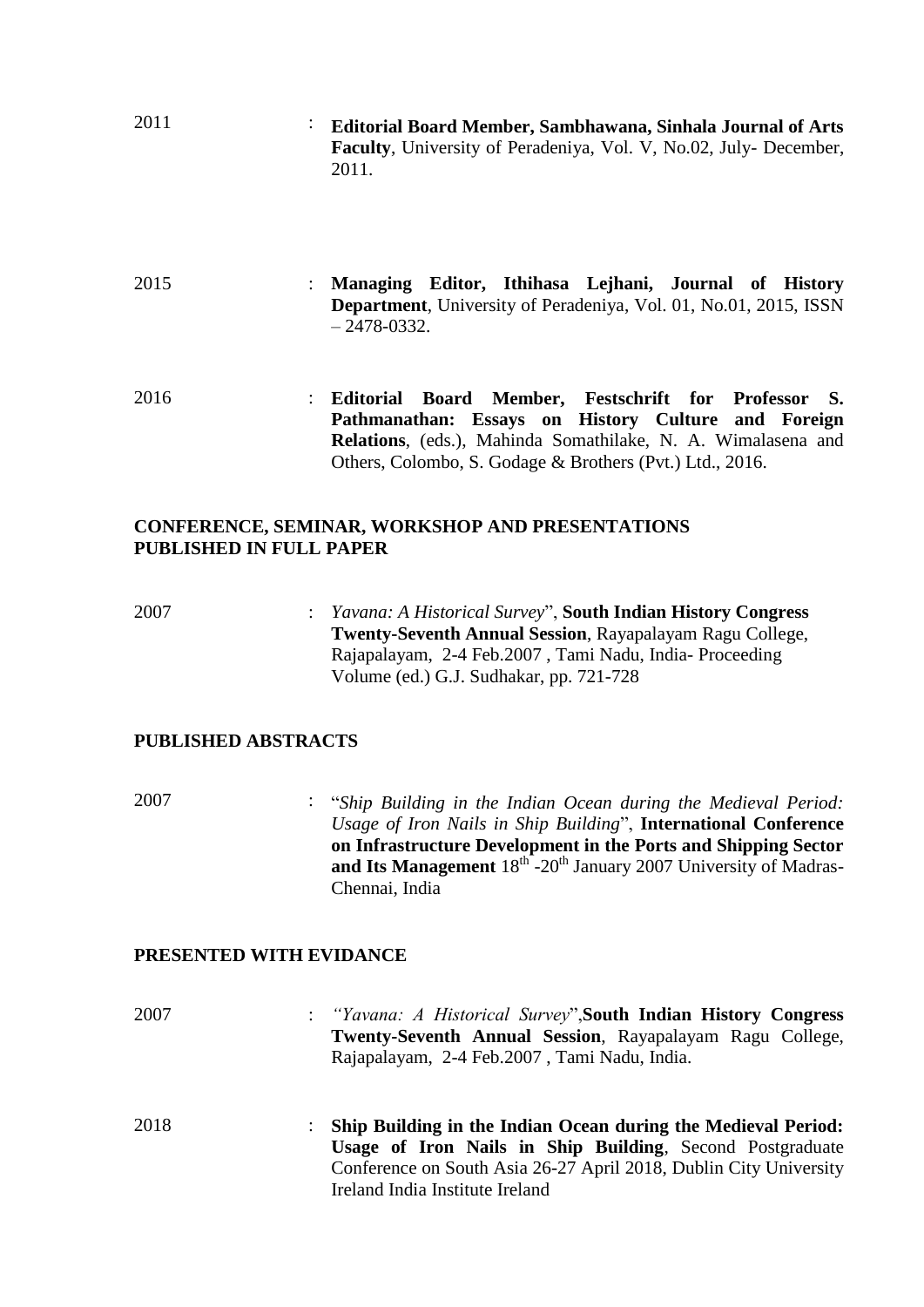2011 : **Editorial Board Member, Sambhawana, Sinhala Journal of Arts Faculty**, University of Peradeniya, Vol. V, No.02, July- December, 2011.

2015 : **Managing Editor, Ithihasa Lejhani, Journal of History Department**, University of Peradeniya, Vol. 01, No.01, 2015, ISSN – 2478-0332.

2016 : **Editorial Board Member, Festschrift for Professor S. Pathmanathan: Essays on History Culture and Foreign Relations**, (eds.), Mahinda Somathilake, N. A. Wimalasena and Others, Colombo, S. Godage & Brothers (Pvt.) Ltd., 2016.

## CONFERENCE, SEMINAR, WORKSHOP AND PRESENTATIONS PUBLISHED IN FULL PAPER

2007 : *Yavana: A Historical Survey*", **South Indian History Congress Twenty-Seventh Annual Session**, Rayapalayam Ragu College, Rajapalayam, 2-4 Feb.2007 , Tami Nadu, India- Proceeding Volume (ed.) G.J. Sudhakar, pp. 721-728

## PUBLISHED ABSTRACTS

2007 : "*Ship Building in the Indian Ocean during the Medieval Period: Usage of Iron Nails in Ship Building*", **International Conference on Infrastructure Development in the Ports and Shipping Sector and Its Management** 18th -20th January 2007 University of Madras- Chennai, India

## PRESENTED WITH EVIDANCE

2007 : *"Yavana: A Historical Survey*",**South Indian History Congress Twenty-Seventh Annual Session**, Rayapalayam Ragu College, Rajapalayam, 2-4 Feb.2007 , Tami Nadu, India.

2018 : **Ship Building in the Indian Ocean during the Medieval Period: Usage of Iron Nails in Ship Building**, Second Postgraduate Conference on South Asia 26-27 April 2018, Dublin City University Ireland India Institute Ireland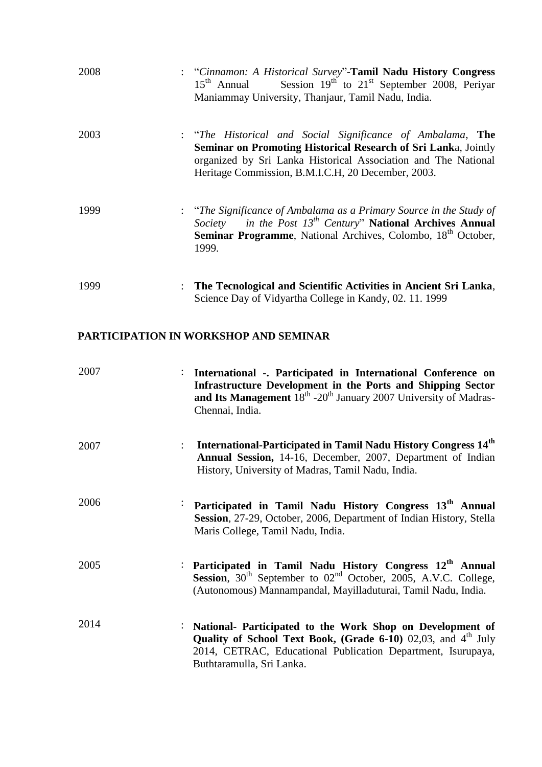2008 : "*Cinnamon: A Historical Survey*"-**Tamil Nadu History Congress** 15th Annual Session 19th to 21st September 2008, Periyar Maniammay University, Thanjaur, Tamil Nadu, India.

2003 : "*The Historical and Social Significance of Ambalama*, **The Seminar on Promoting Historical Research of Sri Lank**a, Jointly organized by Sri Lanka Historical Association and The National Heritage Commission, B.M.I.C.H, 20 December, 2003.

1999 : "*The Significance of Ambalama as a Primary Source in the Study of Society in the Post 13th Century*" **National Archives Annual Seminar Programme**, National Archives, Colombo, 18th October, 1999.

1999 : **The Tecnological and Scientific Activities in Ancient Sri Lanka**, Science Day of Vidyartha College in Kandy, 02. 11. 1999

## PARTICIPATION IN WORKSHOP AND SEMINAR

2007 : **International -. Participated in International Conference on Infrastructure Development in the Ports and Shipping Sector and Its Management** 18th -20th January 2007 University of Madras-Chennai, India.

2007 : **International-Participated in Tamil Nadu History Congress 14th Annual Session,** 14-16, December, 2007, Department of Indian History, University of Madras, Tamil Nadu, India.

2006 : **Participated in Tamil Nadu History Congress 13th Annual Session**, 27-29, October, 2006, Department of Indian History, Stella Maris College, Tamil Nadu, India.

2005 : **Participated in Tamil Nadu History Congress 12th Annual Session**, 30th September to 02nd October, 2005, A.V.C. College, (Autonomous) Mannampandal, Mayilladuturai, Tamil Nadu, India.

2014 : **National- Participated to the Work Shop on Development of Quality of School Text Book, (Grade 6-10)** 02,03, and 4th July 2014, CETRAC, Educational Publication Department, Isurupaya, Buthtaramulla, Sri Lanka.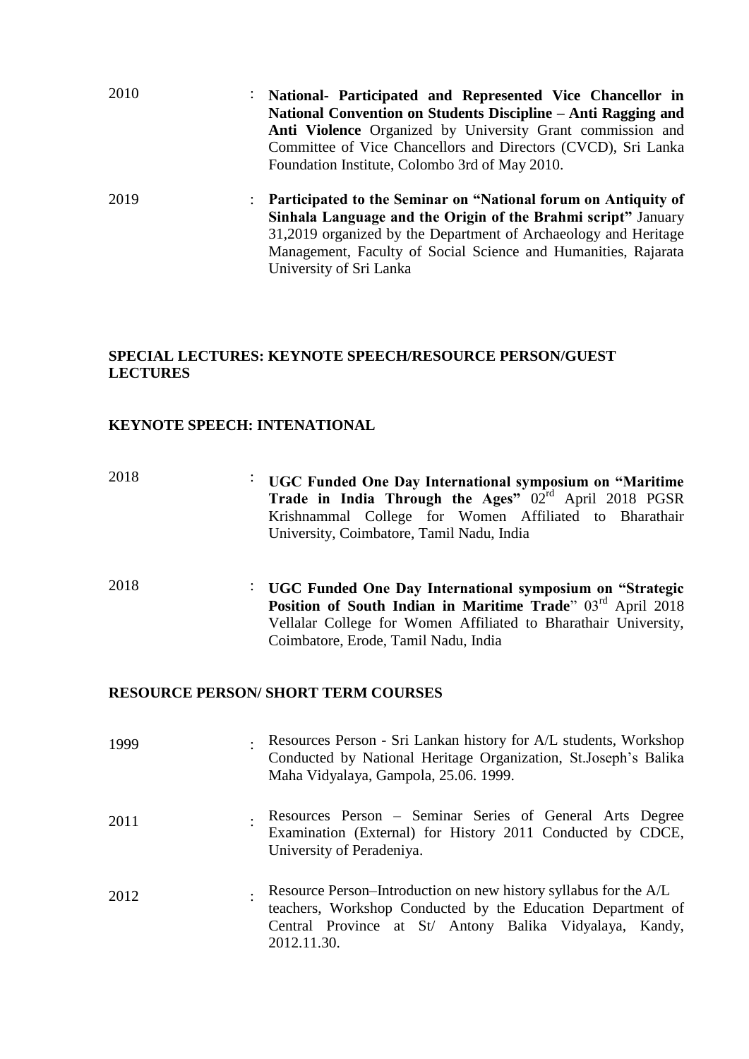2010 : **National- Participated and Represented Vice Chancellor in National Convention on Students Discipline – Anti Ragging and Anti Violence** Organized by University Grant commission and Committee of Vice Chancellors and Directors (CVCD), Sri Lanka Foundation Institute, Colombo 3rd of May 2010.

2019 : **Participated to the Seminar on "National forum on Antiquity of Sinhala Language and the Origin of the Brahmi script"** January 31,2019 organized by the Department of Archaeology and Heritage Management, Faculty of Social Science and Humanities, Rajarata University of Sri Lanka

## SPECIAL LECTURES: KEYNOTE SPEECH/RESOURCE PERSON/GUEST LECTURES

### KEYNOTE SPEECH: INTENATIONAL

2018 : **UGC Funded One Day International symposium on "Maritime Trade in India Through the Ages"** 02rd April 2018 PGSR Krishnammal College for Women Affiliated to Bharathair University, Coimbatore, Tamil Nadu, India

2018 : **UGC Funded One Day International symposium on "Strategic Position of South Indian in Maritime Trade**" 03rd April 2018 Vellalar College for Women Affiliated to Bharathair University, Coimbatore, Erode, Tamil Nadu, India

### RESOURCE PERSON/ SHORT TERM COURSES

1999 : Resources Person - Sri Lankan history for A/L students, Workshop Conducted by National Heritage Organization, St.Joseph's Balika Maha Vidyalaya, Gampola, 25.06. 1999.

2011 : Resources Person – Seminar Series of General Arts Degree Examination (External) for History 2011 Conducted by CDCE, University of Peradeniya.

2012 : Resource Person–Introduction on new history syllabus for the A/L teachers, Workshop Conducted by the Education Department of Central Province at St/ Antony Balika Vidyalaya, Kandy, 2012.11.30.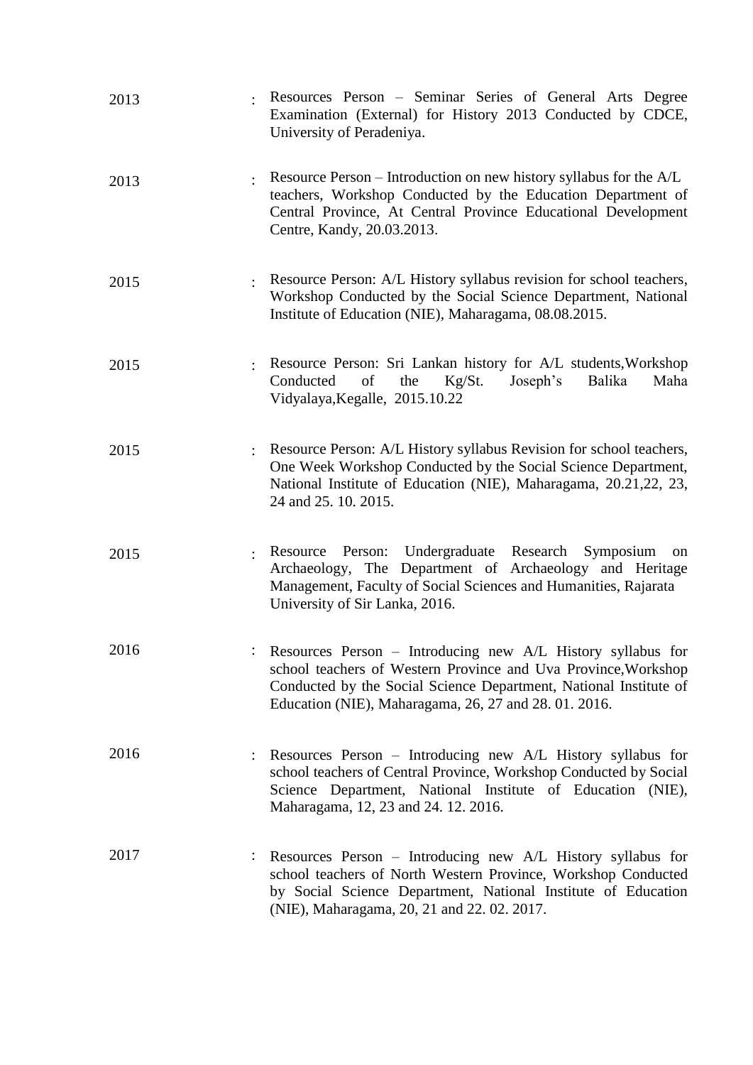2013 : Resources Person – Seminar Series of General Arts Degree Examination (External) for History 2013 Conducted by CDCE, University of Peradeniya.

2013 : Resource Person – Introduction on new history syllabus for the A/L teachers, Workshop Conducted by the Education Department of Central Province, At Central Province Educational Development Centre, Kandy, 20.03.2013.

2015 : Resource Person: A/L History syllabus revision for school teachers, Workshop Conducted by the Social Science Department, National Institute of Education (NIE), Maharagama, 08.08.2015.

2015 : Resource Person: Sri Lankan history for A/L students,Workshop Conducted of the Kg/St. Joseph's Balika Maha Vidyalaya,Kegalle, 2015.10.22

2015 : Resource Person: A/L History syllabus Revision for school teachers, One Week Workshop Conducted by the Social Science Department, National Institute of Education (NIE), Maharagama, 20.21,22, 23, 24 and 25. 10. 2015.

2015 : Resource Person: Undergraduate Research Symposium on Archaeology, The Department of Archaeology and Heritage Management, Faculty of Social Sciences and Humanities, Rajarata University of Sir Lanka, 2016.

2016 : Resources Person – Introducing new A/L History syllabus for school teachers of Western Province and Uva Province,Workshop Conducted by the Social Science Department, National Institute of Education (NIE), Maharagama, 26, 27 and 28. 01. 2016.

2016 : Resources Person – Introducing new A/L History syllabus for school teachers of Central Province, Workshop Conducted by Social Science Department, National Institute of Education (NIE), Maharagama, 12, 23 and 24. 12. 2016.

2017 : Resources Person – Introducing new A/L History syllabus for school teachers of North Western Province, Workshop Conducted by Social Science Department, National Institute of Education (NIE), Maharagama, 20, 21 and 22. 02. 2017.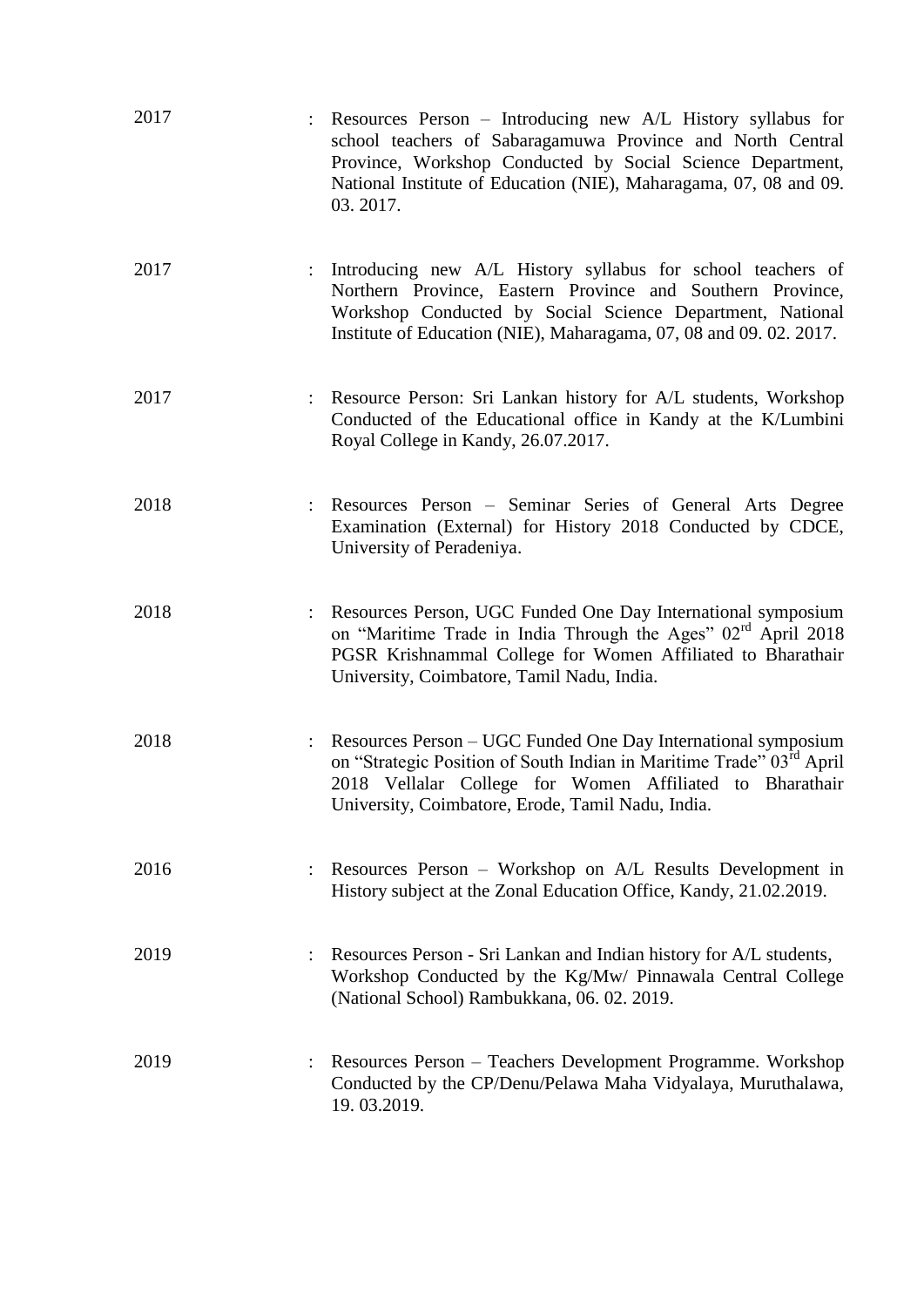| | | |
|---|---|---|
| 2017 | : | Resources Person – Introducing new A/L History syllabus for school teachers of Sabaragamuwa Province and North Central Province, Workshop Conducted by Social Science Department, National Institute of Education (NIE), Maharagama, 07, 08 and 09. 03. 2017. |
| 2017 | : | Introducing new A/L History syllabus for school teachers of Northern Province, Eastern Province and Southern Province, Workshop Conducted by Social Science Department, National Institute of Education (NIE), Maharagama, 07, 08 and 09. 02. 2017. |
| 2017 | : | Resource Person: Sri Lankan history for A/L students, Workshop Conducted of the Educational office in Kandy at the K/Lumbini Royal College in Kandy, 26.07.2017. |
| 2018 | : | Resources Person – Seminar Series of General Arts Degree Examination (External) for History 2018 Conducted by CDCE, University of Peradeniya. |
| 2018 | : | Resources Person, UGC Funded One Day International symposium on "Maritime Trade in India Through the Ages" 02rd April 2018 PGSR Krishnammal College for Women Affiliated to Bharathair University, Coimbatore, Tamil Nadu, India. |
| 2018 | : | Resources Person – UGC Funded One Day International symposium on "Strategic Position of South Indian in Maritime Trade" 03rd April 2018 Vellalar College for Women Affiliated to Bharathair University, Coimbatore, Erode, Tamil Nadu, India. |
| 2016 | : | Resources Person – Workshop on A/L Results Development in History subject at the Zonal Education Office, Kandy, 21.02.2019. |
| 2019 | : | Resources Person - Sri Lankan and Indian history for A/L students, Workshop Conducted by the Kg/Mw/ Pinnawala Central College (National School) Rambukkana, 06. 02. 2019. |
| 2019 | : | Resources Person – Teachers Development Programme. Workshop Conducted by the CP/Denu/Pelawa Maha Vidyalaya, Muruthalawa, 19. 03.2019. |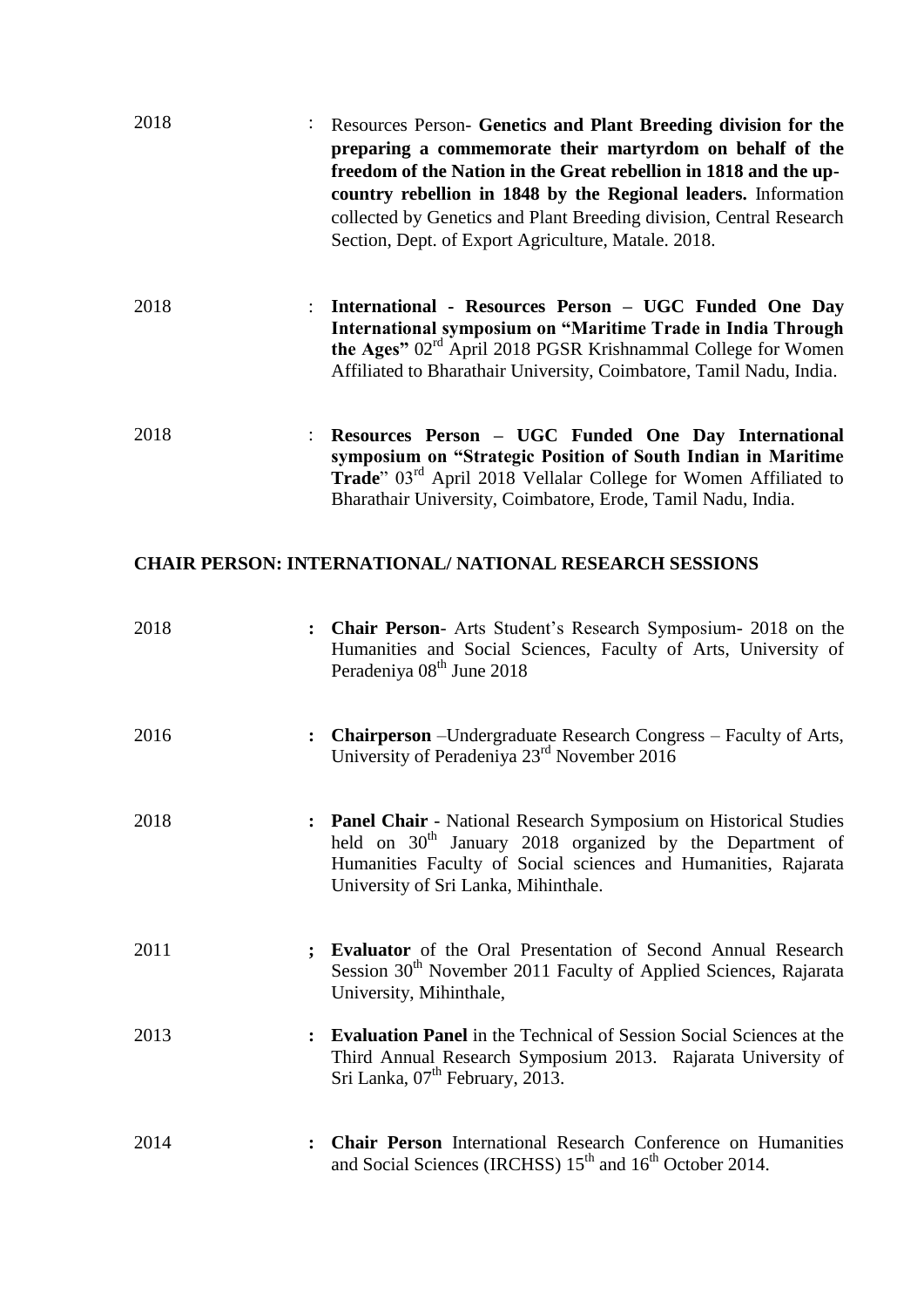2018 : Resources Person- **Genetics and Plant Breeding division for the preparing a commemorate their martyrdom on behalf of the freedom of the Nation in the Great rebellion in 1818 and the up-country rebellion in 1848 by the Regional leaders.** Information collected by Genetics and Plant Breeding division, Central Research Section, Dept. of Export Agriculture, Matale. 2018.

2018 : **International - Resources Person – UGC Funded One Day International symposium on "Maritime Trade in India Through the Ages"** 02rd April 2018 PGSR Krishnammal College for Women Affiliated to Bharathair University, Coimbatore, Tamil Nadu, India.

2018 : **Resources Person – UGC Funded One Day International symposium on "Strategic Position of South Indian in Maritime Trade**" 03rd April 2018 Vellalar College for Women Affiliated to Bharathair University, Coimbatore, Erode, Tamil Nadu, India.

## CHAIR PERSON: INTERNATIONAL/ NATIONAL RESEARCH SESSIONS

2018 **:** **Chair Person**- Arts Student's Research Symposium- 2018 on the Humanities and Social Sciences, Faculty of Arts, University of Peradeniya 08th June 2018

2016 **:** **Chairperson** –Undergraduate Research Congress – Faculty of Arts, University of Peradeniya 23rd November 2016

2018 **:** **Panel Chair** - National Research Symposium on Historical Studies held on 30th January 2018 organized by the Department of Humanities Faculty of Social sciences and Humanities, Rajarata University of Sri Lanka, Mihinthale.

2011 **;** **Evaluator** of the Oral Presentation of Second Annual Research Session 30th November 2011 Faculty of Applied Sciences, Rajarata University, Mihinthale,

2013 **:** **Evaluation Panel** in the Technical of Session Social Sciences at the Third Annual Research Symposium 2013. Rajarata University of Sri Lanka, 07th February, 2013.

2014 **:** **Chair Person** International Research Conference on Humanities and Social Sciences (IRCHSS) 15th and 16th October 2014.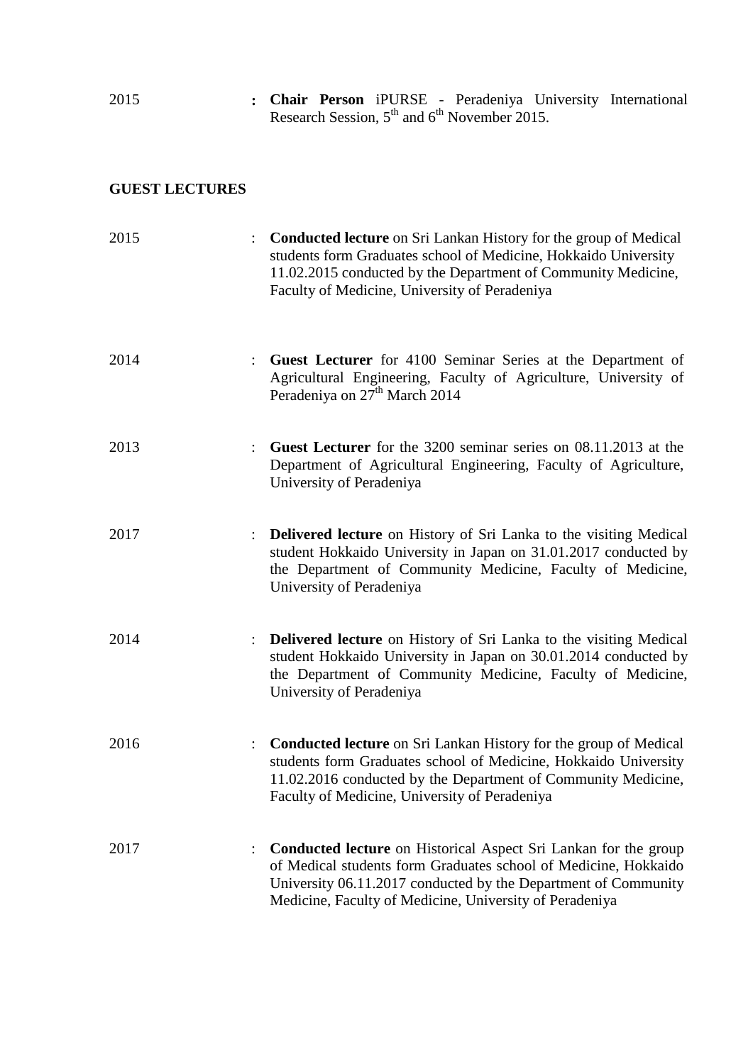2015 : **Chair Person** iPURSE - Peradeniya University International Research Session, 5th and 6th November 2015.

## GUEST LECTURES

2015 : **Conducted lecture** on Sri Lankan History for the group of Medical students form Graduates school of Medicine, Hokkaido University 11.02.2015 conducted by the Department of Community Medicine, Faculty of Medicine, University of Peradeniya

2014 : **Guest Lecturer** for 4100 Seminar Series at the Department of Agricultural Engineering, Faculty of Agriculture, University of Peradeniya on 27th March 2014

2013 : **Guest Lecturer** for the 3200 seminar series on 08.11.2013 at the Department of Agricultural Engineering, Faculty of Agriculture, University of Peradeniya

2017 : **Delivered lecture** on History of Sri Lanka to the visiting Medical student Hokkaido University in Japan on 31.01.2017 conducted by the Department of Community Medicine, Faculty of Medicine, University of Peradeniya

2014 : **Delivered lecture** on History of Sri Lanka to the visiting Medical student Hokkaido University in Japan on 30.01.2014 conducted by the Department of Community Medicine, Faculty of Medicine, University of Peradeniya

2016 : **Conducted lecture** on Sri Lankan History for the group of Medical students form Graduates school of Medicine, Hokkaido University 11.02.2016 conducted by the Department of Community Medicine, Faculty of Medicine, University of Peradeniya

2017 : **Conducted lecture** on Historical Aspect Sri Lankan for the group of Medical students form Graduates school of Medicine, Hokkaido University 06.11.2017 conducted by the Department of Community Medicine, Faculty of Medicine, University of Peradeniya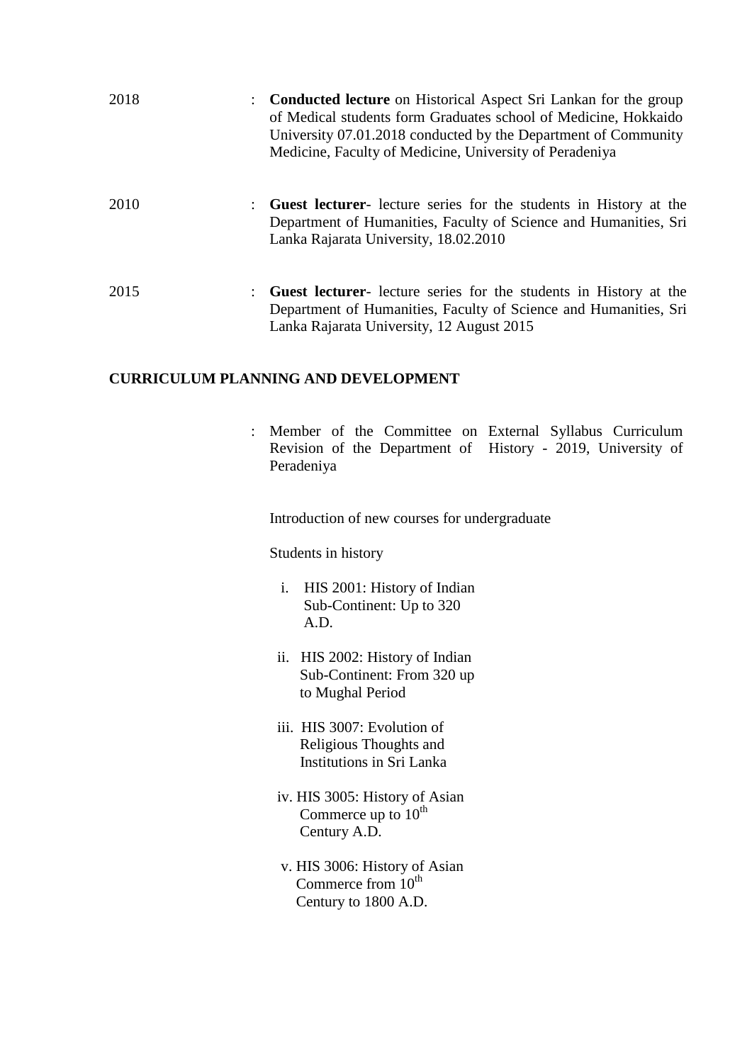2018 : **Conducted lecture** on Historical Aspect Sri Lankan for the group of Medical students form Graduates school of Medicine, Hokkaido University 07.01.2018 conducted by the Department of Community Medicine, Faculty of Medicine, University of Peradeniya

2010 : **Guest lecturer**- lecture series for the students in History at the Department of Humanities, Faculty of Science and Humanities, Sri Lanka Rajarata University, 18.02.2010

2015 : **Guest lecturer**- lecture series for the students in History at the Department of Humanities, Faculty of Science and Humanities, Sri Lanka Rajarata University, 12 August 2015

**CURRICULUM PLANNING AND DEVELOPMENT**

: Member of the Committee on External Syllabus Curriculum Revision of the Department of History - 2019, University of Peradeniya

Introduction of new courses for undergraduate

Students in history

i. HIS 2001: History of Indian Sub-Continent: Up to 320 A.D.

ii. HIS 2002: History of Indian Sub-Continent: From 320 up to Mughal Period

iii. HIS 3007: Evolution of Religious Thoughts and Institutions in Sri Lanka

iv. HIS 3005: History of Asian Commerce up to 10th Century A.D.

v. HIS 3006: History of Asian Commerce from 10th Century to 1800 A.D.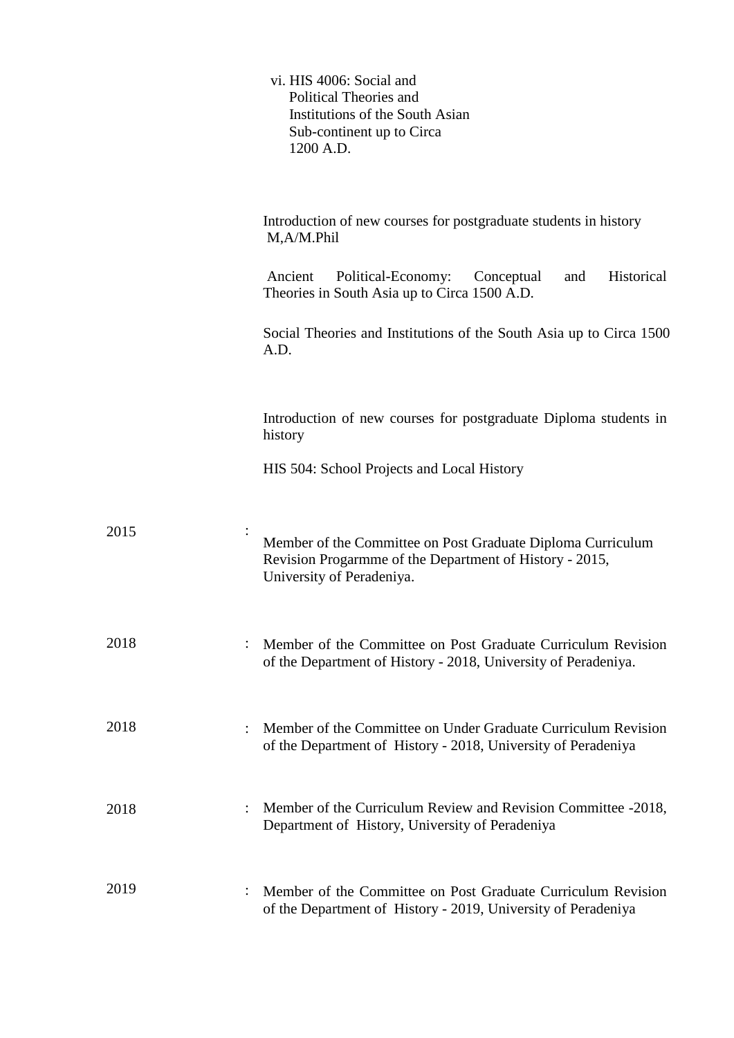vi. HIS 4006: Social and Political Theories and Institutions of the South Asian Sub-continent up to Circa 1200 A.D.

Introduction of new courses for postgraduate students in history M,A/M.Phil

Ancient Political-Economy: Conceptual and Historical Theories in South Asia up to Circa 1500 A.D.

Social Theories and Institutions of the South Asia up to Circa 1500 A.D.

Introduction of new courses for postgraduate Diploma students in history

HIS 504: School Projects and Local History

2015 : Member of the Committee on Post Graduate Diploma Curriculum Revision Progarmme of the Department of History - 2015, University of Peradeniya.

2018 : Member of the Committee on Post Graduate Curriculum Revision of the Department of History - 2018, University of Peradeniya.

2018 : Member of the Committee on Under Graduate Curriculum Revision of the Department of History - 2018, University of Peradeniya

2018 : Member of the Curriculum Review and Revision Committee -2018, Department of History, University of Peradeniya

2019 : Member of the Committee on Post Graduate Curriculum Revision of the Department of History - 2019, University of Peradeniya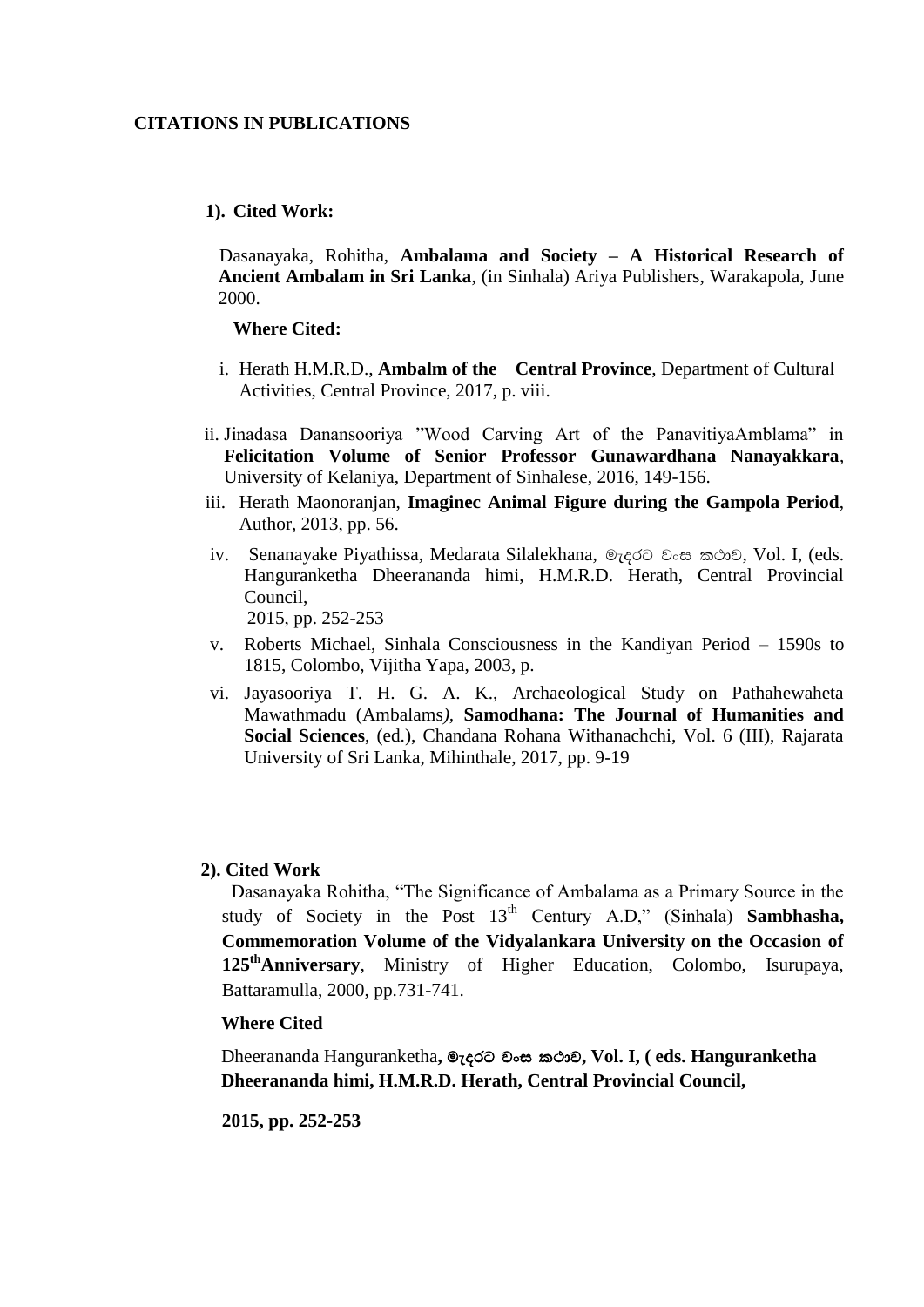**CITATIONS IN PUBLICATIONS**

**1). Cited Work:**

Dasanayaka, Rohitha, **Ambalama and Society – A Historical Research of Ancient Ambalam in Sri Lanka**, (in Sinhala) Ariya Publishers, Warakapola, June 2000.

**Where Cited:**

i. Herath H.M.R.D., **Ambalm of the Central Province**, Department of Cultural Activities, Central Province, 2017, p. viii.

ii. Jinadasa Danansooriya "Wood Carving Art of the PanavitiyaAmblama" in **Felicitation Volume of Senior Professor Gunawardhana Nanayakkara**, University of Kelaniya, Department of Sinhalese, 2016, 149-156.

iii. Herath Maonoranjan, **Imaginec Animal Figure during the Gampola Period**, Author, 2013, pp. 56.

iv. Senanayake Piyathissa, Medarata Silalekhana, මැදරට වංස කථාව, Vol. I, (eds. Hanguranketha Dheerananda himi, H.M.R.D. Herath, Central Provincial Council, 2015, pp. 252-253

v. Roberts Michael, Sinhala Consciousness in the Kandiyan Period – 1590s to 1815, Colombo, Vijitha Yapa, 2003, p.

vi. Jayasooriya T. H. G. A. K., Archaeological Study on Pathahewaheta Mawathmadu (Ambalams*),* **Samodhana: The Journal of Humanities and Social Sciences**, (ed.), Chandana Rohana Withanachchi, Vol. 6 (III), Rajarata University of Sri Lanka, Mihinthale, 2017, pp. 9-19

**2). Cited Work**

Dasanayaka Rohitha, "The Significance of Ambalama as a Primary Source in the study of Society in the Post 13th Century A.D," (Sinhala) **Sambhasha, Commemoration Volume of the Vidyalankara University on the Occasion of 125th Anniversary**, Ministry of Higher Education, Colombo, Isurupaya, Battaramulla, 2000, pp.731-741.

**Where Cited**

Dheerananda Hanguranketha**, මැදරට වංස කථාව, Vol. I, ( eds. Hanguranketha Dheerananda himi, H.M.R.D. Herath, Central Provincial Council,**

**2015, pp. 252-253**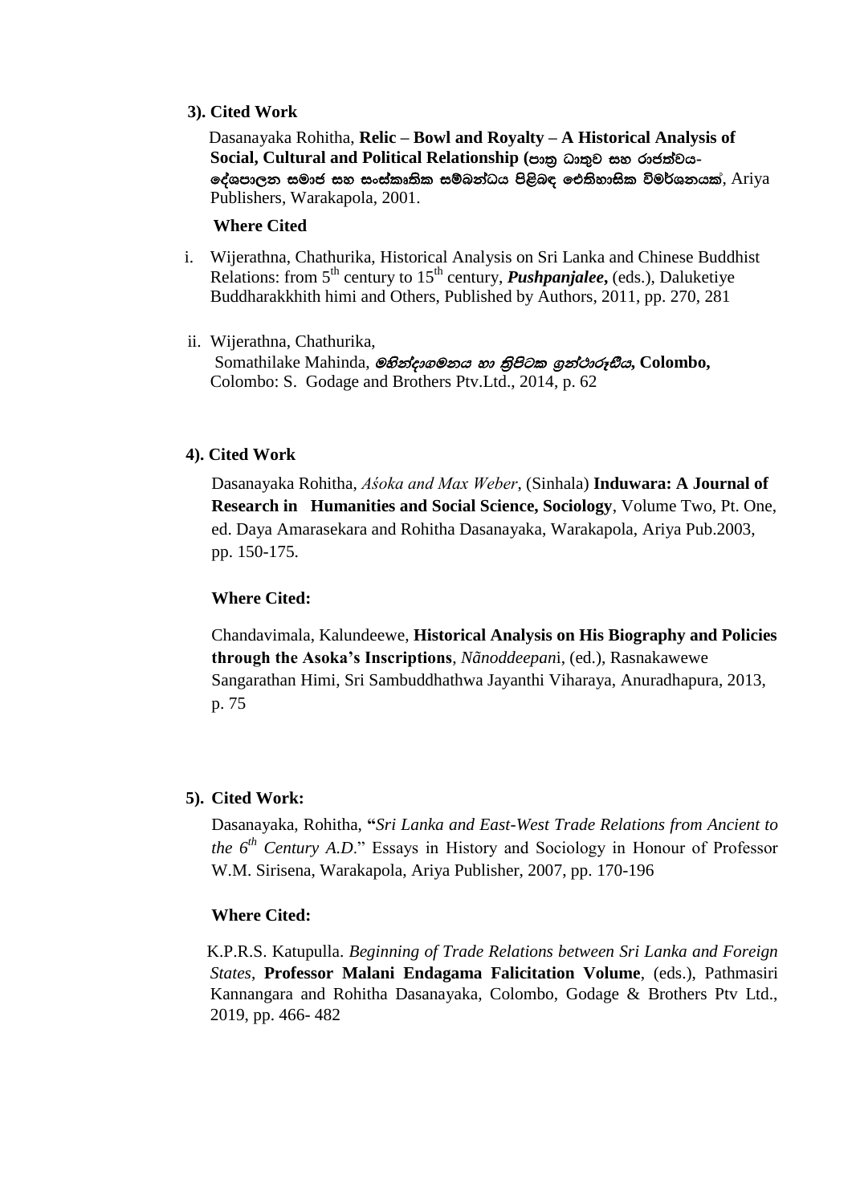**3). Cited Work**

Dasanayaka Rohitha, **Relic – Bowl and Royalty – A Historical Analysis of Social, Cultural and Political Relationship (පාත්‍ර ධාතුව සහ රාජත්වය- දේශපාලන සමාජ සහ සංස්කෘතික සම්බන්ධය පිළිබඳ ඓතිහාසික විමර්ශනයක්**, Ariya Publishers, Warakapola, 2001.

**Where Cited**

i. Wijerathna, Chathurika, Historical Analysis on Sri Lanka and Chinese Buddhist Relations: from 5th century to 15th century, ***Pushpanjalee***, (eds.), Daluketiye Buddharakkhith himi and Others, Published by Authors, 2011, pp. 270, 281

ii. Wijerathna, Chathurika,
Somathilake Mahinda, ***මහින්දාගමනය හා ත්‍රිපිටක ග්‍රන්ථාරූඪිය*, Colombo,** Colombo: S. Godage and Brothers Ptv.Ltd., 2014, p. 62

**4). Cited Work**

Dasanayaka Rohitha, *Aśoka and Max Weber*, (Sinhala) **Induwara: A Journal of Research in Humanities and Social Science, Sociology**, Volume Two, Pt. One, ed. Daya Amarasekara and Rohitha Dasanayaka, Warakapola, Ariya Pub.2003, pp. 150-175.

**Where Cited:**

Chandavimala, Kalundeewe, **Historical Analysis on His Biography and Policies through the Asoka's Inscriptions**, *Nãnoddeepan*i, (ed.), Rasnakawewe Sangarathan Himi, Sri Sambuddhathwa Jayanthi Viharaya, Anuradhapura, 2013, p. 75

**5). Cited Work:**

Dasanayaka, Rohitha, **"***Sri Lanka and East-West Trade Relations from Ancient to the 6th Century A.D*." Essays in History and Sociology in Honour of Professor W.M. Sirisena, Warakapola, Ariya Publisher, 2007, pp. 170-196

**Where Cited:**

K.P.R.S. Katupulla. *Beginning of Trade Relations between Sri Lanka and Foreign States*, **Professor Malani Endagama Falicitation Volume**, (eds.), Pathmasiri Kannangara and Rohitha Dasanayaka, Colombo, Godage & Brothers Ptv Ltd., 2019, pp. 466- 482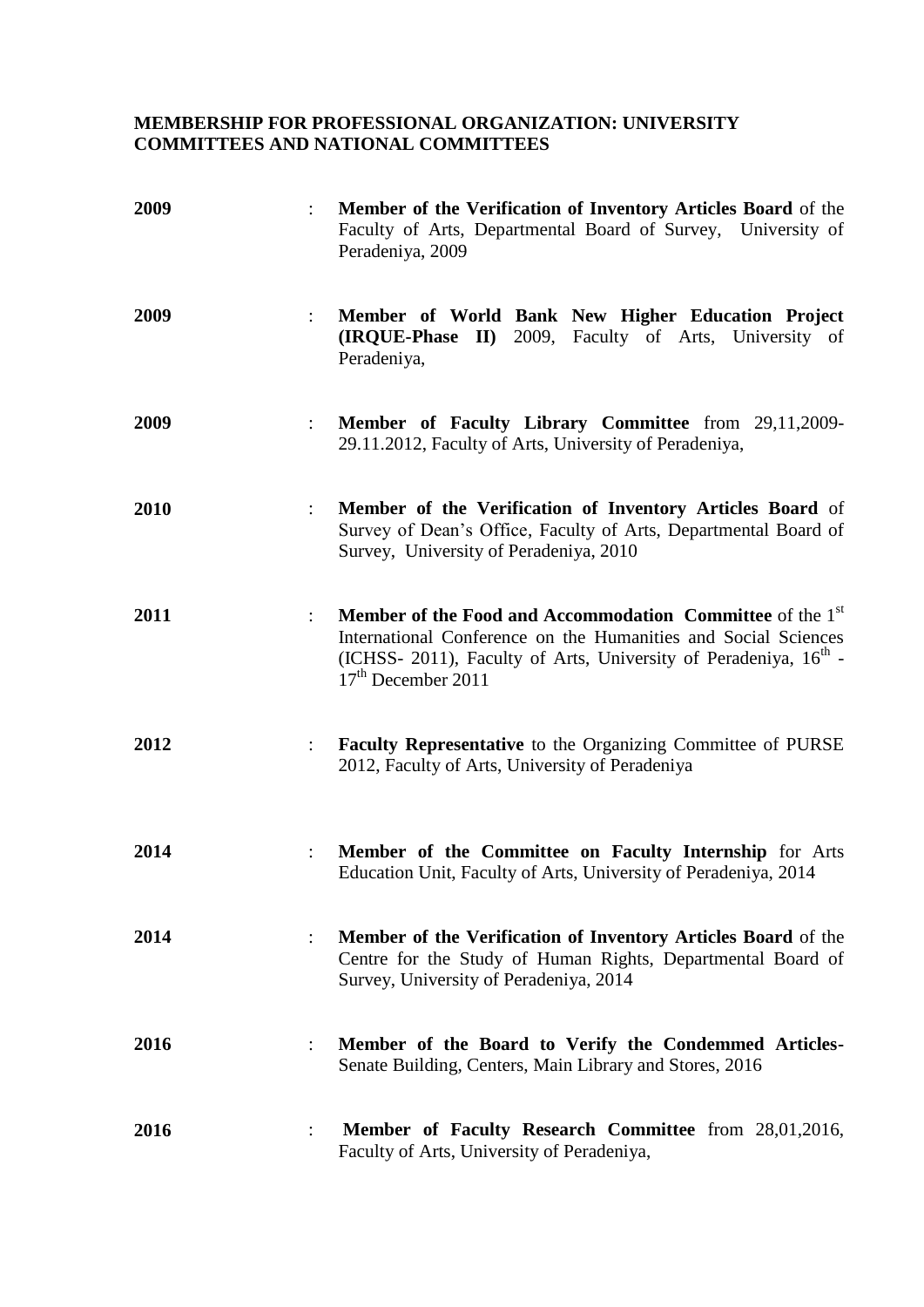**MEMBERSHIP FOR PROFESSIONAL ORGANIZATION: UNIVERSITY COMMITTEES AND NATIONAL COMMITTEES**

| | | |
|---|---|---|
| **2009** | : | **Member of the Verification of Inventory Articles Board** of the Faculty of Arts, Departmental Board of Survey, University of Peradeniya, 2009 |
| **2009** | : | **Member of World Bank New Higher Education Project (IRQUE-Phase II)** 2009, Faculty of Arts, University of Peradeniya, |
| **2009** | : | **Member of Faculty Library Committee** from 29,11,2009-29.11.2012, Faculty of Arts, University of Peradeniya, |
| **2010** | : | **Member of the Verification of Inventory Articles Board** of Survey of Dean's Office, Faculty of Arts, Departmental Board of Survey, University of Peradeniya, 2010 |
| **2011** | : | **Member of the Food and Accommodation Committee** of the 1st International Conference on the Humanities and Social Sciences (ICHSS- 2011), Faculty of Arts, University of Peradeniya, 16th - 17th December 2011 |
| **2012** | : | **Faculty Representative** to the Organizing Committee of PURSE 2012, Faculty of Arts, University of Peradeniya |
| **2014** | : | **Member of the Committee on Faculty Internship** for Arts Education Unit, Faculty of Arts, University of Peradeniya, 2014 |
| **2014** | : | **Member of the Verification of Inventory Articles Board** of the Centre for the Study of Human Rights, Departmental Board of Survey, University of Peradeniya, 2014 |
| **2016** | : | **Member of the Board to Verify the Condemmed Articles-** Senate Building, Centers, Main Library and Stores, 2016 |
| **2016** | : | **Member of Faculty Research Committee** from 28,01,2016, Faculty of Arts, University of Peradeniya, |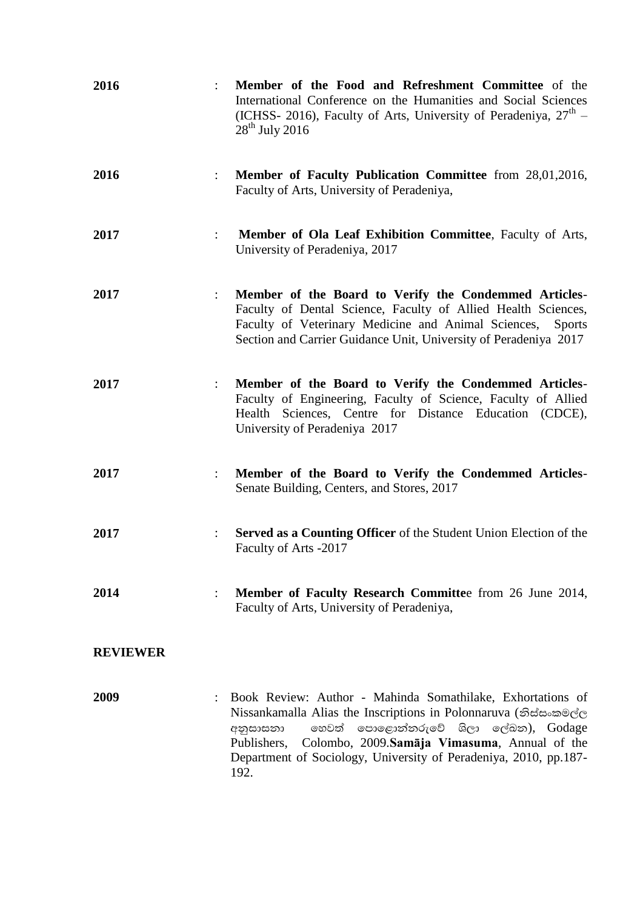**2016** : **Member of the Food and Refreshment Committee** of the International Conference on the Humanities and Social Sciences (ICHSS- 2016), Faculty of Arts, University of Peradeniya, $27^{th}$ – $28^{th}$ July 2016

**2016** : **Member of Faculty Publication Committee** from 28,01,2016, Faculty of Arts, University of Peradeniya,

**2017** : **Member of Ola Leaf Exhibition Committee**, Faculty of Arts, University of Peradeniya, 2017

**2017** : **Member of the Board to Verify the Condemmed Articles**- Faculty of Dental Science, Faculty of Allied Health Sciences, Faculty of Veterinary Medicine and Animal Sciences, Sports Section and Carrier Guidance Unit, University of Peradeniya 2017

**2017** : **Member of the Board to Verify the Condemmed Articles**- Faculty of Engineering, Faculty of Science, Faculty of Allied Health Sciences, Centre for Distance Education (CDCE), University of Peradeniya 2017

**2017** : **Member of the Board to Verify the Condemmed Articles**- Senate Building, Centers, and Stores, 2017

**2017** : **Served as a Counting Officer** of the Student Union Election of the Faculty of Arts -2017

**2014** : **Member of Faculty Research Committe**e from 26 June 2014, Faculty of Arts, University of Peradeniya,

**REVIEWER**

**2009** : Book Review: Author - Mahinda Somathilake, Exhortations of Nissankamalla Alias the Inscriptions in Polonnaruva (නිස්සංකමල්ල අනුසාසනා හෙවත් පොළොන්නරුවේ ශිලා ලේඛන), Godage Publishers, Colombo, 2009.**Samāja Vimasuma**, Annual of the Department of Sociology, University of Peradeniya, 2010, pp.187-192.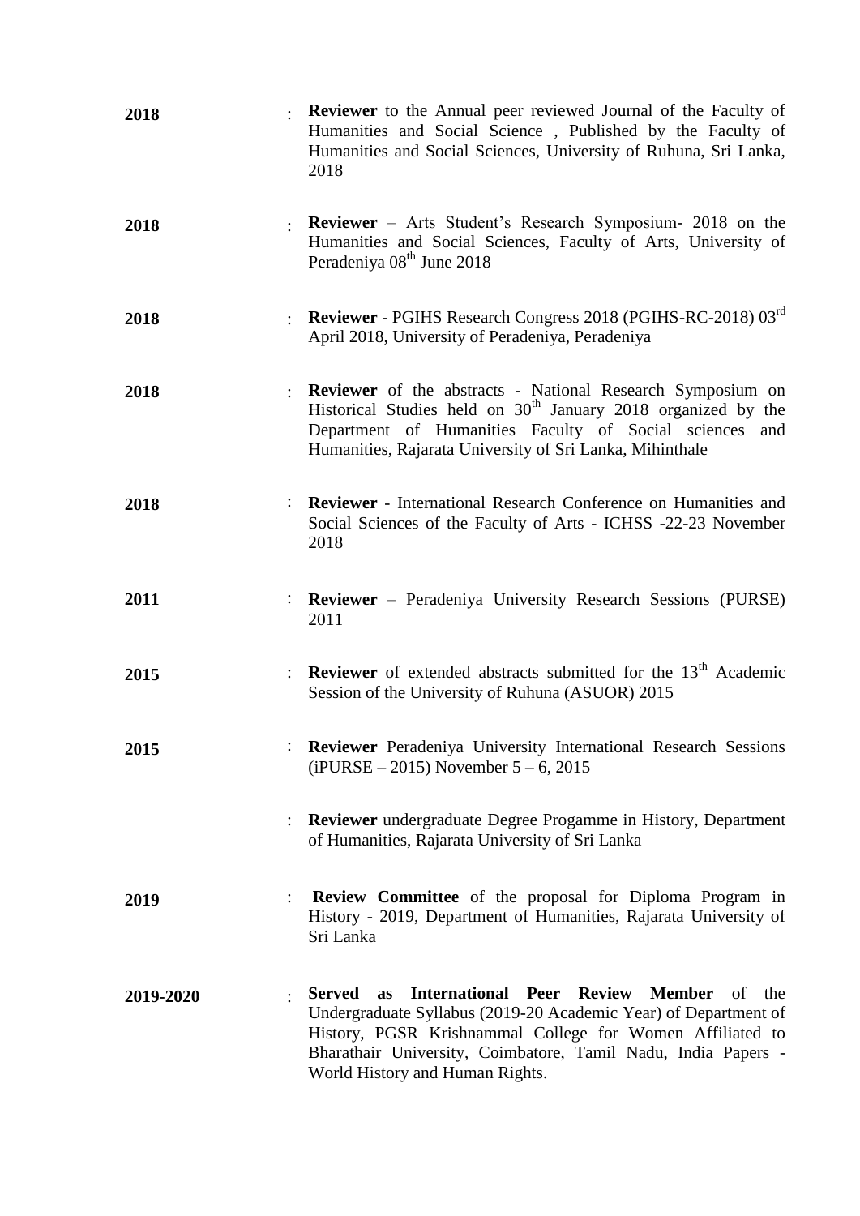| | | |
|---|---|---|
| **2018** | : | **Reviewer** to the Annual peer reviewed Journal of the Faculty of Humanities and Social Science , Published by the Faculty of Humanities and Social Sciences, University of Ruhuna, Sri Lanka, 2018 |
| **2018** | : | **Reviewer** – Arts Student's Research Symposium- 2018 on the Humanities and Social Sciences, Faculty of Arts, University of Peradeniya 08th June 2018 |
| **2018** | : | **Reviewer** - PGIHS Research Congress 2018 (PGIHS-RC-2018) 03rd April 2018, University of Peradeniya, Peradeniya |
| **2018** | : | **Reviewer** of the abstracts - National Research Symposium on Historical Studies held on 30th January 2018 organized by the Department of Humanities Faculty of Social sciences and Humanities, Rajarata University of Sri Lanka, Mihinthale |
| **2018** | : | **Reviewer** - International Research Conference on Humanities and Social Sciences of the Faculty of Arts - ICHSS -22-23 November 2018 |
| **2011** | : | **Reviewer** – Peradeniya University Research Sessions (PURSE) 2011 |
| **2015** | : | **Reviewer** of extended abstracts submitted for the 13th Academic Session of the University of Ruhuna (ASUOR) 2015 |
| **2015** | : | **Reviewer** Peradeniya University International Research Sessions (iPURSE – 2015) November 5 – 6, 2015 |
| | : | **Reviewer** undergraduate Degree Progamme in History, Department of Humanities, Rajarata University of Sri Lanka |
| **2019** | : | **Review Committee** of the proposal for Diploma Program in History - 2019, Department of Humanities, Rajarata University of Sri Lanka |
| **2019-2020** | : | **Served as International Peer Review Member** of the Undergraduate Syllabus (2019-20 Academic Year) of Department of History, PGSR Krishnammal College for Women Affiliated to Bharathair University, Coimbatore, Tamil Nadu, India Papers - World History and Human Rights. |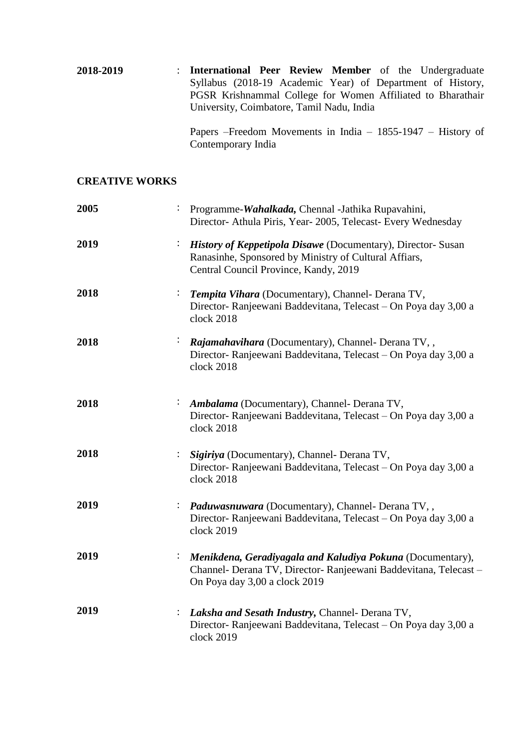**2018-2019** : **International Peer Review Member** of the Undergraduate Syllabus (2018-19 Academic Year) of Department of History, PGSR Krishnammal College for Women Affiliated to Bharathair University, Coimbatore, Tamil Nadu, India

Papers –Freedom Movements in India – 1855-1947 – History of Contemporary India

## CREATIVE WORKS

**2005** : Programme-***Wahalkada,*** Chennal -Jathika Rupavahini, Director- Athula Piris, Year- 2005, Telecast- Every Wednesday

**2019** : ***History of Keppetipola Disawe*** (Documentary), Director- Susan Ranasinhe, Sponsored by Ministry of Cultural Affiars, Central Council Province, Kandy, 2019

**2018** : ***Tempita Vihara*** (Documentary), Channel- Derana TV, Director- Ranjeewani Baddevitana, Telecast – On Poya day 3,00 a clock 2018

**2018** : ***Rajamahavihara*** (Documentary), Channel- Derana TV, , Director- Ranjeewani Baddevitana, Telecast – On Poya day 3,00 a clock 2018

**2018** : ***Ambalama*** (Documentary), Channel- Derana TV, Director- Ranjeewani Baddevitana, Telecast – On Poya day 3,00 a clock 2018

**2018** : ***Sigiriya*** (Documentary), Channel- Derana TV, Director- Ranjeewani Baddevitana, Telecast – On Poya day 3,00 a clock 2018

**2019** : ***Paduwasnuwara*** (Documentary), Channel- Derana TV, , Director- Ranjeewani Baddevitana, Telecast – On Poya day 3,00 a clock 2019

**2019** : ***Menikdena, Geradiyagala and Kaludiya Pokuna*** (Documentary), Channel- Derana TV, Director- Ranjeewani Baddevitana, Telecast – On Poya day 3,00 a clock 2019

**2019** : ***Laksha and Sesath Industry,*** Channel- Derana TV, Director- Ranjeewani Baddevitana, Telecast – On Poya day 3,00 a clock 2019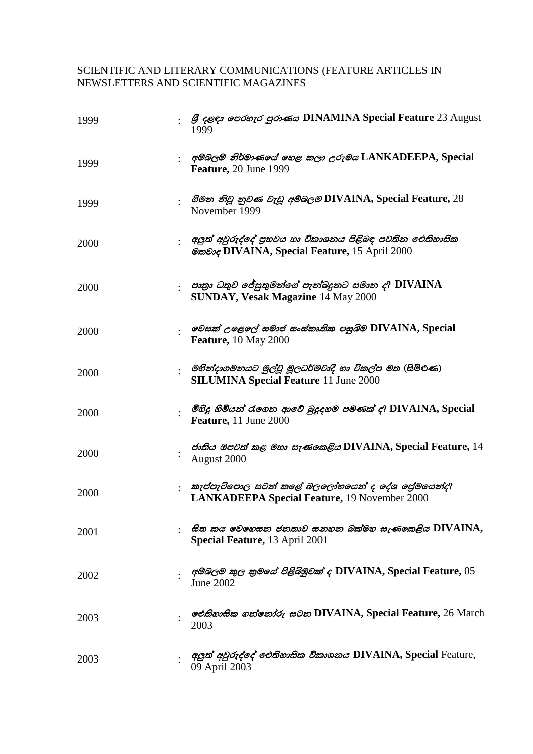SCIENTIFIC AND LITERARY COMMUNICATIONS (FEATURE ARTICLES IN NEWSLETTERS AND SCIENTIFIC MAGAZINES

| | | |
|---|---|---|
| 1999 | : | *ශ්‍රී දළදා පෙරහැර පුරාණය* **DINAMINA Special Feature** 23 August 1999 |
| 1999 | : | *අම්බලම් නිර්මාණයේ හෙළ කලා උරුමය* **LANKADEEPA, Special Feature,** 20 June 1999 |
| 1999 | : | *ගිමන නිවූ නුවණ වැඩූ අම්බලම* **DIVAINA, Special Feature,** 28 November 1999 |
| 2000 | : | *අලුත් අවුරුද්දේ ප්‍රභවය හා විකාශනය පිළිබඳ පවතින ඓතිහාසික මතවාද* **DIVAINA, Special Feature,** 15 April 2000 |
| 2000 | : | *පාත්‍රා ධාතුව ජේසුතුමන්ගේ පැන්බඳුනට සමාන ද?* **DIVAINA SUNDAY, Vesak Magazine** 14 May 2000 |
| 2000 | : | *වෙසක් උළෙලේ සමාජ සංස්කෘතික පසුබිම* **DIVAINA, Special Feature,** 10 May 2000 |
| 2000 | : | *මහින්දාගමනයට මුල්වූ මූලධර්මවාදී හා විකල්ප මත* **(සිමිළුණ) SILUMINA Special Feature** 11 June 2000 |
| 2000 | : | *මිහිඳු හිමියන් රැගෙන ආවේ බුද්දහම පමණක් ද?* **DIVAINA, Special Feature,** 11 June 2000 |
| 2000 | : | *ජාතිය ඔපවත් කළ මහා සැණකෙළිය* **DIVAINA, Special Feature,** 14 August 2000 |
| 2000 | : | *කැප්පැටිපොල සටන් කළේ බලලෝභයෙන් ද දේශ ප්‍රේමයෙන්ද?* **LANKADEEPA Special Feature,** 19 November 2000 |
| 2001 | : | *සිත කය වෙහෙසන ජනතාව සනහන බක්මහ සැණකෙළිය* **DIVAINA, Special Feature,** 13 April 2001 |
| 2002 | : | *අම්බලම කුල ක්‍රමයේ පිළිබිඹුවක් ද* **DIVAINA, Special Feature,** 05 June 2002 |
| 2003 | : | *ඓතිහාසික ගන්නෝරු සටන* **DIVAINA, Special Feature,** 26 March 2003 |
| 2003 | : | *අලුත් අවුරුද්දේ ඓතිහාසික විකාශනය* **DIVAINA, Special** Feature, 09 April 2003 |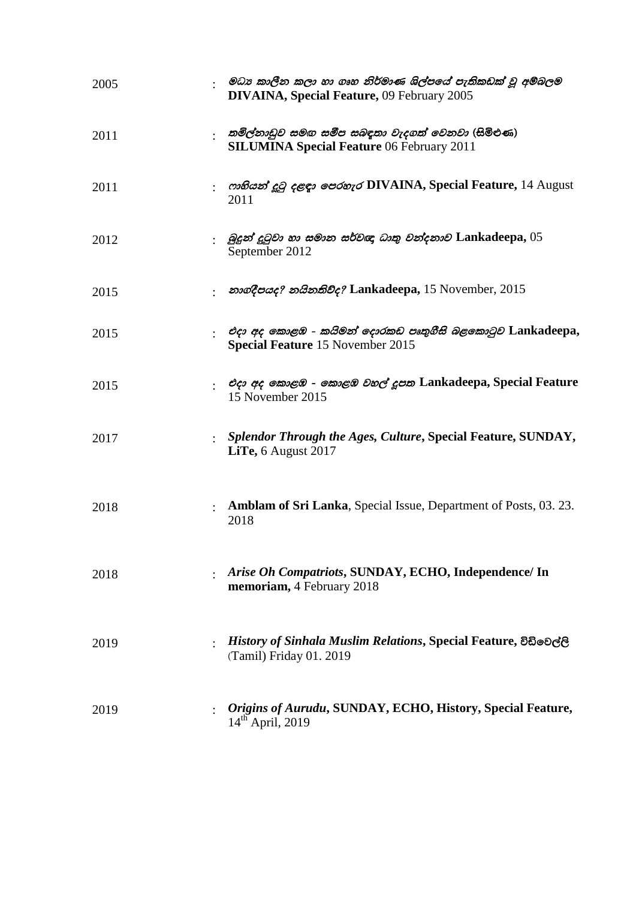2005 : *මධ්‍ය කාලීන කලා හා ගෘහ නිර්මාණ ශිල්පයේ පැතිකඩක් වූ අම්බලම* **DIVAINA, Special Feature,** 09 February 2005

2011 : *තමිල්නාඩුව සමග සමීප සබඳතා වැදගත් වෙනවා* **(සිළුමිණ)** **SILUMINA Special Feature** 06 February 2011

2011 : *ෆාහියන් දුටු දළඳා පෙරහැර* **DIVAINA, Special Feature,** 14 August 2011

2012 : *බුදුන් දුටුවා හා සමාන සර්වඥ ධාතු වන්දනාව* **Lankadeepa,** 05 September 2012

2015 : *නාගදීපයද? නයිනතිව්ද?* **Lankadeepa,** 15 November, 2015

2015 : *එදා අද කොළඹ - කයිමන් දොරකඩ පෘතුගීසි බළකොටුව* **Lankadeepa, Special Feature** 15 November 2015

2015 : *එදා අද කොළඹ - කොළඹ වහල් දූපත* **Lankadeepa, Special Feature** 15 November 2015

2017 : ***Splendor Through the Ages, Culture*****, Special Feature, SUNDAY, LiTe,** 6 August 2017

2018 : **Amblam of Sri Lanka**, Special Issue, Department of Posts, 03. 23. 2018

2018 : ***Arise Oh Compatriots*****, SUNDAY, ECHO, Independence/ In memoriam,** 4 February 2018

2019 : ***History of Sinhala Muslim Relations*****, Special Feature, විඩිවෙල්ලි** (Tamil) Friday 01. 2019

2019 : ***Origins of Aurudu*****, SUNDAY, ECHO, History, Special Feature,** 14th April, 2019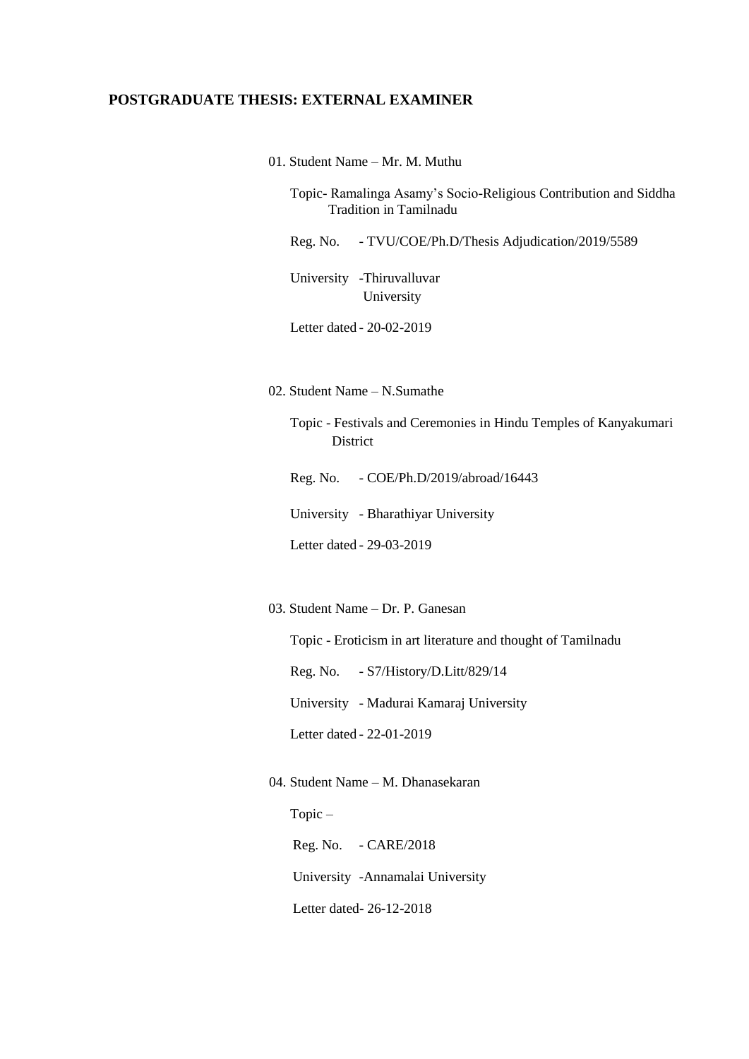**POSTGRADUATE THESIS: EXTERNAL EXAMINER**

01. Student Name – Mr. M. Muthu

    Topic- Ramalinga Asamy's Socio-Religious Contribution and Siddha Tradition in Tamilnadu

    Reg. No. - TVU/COE/Ph.D/Thesis Adjudication/2019/5589

    University -Thiruvalluvar University

    Letter dated - 20-02-2019

02. Student Name – N.Sumathe

    Topic - Festivals and Ceremonies in Hindu Temples of Kanyakumari District

    Reg. No. - COE/Ph.D/2019/abroad/16443

    University - Bharathiyar University

    Letter dated - 29-03-2019

03. Student Name – Dr. P. Ganesan

    Topic - Eroticism in art literature and thought of Tamilnadu

    Reg. No. - S7/History/D.Litt/829/14

    University - Madurai Kamaraj University

    Letter dated - 22-01-2019

04. Student Name – M. Dhanasekaran

    Topic –

    Reg. No. - CARE/2018

    University -Annamalai University

    Letter dated- 26-12-2018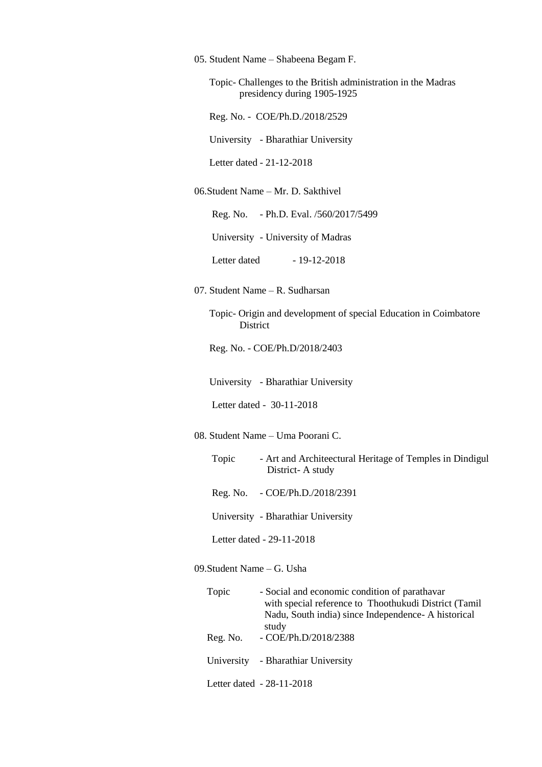05. Student Name – Shabeena Begam F.

Topic- Challenges to the British administration in the Madras presidency during 1905-1925

Reg. No. - COE/Ph.D./2018/2529

University - Bharathiar University

Letter dated - 21-12-2018

06.Student Name – Mr. D. Sakthivel

Reg. No. - Ph.D. Eval. /560/2017/5499

University - University of Madras

Letter dated - 19-12-2018

07. Student Name – R. Sudharsan

Topic- Origin and development of special Education in Coimbatore District

Reg. No. - COE/Ph.D/2018/2403

University - Bharathiar University

Letter dated - 30-11-2018

08. Student Name – Uma Poorani C.

Topic - Art and Architeectural Heritage of Temples in Dindigul District- A study

Reg. No. - COE/Ph.D./2018/2391

University - Bharathiar University

Letter dated - 29-11-2018

09.Student Name – G. Usha

Topic - Social and economic condition of parathavar with special reference to Thoothukudi District (Tamil Nadu, South india) since Independence- A historical study

Reg. No. - COE/Ph.D/2018/2388

University - Bharathiar University

Letter dated - 28-11-2018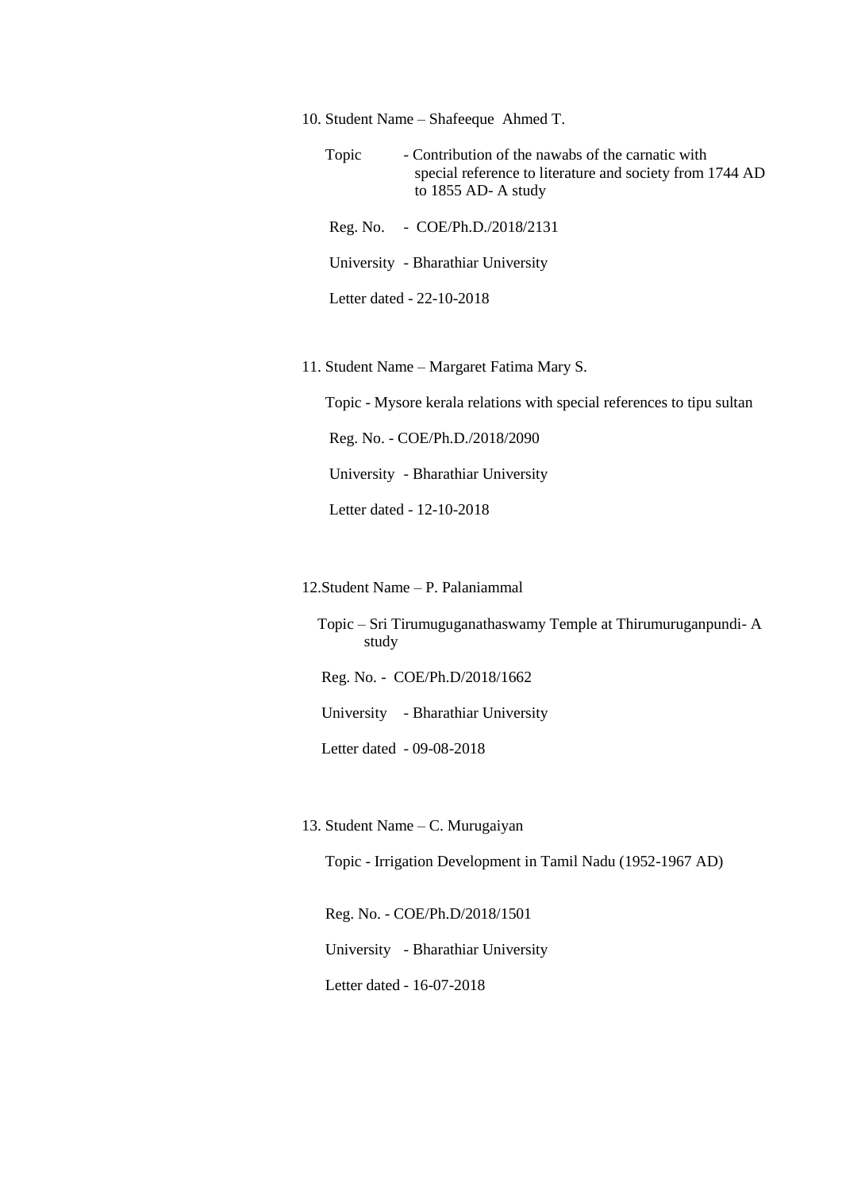10. Student Name – Shafeeque Ahmed T.

    Topic - Contribution of the nawabs of the carnatic with special reference to literature and society from 1744 AD to 1855 AD- A study

    Reg. No. - COE/Ph.D./2018/2131

    University - Bharathiar University

    Letter dated - 22-10-2018

11. Student Name – Margaret Fatima Mary S.

    Topic - Mysore kerala relations with special references to tipu sultan

    Reg. No. - COE/Ph.D./2018/2090

    University - Bharathiar University

    Letter dated - 12-10-2018

12. Student Name – P. Palaniammal

    Topic – Sri Tirumuguganathaswamy Temple at Thirumuruganpundi- A study

    Reg. No. - COE/Ph.D/2018/1662

    University - Bharathiar University

    Letter dated - 09-08-2018

13. Student Name – C. Murugaiyan

    Topic - Irrigation Development in Tamil Nadu (1952-1967 AD)

    Reg. No. - COE/Ph.D/2018/1501

    University - Bharathiar University

    Letter dated - 16-07-2018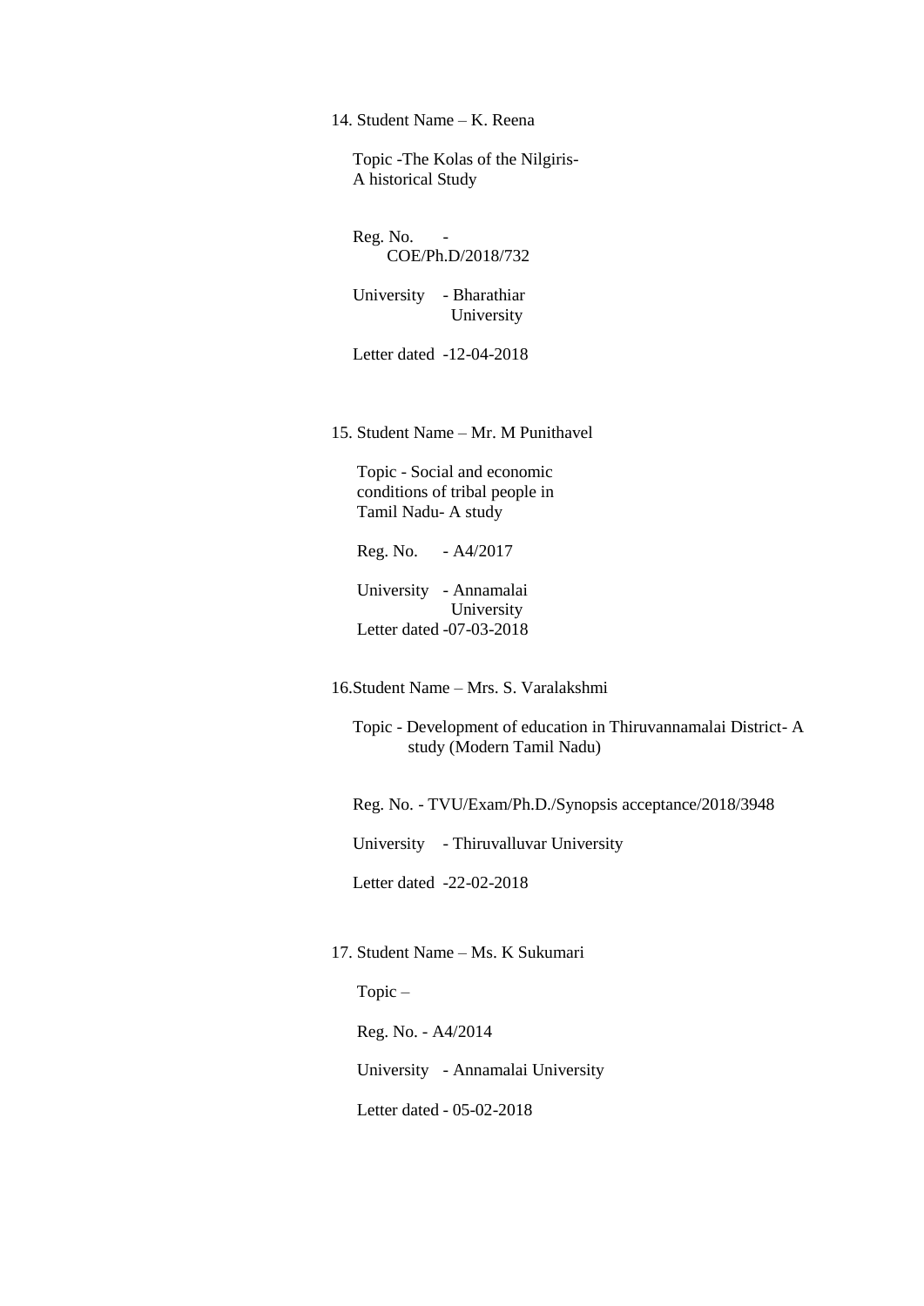14. Student Name – K. Reena

    Topic -The Kolas of the Nilgiris- A historical Study

    Reg. No. - COE/Ph.D/2018/732

    University - Bharathiar University

    Letter dated -12-04-2018

15. Student Name – Mr. M Punithavel

    Topic - Social and economic conditions of tribal people in Tamil Nadu- A study

    Reg. No. - A4/2017

    University - Annamalai University

    Letter dated -07-03-2018

16. Student Name – Mrs. S. Varalakshmi

    Topic - Development of education in Thiruvannamalai District- A study (Modern Tamil Nadu)

    Reg. No. - TVU/Exam/Ph.D./Synopsis acceptance/2018/3948

    University - Thiruvalluvar University

    Letter dated -22-02-2018

17. Student Name – Ms. K Sukumari

    Topic –

    Reg. No. - A4/2014

    University - Annamalai University

    Letter dated - 05-02-2018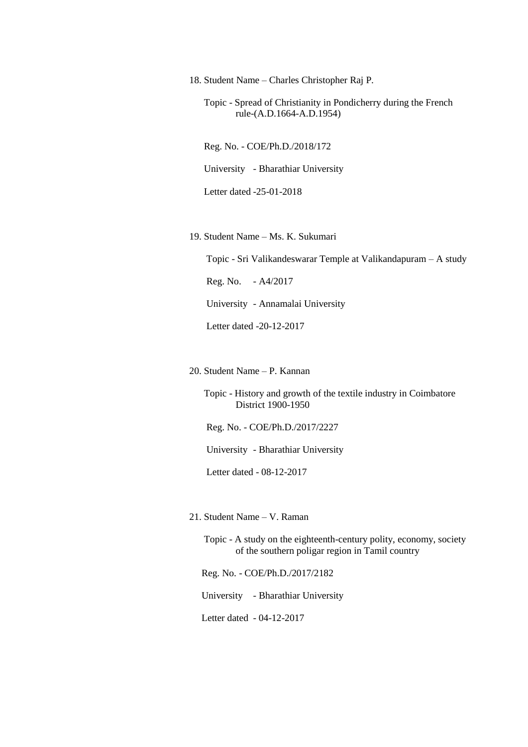18. Student Name – Charles Christopher Raj P.

    Topic - Spread of Christianity in Pondicherry during the French rule-(A.D.1664-A.D.1954)

    Reg. No. - COE/Ph.D./2018/172

    University - Bharathiar University

    Letter dated -25-01-2018

19. Student Name – Ms. K. Sukumari

    Topic - Sri Valikandeswarar Temple at Valikandapuram – A study

    Reg. No. - A4/2017

    University - Annamalai University

    Letter dated -20-12-2017

20. Student Name – P. Kannan

    Topic - History and growth of the textile industry in Coimbatore District 1900-1950

    Reg. No. - COE/Ph.D./2017/2227

    University - Bharathiar University

    Letter dated - 08-12-2017

21. Student Name – V. Raman

    Topic - A study on the eighteenth-century polity, economy, society of the southern poligar region in Tamil country

    Reg. No. - COE/Ph.D./2017/2182

    University - Bharathiar University

    Letter dated - 04-12-2017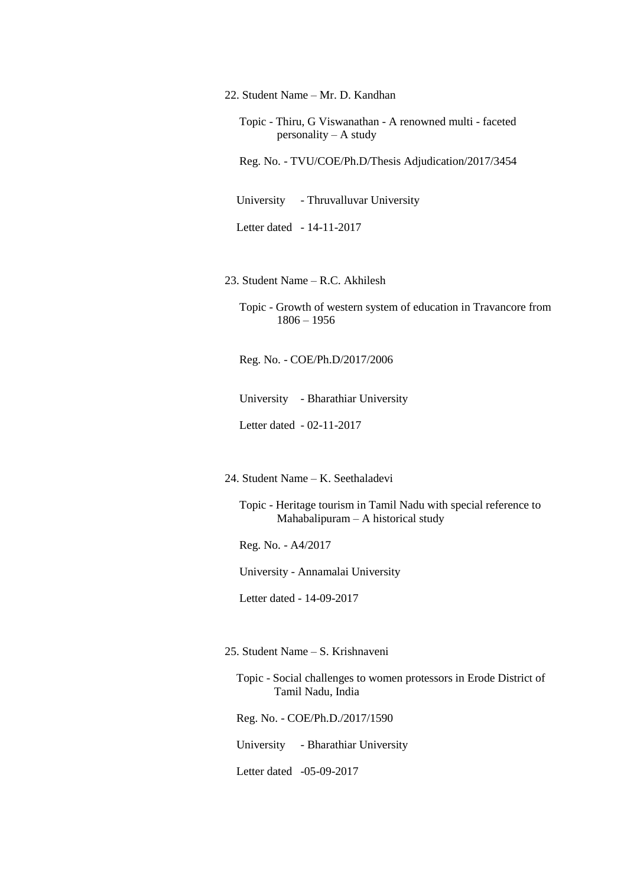22. Student Name – Mr. D. Kandhan

    Topic - Thiru, G Viswanathan - A renowned multi - faceted personality – A study

    Reg. No. - TVU/COE/Ph.D/Thesis Adjudication/2017/3454

    University - Thruvalluvar University

    Letter dated - 14-11-2017

23. Student Name – R.C. Akhilesh

    Topic - Growth of western system of education in Travancore from 1806 – 1956

    Reg. No. - COE/Ph.D/2017/2006

    University - Bharathiar University

    Letter dated - 02-11-2017

24. Student Name – K. Seethaladevi

    Topic - Heritage tourism in Tamil Nadu with special reference to Mahabalipuram – A historical study

    Reg. No. - A4/2017

    University - Annamalai University

    Letter dated - 14-09-2017

25. Student Name – S. Krishnaveni

    Topic - Social challenges to women protessors in Erode District of Tamil Nadu, India

    Reg. No. - COE/Ph.D./2017/1590

    University - Bharathiar University

    Letter dated -05-09-2017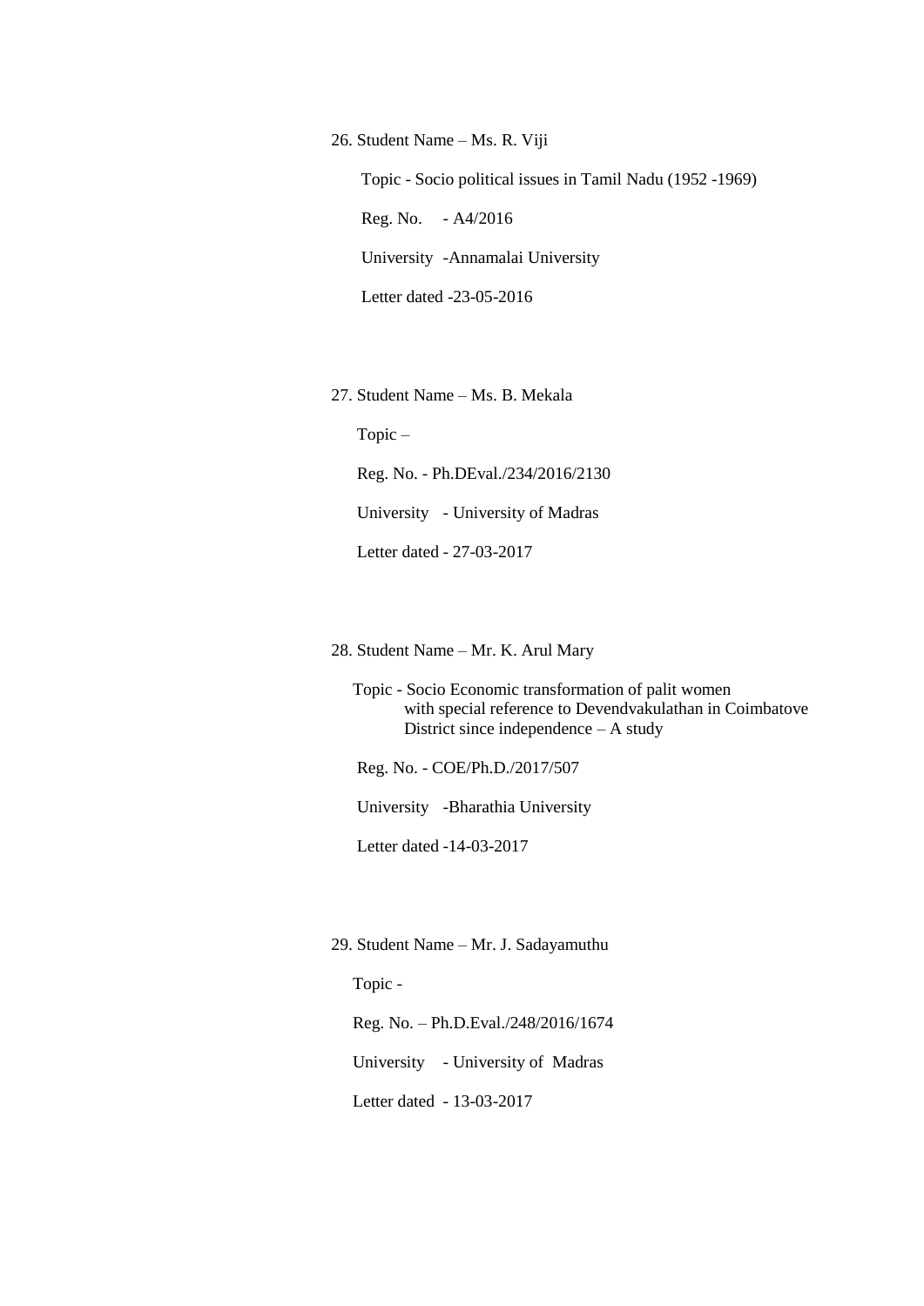26. Student Name – Ms. R. Viji

    Topic - Socio political issues in Tamil Nadu (1952 -1969)

    Reg. No. - A4/2016

    University -Annamalai University

    Letter dated -23-05-2016

27. Student Name – Ms. B. Mekala

    Topic –

    Reg. No. - Ph.DEval./234/2016/2130

    University - University of Madras

    Letter dated - 27-03-2017

28. Student Name – Mr. K. Arul Mary

    Topic - Socio Economic transformation of palit women with special reference to Devendvakulathan in Coimbatove District since independence – A study

    Reg. No. - COE/Ph.D./2017/507

    University -Bharathia University

    Letter dated -14-03-2017

29. Student Name – Mr. J. Sadayamuthu

    Topic -

    Reg. No. – Ph.D.Eval./248/2016/1674

    University - University of Madras

    Letter dated - 13-03-2017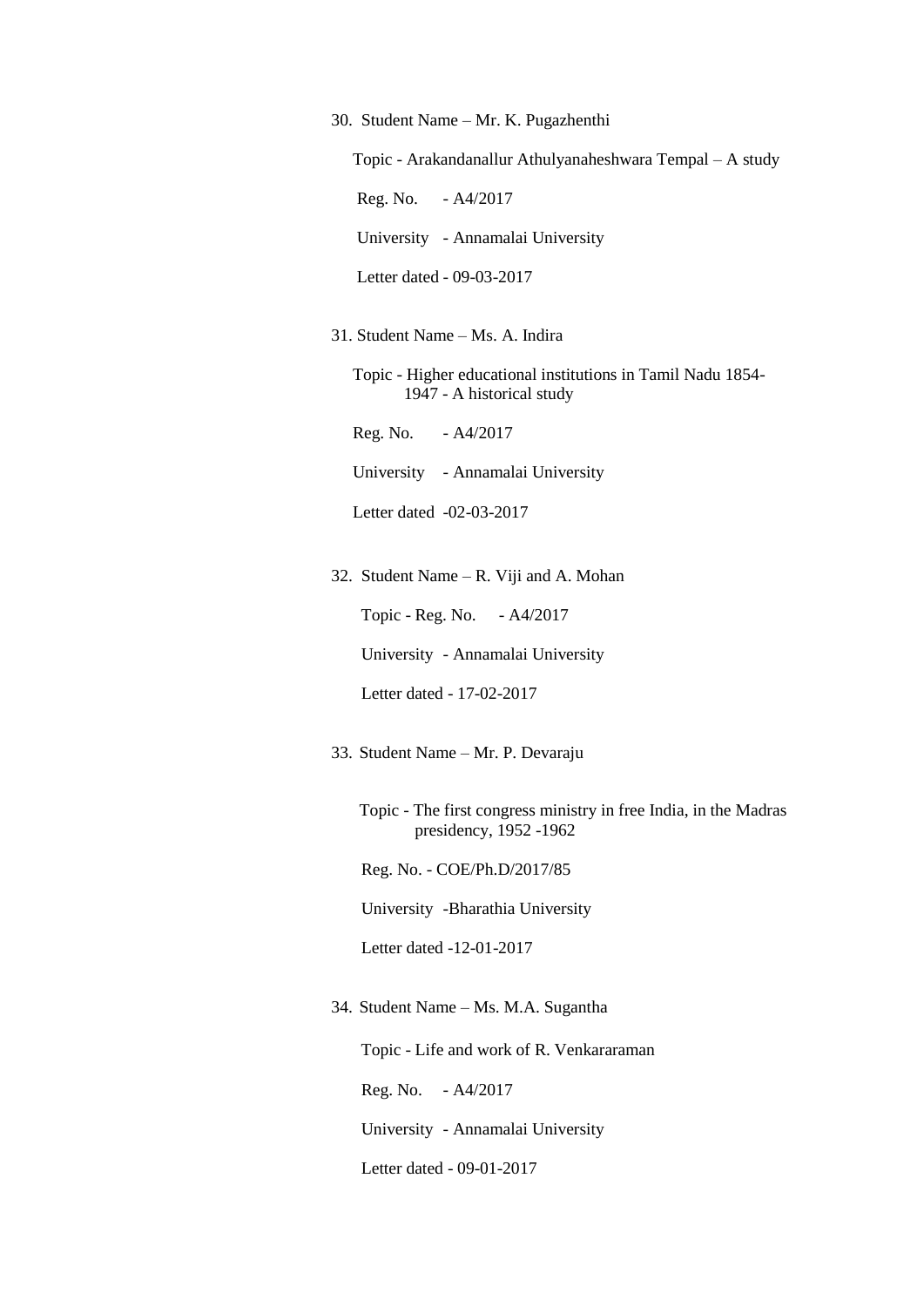30. Student Name – Mr. K. Pugazhenthi

    Topic - Arakandanallur Athulyanaheshwara Tempal – A study

    Reg. No. - A4/2017

    University - Annamalai University

    Letter dated - 09-03-2017

31. Student Name – Ms. A. Indira

    Topic - Higher educational institutions in Tamil Nadu 1854-1947 - A historical study

    Reg. No. - A4/2017

    University - Annamalai University

    Letter dated -02-03-2017

32. Student Name – R. Viji and A. Mohan

    Topic - Reg. No. - A4/2017

    University - Annamalai University

    Letter dated - 17-02-2017

33. Student Name – Mr. P. Devaraju

    Topic - The first congress ministry in free India, in the Madras presidency, 1952 -1962

    Reg. No. - COE/Ph.D/2017/85

    University -Bharathia University

    Letter dated -12-01-2017

34. Student Name – Ms. M.A. Sugantha

    Topic - Life and work of R. Venkararaman

    Reg. No. - A4/2017

    University - Annamalai University

    Letter dated - 09-01-2017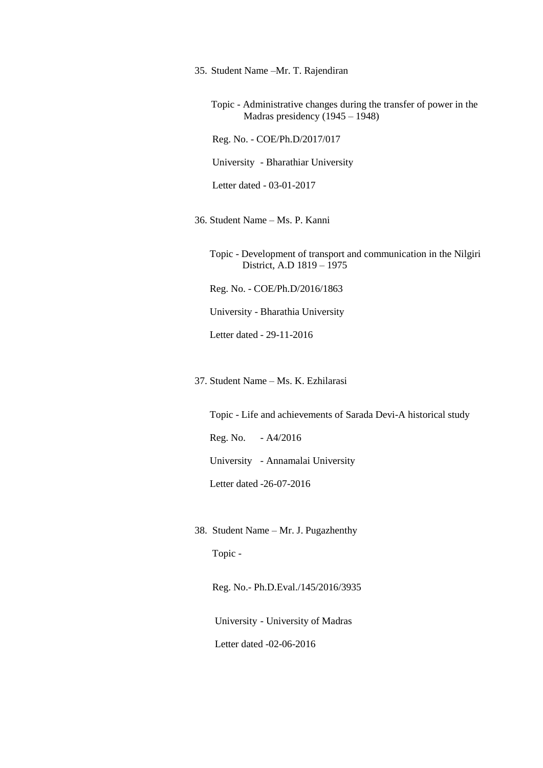35. Student Name –Mr. T. Rajendiran

    Topic - Administrative changes during the transfer of power in the Madras presidency (1945 – 1948)

    Reg. No. - COE/Ph.D/2017/017

    University - Bharathiar University

    Letter dated - 03-01-2017

36. Student Name – Ms. P. Kanni

    Topic - Development of transport and communication in the Nilgiri District, A.D 1819 – 1975

    Reg. No. - COE/Ph.D/2016/1863

    University - Bharathia University

    Letter dated - 29-11-2016

37. Student Name – Ms. K. Ezhilarasi

    Topic - Life and achievements of Sarada Devi-A historical study

    Reg. No. - A4/2016

    University - Annamalai University

    Letter dated -26-07-2016

38. Student Name – Mr. J. Pugazhenthy

    Topic -

    Reg. No.- Ph.D.Eval./145/2016/3935

    University - University of Madras

    Letter dated -02-06-2016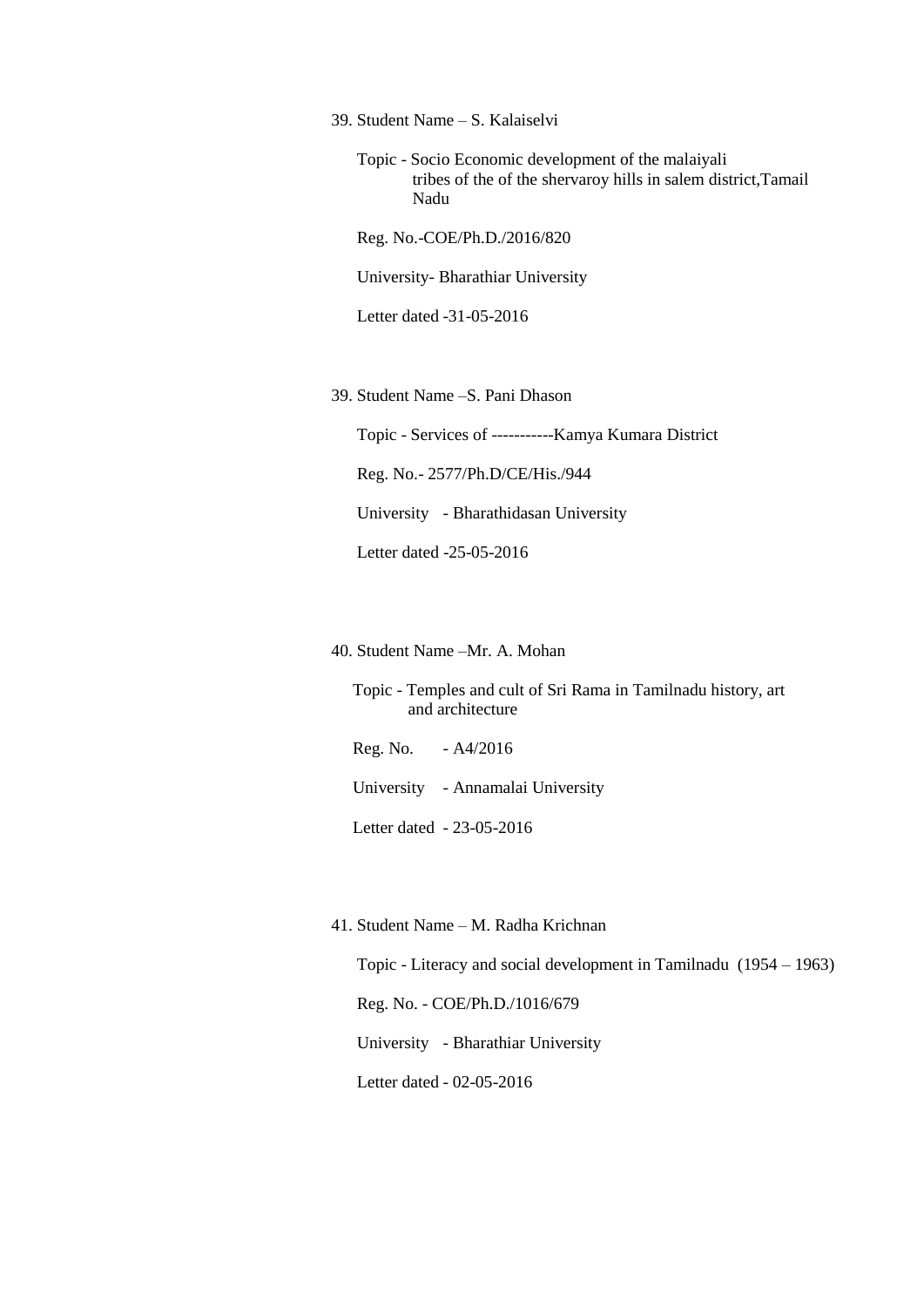39. Student Name – S. Kalaiselvi

    Topic - Socio Economic development of the malaiyali tribes of the of the shervaroy hills in salem district,Tamail Nadu

    Reg. No.-COE/Ph.D./2016/820

    University- Bharathiar University

    Letter dated -31-05-2016

39. Student Name –S. Pani Dhason

    Topic - Services of -----------Kamya Kumara District

    Reg. No.- 2577/Ph.D/CE/His./944

    University - Bharathidasan University

    Letter dated -25-05-2016

40. Student Name –Mr. A. Mohan

    Topic - Temples and cult of Sri Rama in Tamilnadu history, art and architecture

    Reg. No. - A4/2016

    University - Annamalai University

    Letter dated - 23-05-2016

41. Student Name – M. Radha Krichnan

    Topic - Literacy and social development in Tamilnadu (1954 – 1963)

    Reg. No. - COE/Ph.D./1016/679

    University - Bharathiar University

    Letter dated - 02-05-2016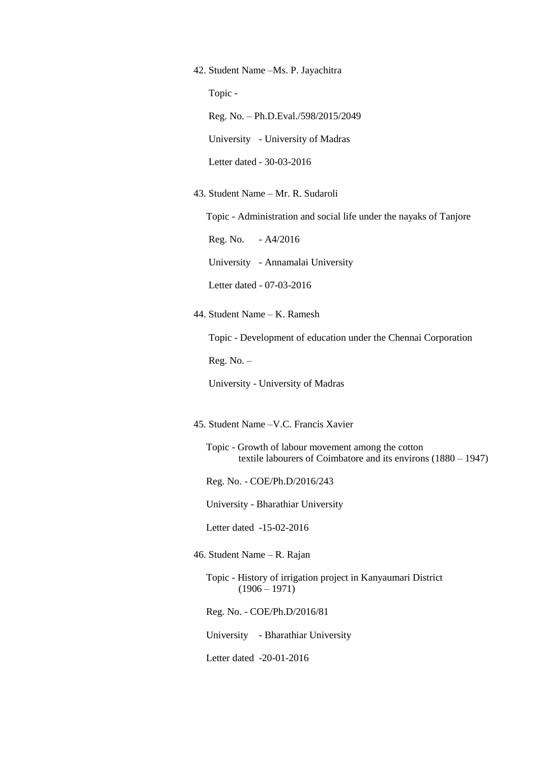42. Student Name –Ms. P. Jayachitra

    Topic -

    Reg. No. – Ph.D.Eval./598/2015/2049

    University - University of Madras

    Letter dated - 30-03-2016

43. Student Name – Mr. R. Sudaroli

    Topic - Administration and social life under the nayaks of Tanjore

    Reg. No. - A4/2016

    University - Annamalai University

    Letter dated - 07-03-2016

44. Student Name – K. Ramesh

    Topic - Development of education under the Chennai Corporation

    Reg. No. –

    University - University of Madras

45. Student Name –V.C. Francis Xavier

    Topic - Growth of labour movement among the cotton textile labourers of Coimbatore and its environs (1880 – 1947)

    Reg. No. - COE/Ph.D/2016/243

    University - Bharathiar University

    Letter dated -15-02-2016

46. Student Name – R. Rajan

    Topic - History of irrigation project in Kanyaumari District (1906 – 1971)

    Reg. No. - COE/Ph.D/2016/81

    University - Bharathiar University

    Letter dated -20-01-2016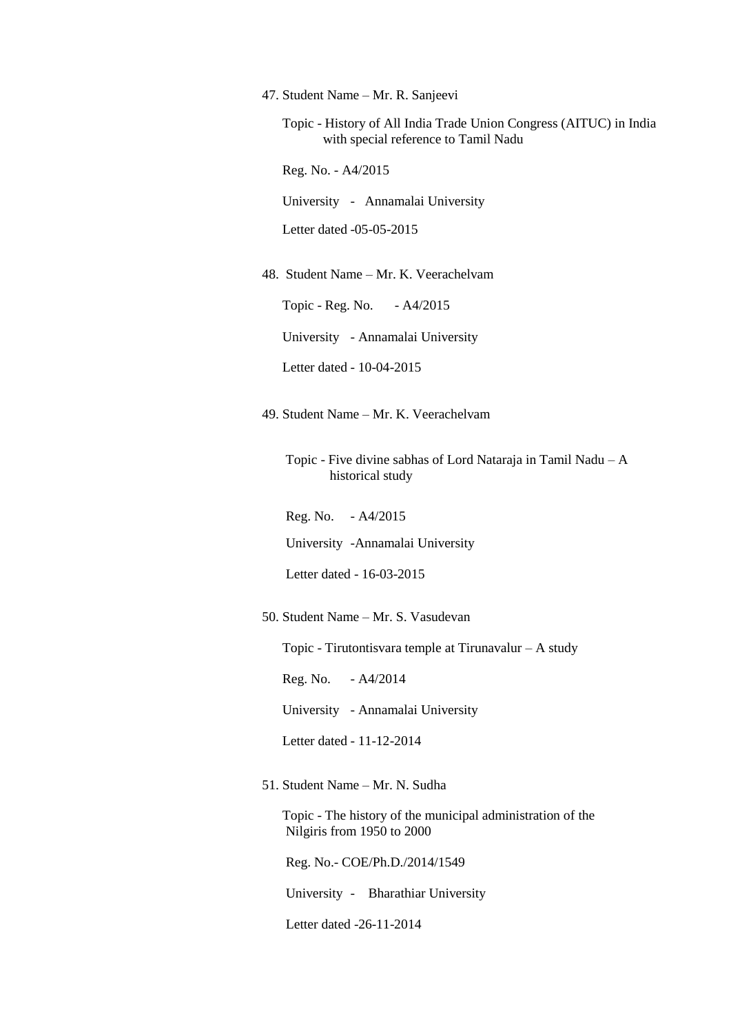47. Student Name – Mr. R. Sanjeevi

    Topic - History of All India Trade Union Congress (AITUC) in India with special reference to Tamil Nadu

    Reg. No. - A4/2015

    University - Annamalai University

    Letter dated -05-05-2015

48. Student Name – Mr. K. Veerachelvam

    Topic - Reg. No. - A4/2015

    University - Annamalai University

    Letter dated - 10-04-2015

49. Student Name – Mr. K. Veerachelvam

    Topic - Five divine sabhas of Lord Nataraja in Tamil Nadu – A historical study

    Reg. No. - A4/2015

    University -Annamalai University

    Letter dated - 16-03-2015

50. Student Name – Mr. S. Vasudevan

    Topic - Tirutontisvara temple at Tirunavalur – A study

    Reg. No. - A4/2014

    University - Annamalai University

    Letter dated - 11-12-2014

51. Student Name – Mr. N. Sudha

    Topic - The history of the municipal administration of the Nilgiris from 1950 to 2000

    Reg. No.- COE/Ph.D./2014/1549

    University - Bharathiar University

    Letter dated -26-11-2014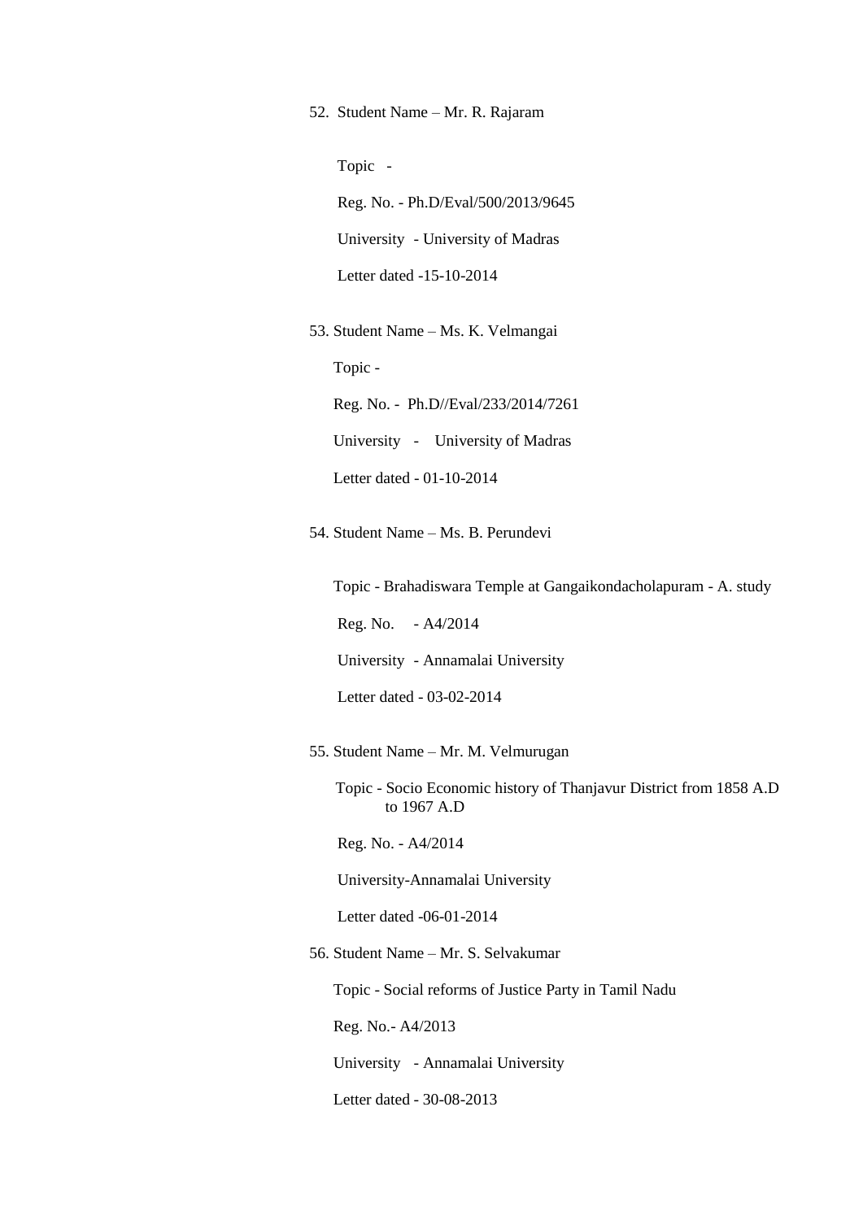52. Student Name – Mr. R. Rajaram

    Topic -

    Reg. No. - Ph.D/Eval/500/2013/9645

    University - University of Madras

    Letter dated -15-10-2014

53. Student Name – Ms. K. Velmangai

    Topic -

    Reg. No. - Ph.D//Eval/233/2014/7261

    University - University of Madras

    Letter dated - 01-10-2014

54. Student Name – Ms. B. Perundevi

    Topic - Brahadiswara Temple at Gangaikondacholapuram - A. study

    Reg. No. - A4/2014

    University - Annamalai University

    Letter dated - 03-02-2014

55. Student Name – Mr. M. Velmurugan

    Topic - Socio Economic history of Thanjavur District from 1858 A.D to 1967 A.D

    Reg. No. - A4/2014

    University-Annamalai University

    Letter dated -06-01-2014

56. Student Name – Mr. S. Selvakumar

    Topic - Social reforms of Justice Party in Tamil Nadu

    Reg. No.- A4/2013

    University - Annamalai University

    Letter dated - 30-08-2013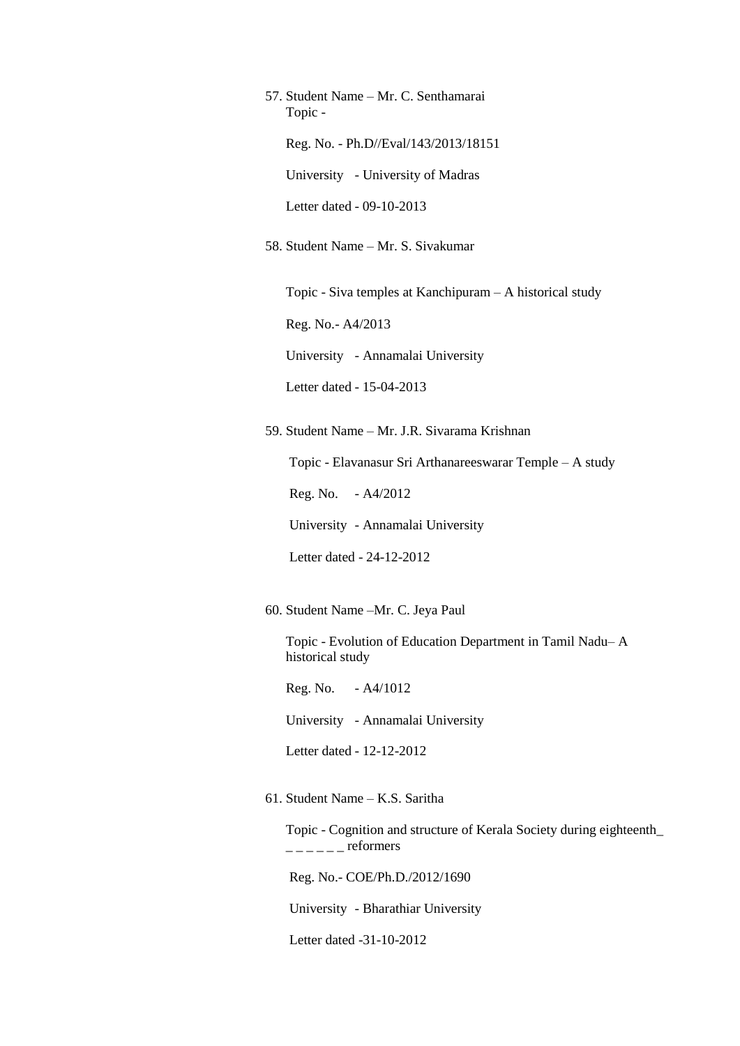57. Student Name – Mr. C. Senthamarai

    Topic -

    Reg. No. - Ph.D//Eval/143/2013/18151

    University - University of Madras

    Letter dated - 09-10-2013

58. Student Name – Mr. S. Sivakumar

    Topic - Siva temples at Kanchipuram – A historical study

    Reg. No.- A4/2013

    University - Annamalai University

    Letter dated - 15-04-2013

59. Student Name – Mr. J.R. Sivarama Krishnan

    Topic - Elavanasur Sri Arthanareeswarar Temple – A study

    Reg. No. - A4/2012

    University - Annamalai University

    Letter dated - 24-12-2012

60. Student Name –Mr. C. Jeya Paul

    Topic - Evolution of Education Department in Tamil Nadu– A historical study

    Reg. No. - A4/1012

    University - Annamalai University

    Letter dated - 12-12-2012

61. Student Name – K.S. Saritha

    Topic - Cognition and structure of Kerala Society during eighteenth_ _ _ _ _ _ _ reformers

    Reg. No.- COE/Ph.D./2012/1690

    University - Bharathiar University

    Letter dated -31-10-2012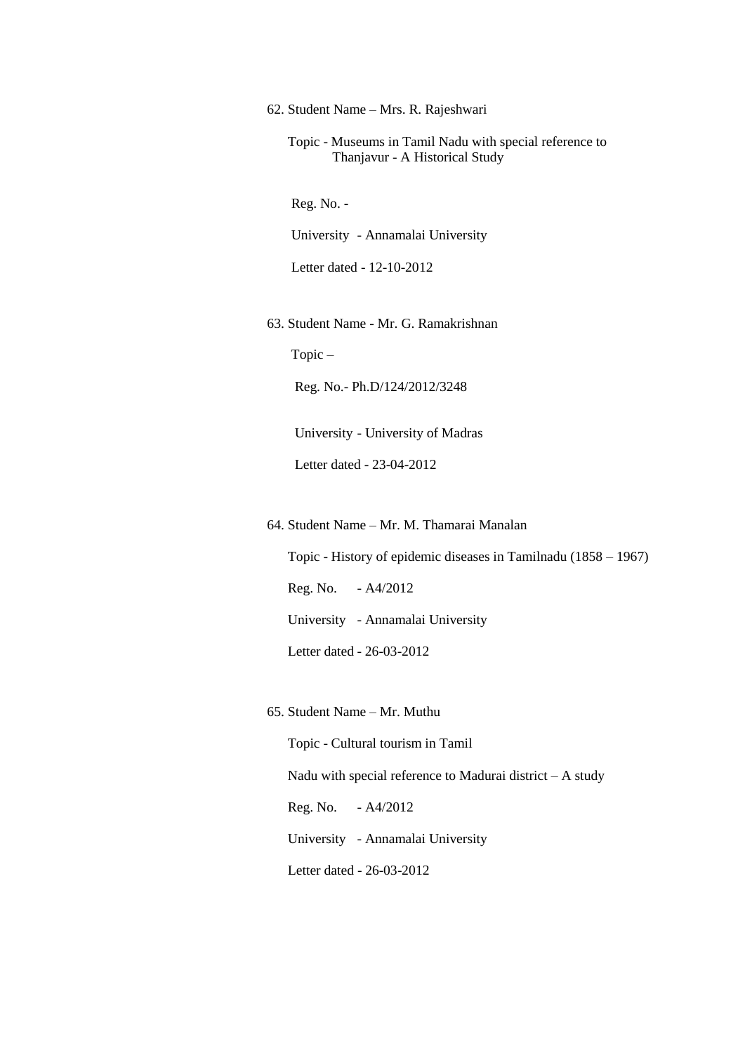62. Student Name – Mrs. R. Rajeshwari

    Topic - Museums in Tamil Nadu with special reference to Thanjavur - A Historical Study

    Reg. No. -

    University - Annamalai University

    Letter dated - 12-10-2012

63. Student Name - Mr. G. Ramakrishnan

    Topic –

    Reg. No.- Ph.D/124/2012/3248

    University - University of Madras

    Letter dated - 23-04-2012

64. Student Name – Mr. M. Thamarai Manalan

    Topic - History of epidemic diseases in Tamilnadu (1858 – 1967)

    Reg. No. - A4/2012

    University - Annamalai University

    Letter dated - 26-03-2012

65. Student Name – Mr. Muthu

    Topic - Cultural tourism in Tamil

    Nadu with special reference to Madurai district – A study

    Reg. No. - A4/2012

    University - Annamalai University

    Letter dated - 26-03-2012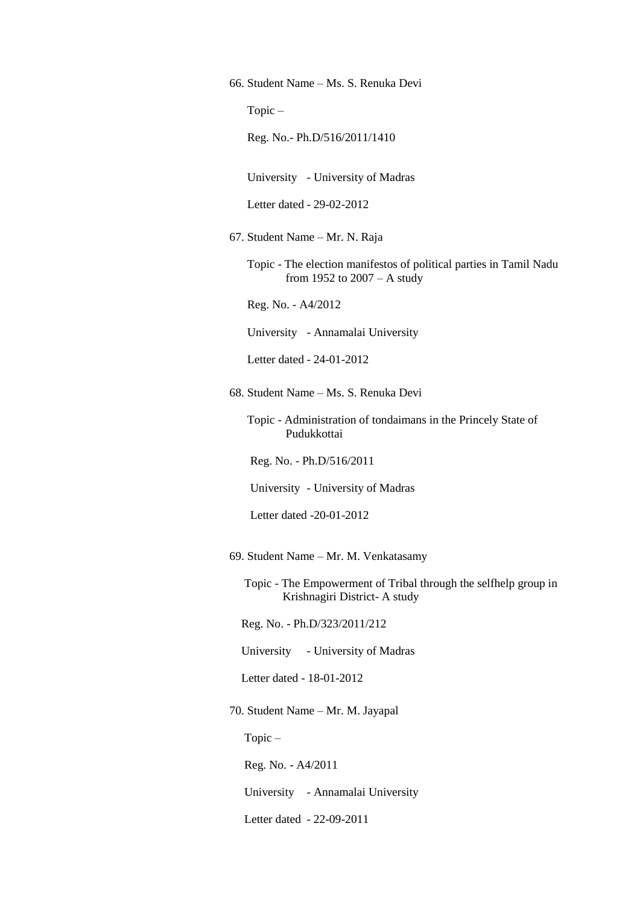66. Student Name – Ms. S. Renuka Devi

    Topic –

    Reg. No.- Ph.D/516/2011/1410

    University - University of Madras

    Letter dated - 29-02-2012

67. Student Name – Mr. N. Raja

    Topic - The election manifestos of political parties in Tamil Nadu from 1952 to 2007 – A study

    Reg. No. - A4/2012

    University - Annamalai University

    Letter dated - 24-01-2012

68. Student Name – Ms. S. Renuka Devi

    Topic - Administration of tondaimans in the Princely State of Pudukkottai

    Reg. No. - Ph.D/516/2011

    University - University of Madras

    Letter dated -20-01-2012

69. Student Name – Mr. M. Venkatasamy

    Topic - The Empowerment of Tribal through the selfhelp group in Krishnagiri District- A study

    Reg. No. - Ph.D/323/2011/212

    University - University of Madras

    Letter dated - 18-01-2012

70. Student Name – Mr. M. Jayapal

    Topic –

    Reg. No. - A4/2011

    University - Annamalai University

    Letter dated - 22-09-2011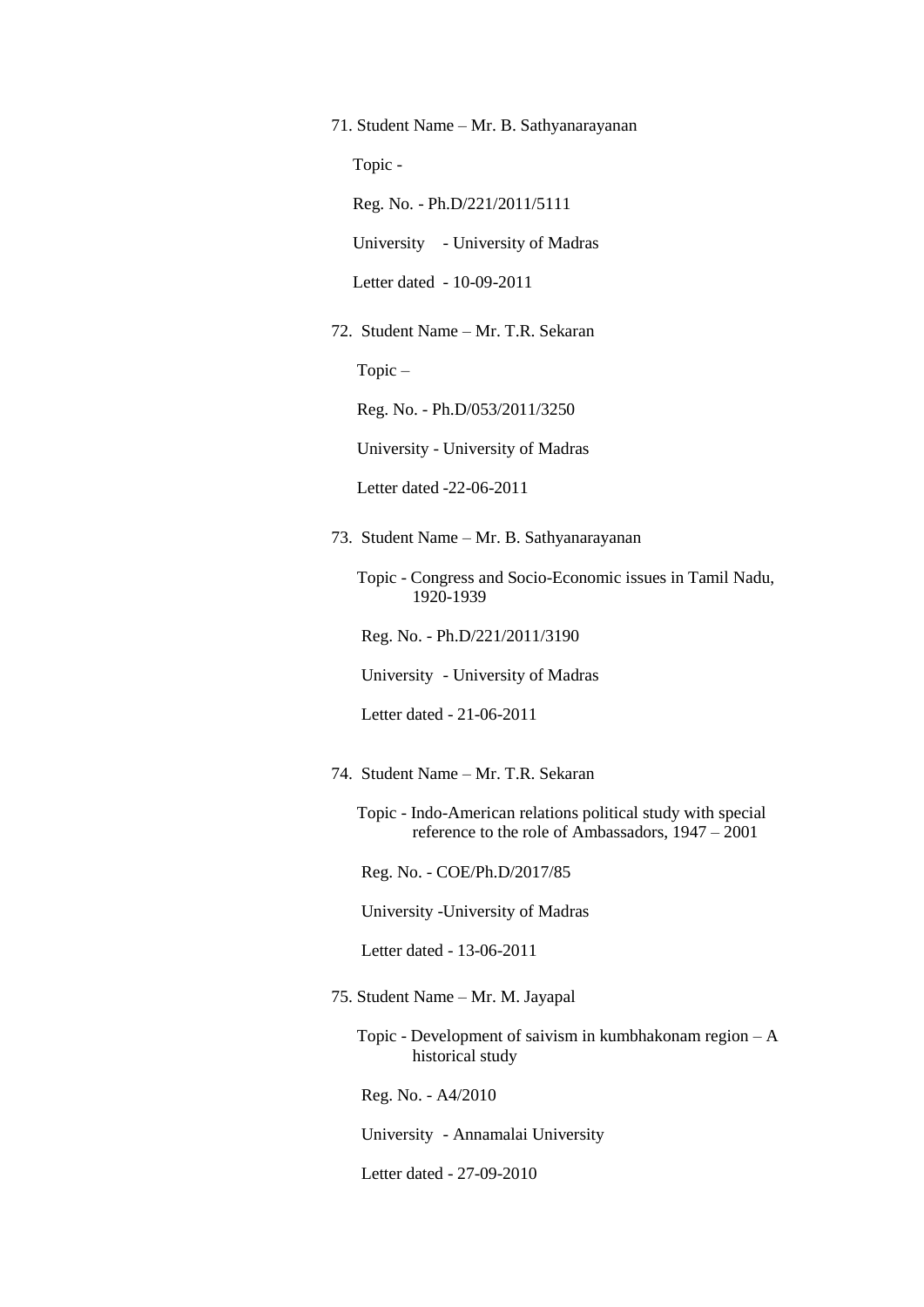71. Student Name – Mr. B. Sathyanarayanan

    Topic -

    Reg. No. - Ph.D/221/2011/5111

    University - University of Madras

    Letter dated - 10-09-2011

72. Student Name – Mr. T.R. Sekaran

    Topic –

    Reg. No. - Ph.D/053/2011/3250

    University - University of Madras

    Letter dated -22-06-2011

73. Student Name – Mr. B. Sathyanarayanan

    Topic - Congress and Socio-Economic issues in Tamil Nadu, 1920-1939

    Reg. No. - Ph.D/221/2011/3190

    University - University of Madras

    Letter dated - 21-06-2011

74. Student Name – Mr. T.R. Sekaran

    Topic - Indo-American relations political study with special reference to the role of Ambassadors, 1947 – 2001

    Reg. No. - COE/Ph.D/2017/85

    University -University of Madras

    Letter dated - 13-06-2011

75. Student Name – Mr. M. Jayapal

    Topic - Development of saivism in kumbhakonam region – A historical study

    Reg. No. - A4/2010

    University - Annamalai University

    Letter dated - 27-09-2010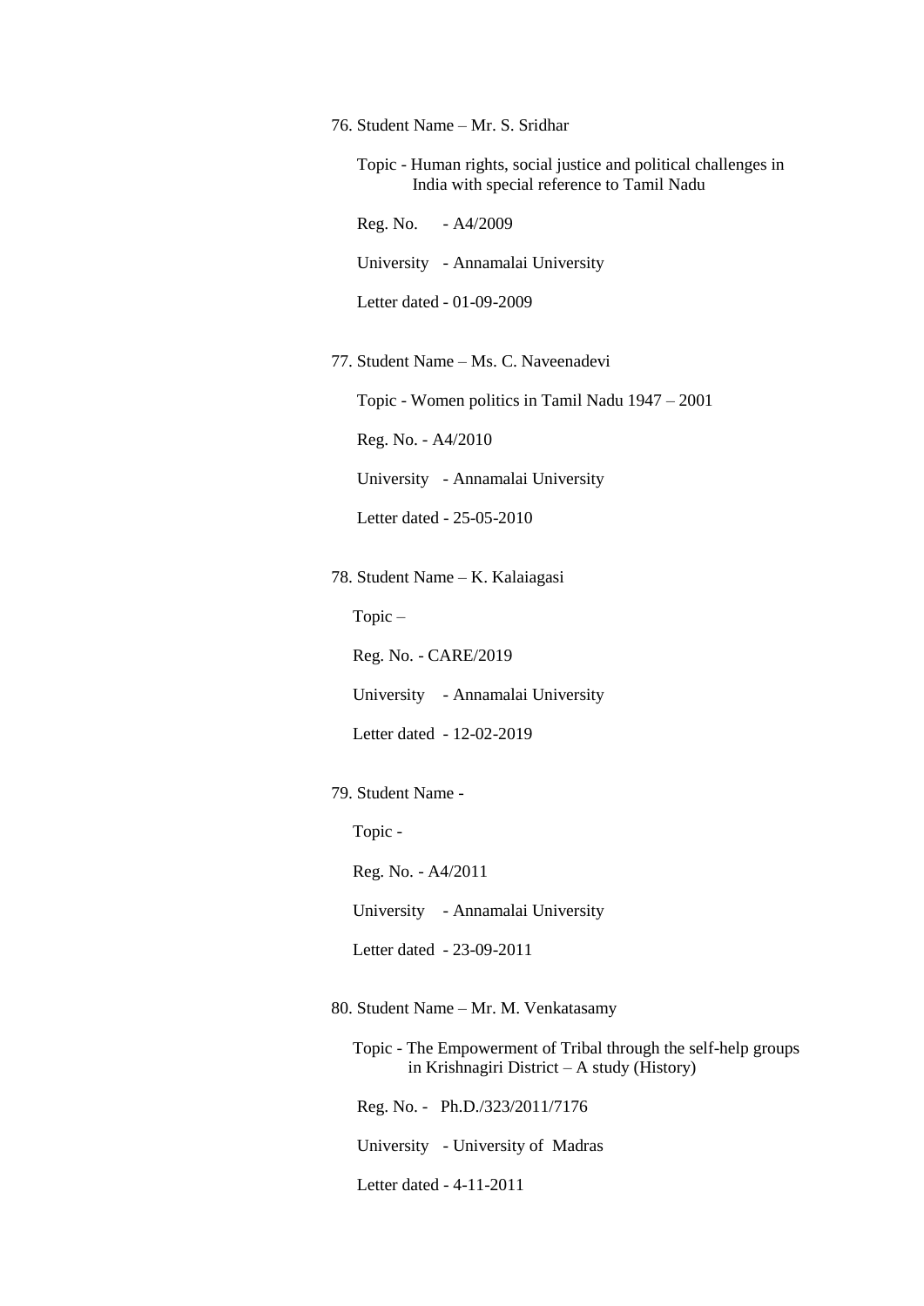76. Student Name – Mr. S. Sridhar

    Topic - Human rights, social justice and political challenges in India with special reference to Tamil Nadu

    Reg. No. - A4/2009

    University - Annamalai University

    Letter dated - 01-09-2009

77. Student Name – Ms. C. Naveenadevi

    Topic - Women politics in Tamil Nadu 1947 – 2001

    Reg. No. - A4/2010

    University - Annamalai University

    Letter dated - 25-05-2010

78. Student Name – K. Kalaiagasi

    Topic –

    Reg. No. - CARE/2019

    University - Annamalai University

    Letter dated - 12-02-2019

79. Student Name -

    Topic -

    Reg. No. - A4/2011

    University - Annamalai University

    Letter dated - 23-09-2011

80. Student Name – Mr. M. Venkatasamy

    Topic - The Empowerment of Tribal through the self-help groups in Krishnagiri District – A study (History)

    Reg. No. - Ph.D./323/2011/7176

    University - University of Madras

    Letter dated - 4-11-2011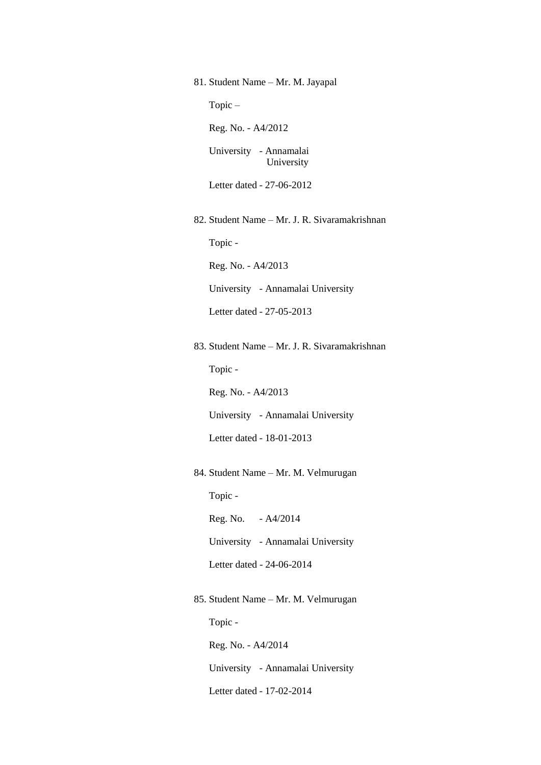81. Student Name – Mr. M. Jayapal

    Topic –

    Reg. No. - A4/2012

    University - Annamalai University

    Letter dated - 27-06-2012

82. Student Name – Mr. J. R. Sivaramakrishnan

    Topic -

    Reg. No. - A4/2013

    University - Annamalai University

    Letter dated - 27-05-2013

83. Student Name – Mr. J. R. Sivaramakrishnan

    Topic -

    Reg. No. - A4/2013

    University - Annamalai University

    Letter dated - 18-01-2013

84. Student Name – Mr. M. Velmurugan

    Topic -

    Reg. No. - A4/2014

    University - Annamalai University

    Letter dated - 24-06-2014

85. Student Name – Mr. M. Velmurugan

    Topic -

    Reg. No. - A4/2014

    University - Annamalai University

    Letter dated - 17-02-2014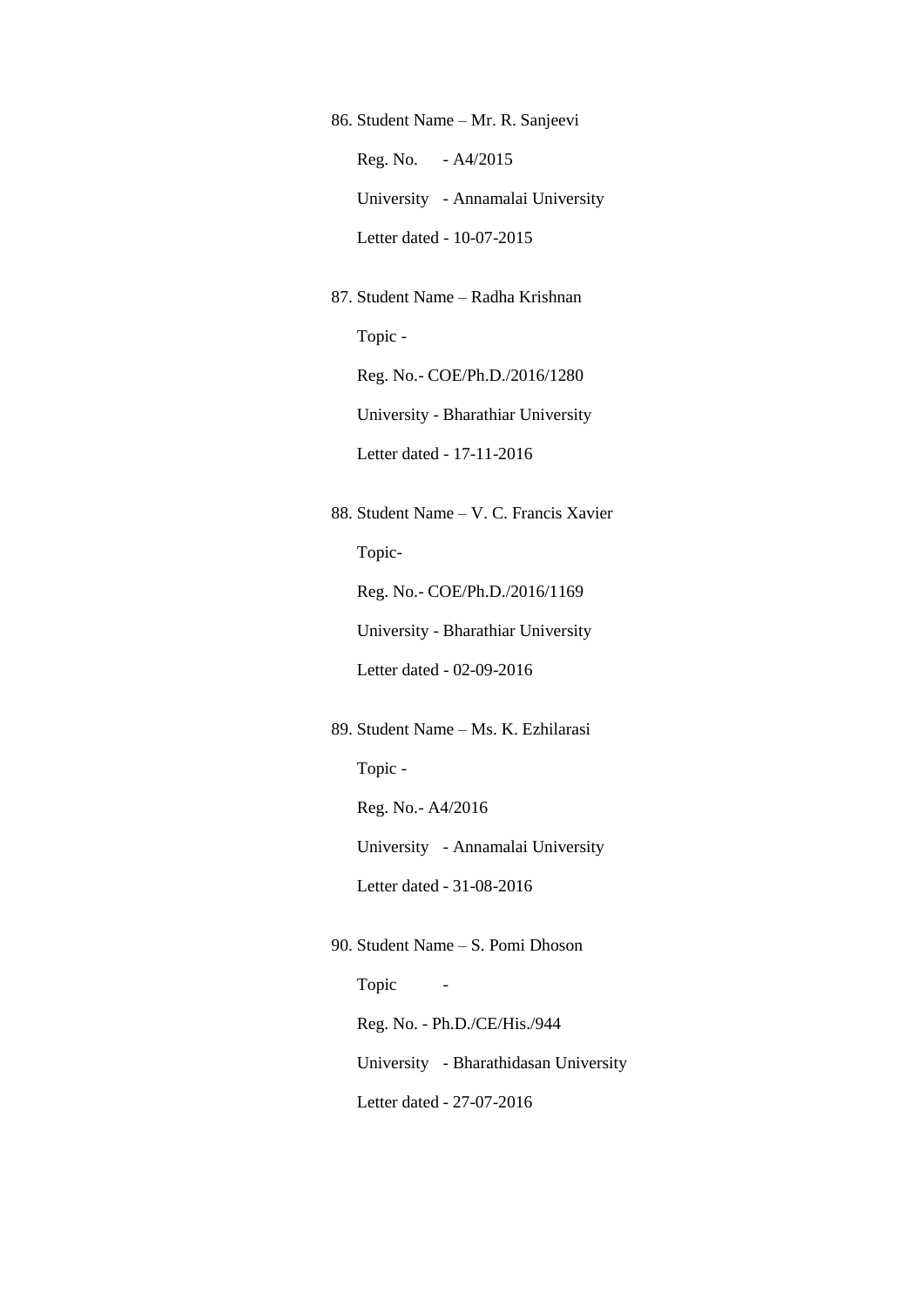86. Student Name – Mr. R. Sanjeevi

    Reg. No. - A4/2015

    University - Annamalai University

    Letter dated - 10-07-2015

87. Student Name – Radha Krishnan

    Topic -

    Reg. No.- COE/Ph.D./2016/1280

    University - Bharathiar University

    Letter dated - 17-11-2016

88. Student Name – V. C. Francis Xavier

    Topic-

    Reg. No.- COE/Ph.D./2016/1169

    University - Bharathiar University

    Letter dated - 02-09-2016

89. Student Name – Ms. K. Ezhilarasi

    Topic -

    Reg. No.- A4/2016

    University - Annamalai University

    Letter dated - 31-08-2016

90. Student Name – S. Pomi Dhoson

    Topic -

    Reg. No. - Ph.D./CE/His./944

    University - Bharathidasan University

    Letter dated - 27-07-2016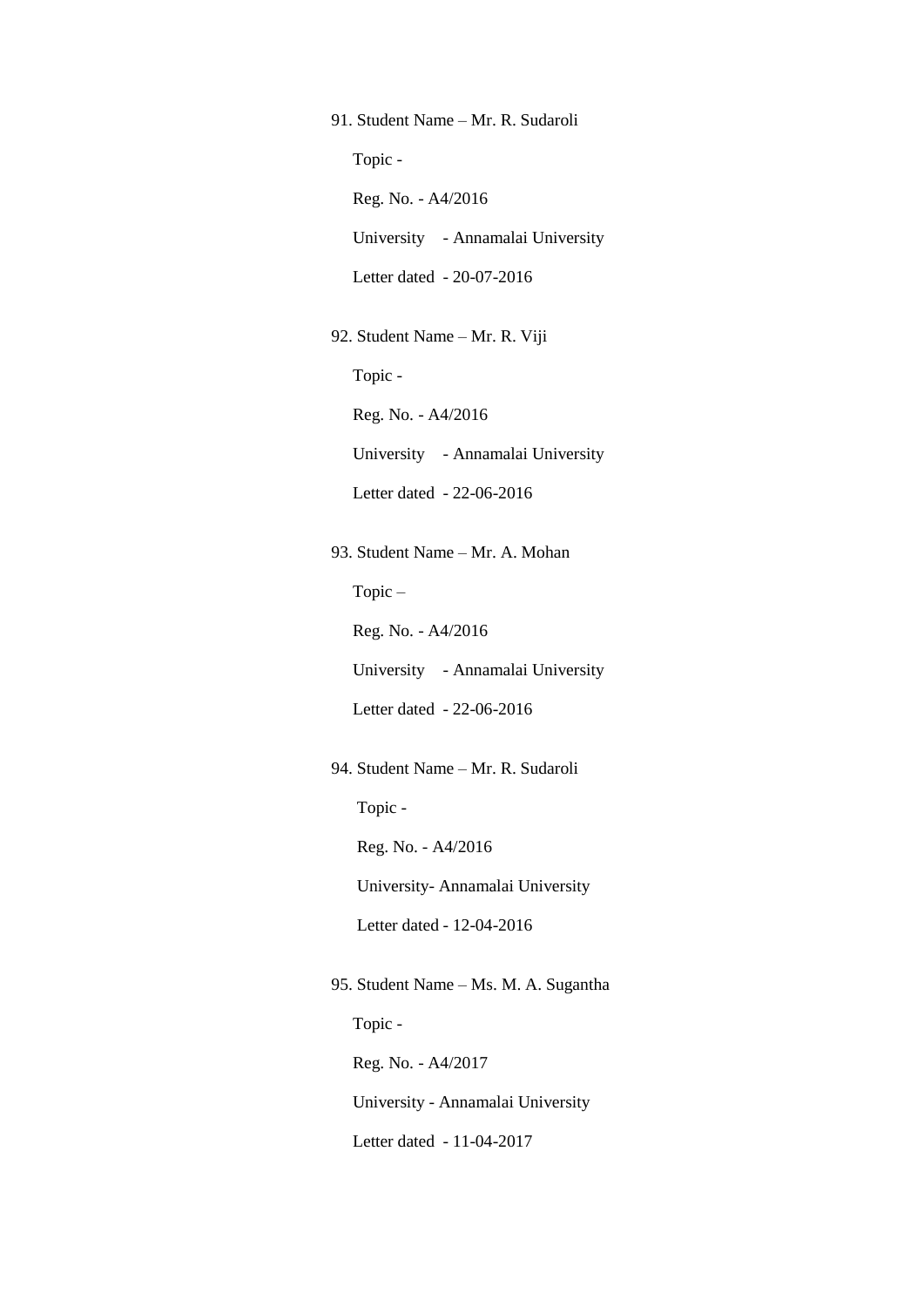91. Student Name – Mr. R. Sudaroli

    Topic -

    Reg. No. - A4/2016

    University - Annamalai University

    Letter dated - 20-07-2016

92. Student Name – Mr. R. Viji

    Topic -

    Reg. No. - A4/2016

    University - Annamalai University

    Letter dated - 22-06-2016

93. Student Name – Mr. A. Mohan

    Topic –

    Reg. No. - A4/2016

    University - Annamalai University

    Letter dated - 22-06-2016

94. Student Name – Mr. R. Sudaroli

    Topic -

    Reg. No. - A4/2016

    University- Annamalai University

    Letter dated - 12-04-2016

95. Student Name – Ms. M. A. Sugantha

    Topic -

    Reg. No. - A4/2017

    University - Annamalai University

    Letter dated - 11-04-2017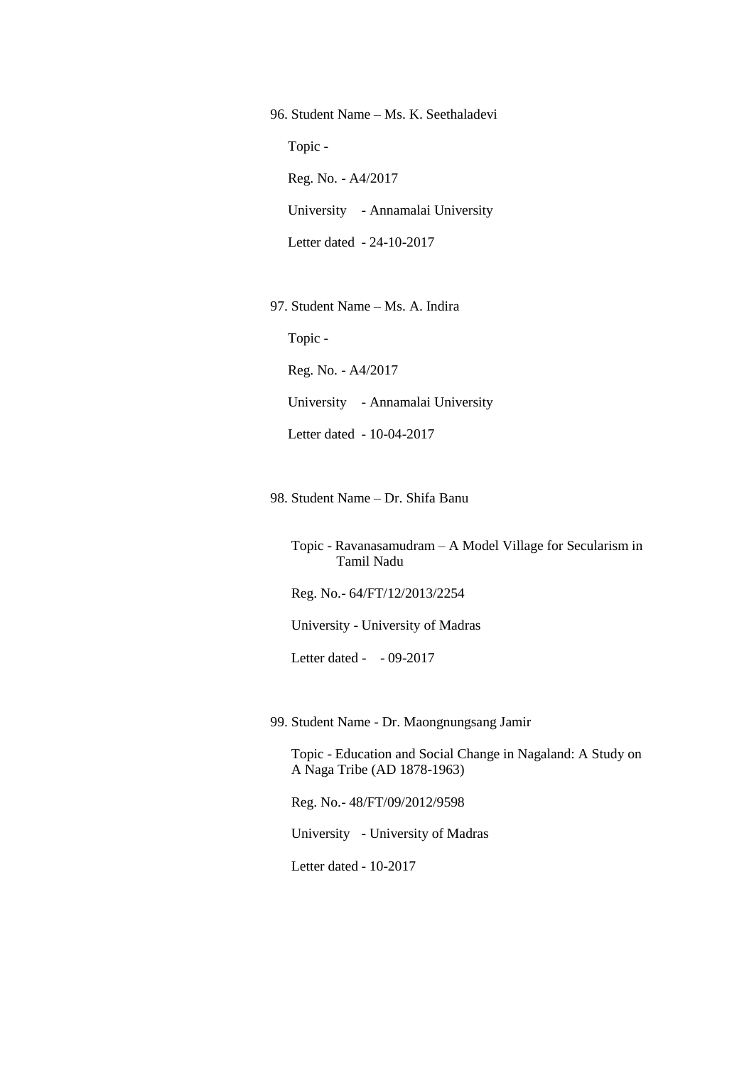96. Student Name – Ms. K. Seethaladevi

    Topic -

    Reg. No. - A4/2017

    University - Annamalai University

    Letter dated - 24-10-2017

97. Student Name – Ms. A. Indira

    Topic -

    Reg. No. - A4/2017

    University - Annamalai University

    Letter dated - 10-04-2017

98. Student Name – Dr. Shifa Banu

    Topic - Ravanasamudram – A Model Village for Secularism in Tamil Nadu

    Reg. No.- 64/FT/12/2013/2254

    University - University of Madras

    Letter dated - - 09-2017

99. Student Name - Dr. Maongnungsang Jamir

    Topic - Education and Social Change in Nagaland: A Study on A Naga Tribe (AD 1878-1963)

    Reg. No.- 48/FT/09/2012/9598

    University - University of Madras

    Letter dated - 10-2017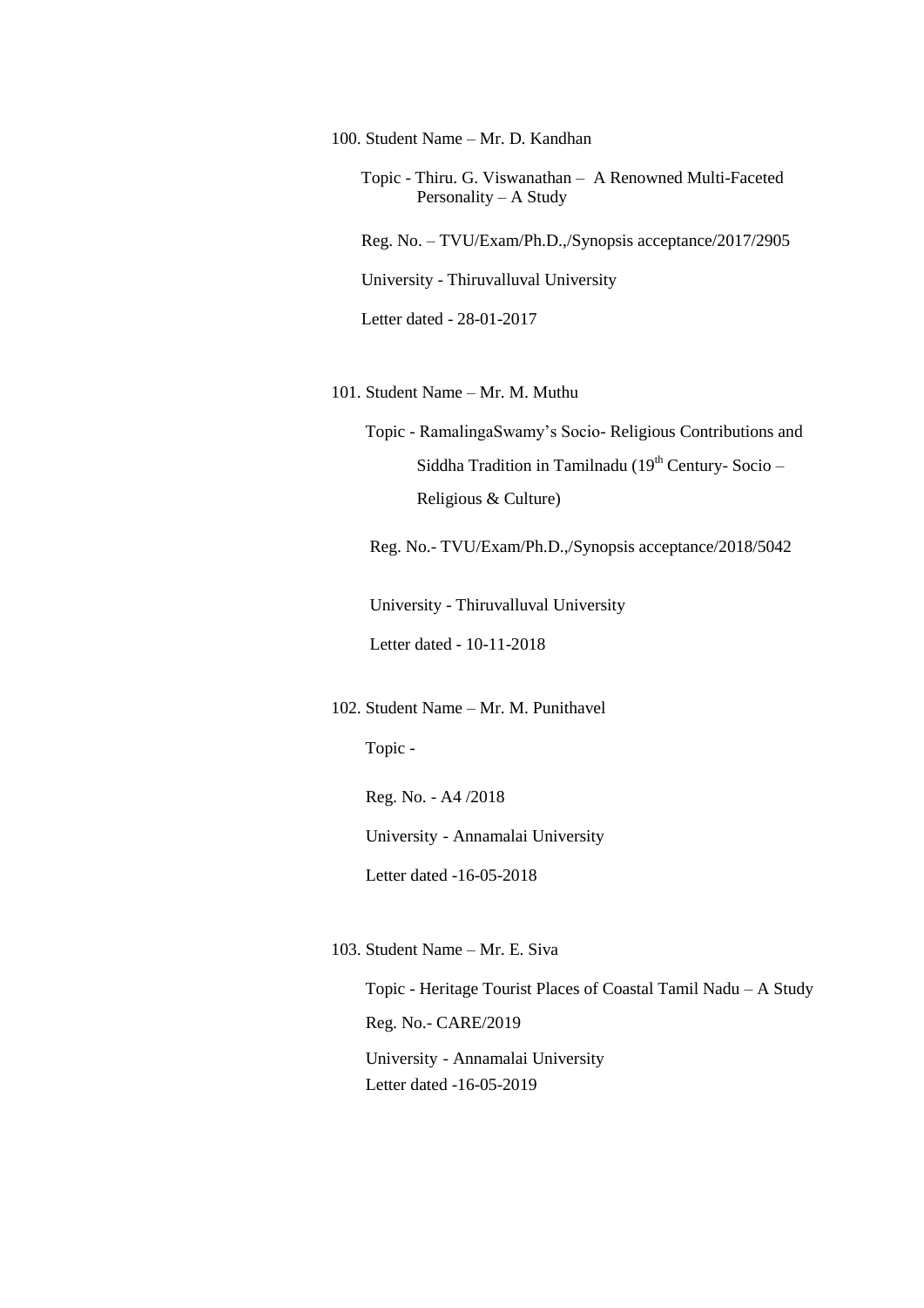100. Student Name – Mr. D. Kandhan

    Topic - Thiru. G. Viswanathan – A Renowned Multi-Faceted Personality – A Study

    Reg. No. – TVU/Exam/Ph.D.,/Synopsis acceptance/2017/2905

    University - Thiruvalluval University

    Letter dated - 28-01-2017

101. Student Name – Mr. M. Muthu

    Topic - RamalingaSwamy's Socio- Religious Contributions and Siddha Tradition in Tamilnadu ($19^{th}$ Century- Socio – Religious & Culture)

    Reg. No.- TVU/Exam/Ph.D.,/Synopsis acceptance/2018/5042

    University - Thiruvalluval University

    Letter dated - 10-11-2018

102. Student Name – Mr. M. Punithavel

    Topic -

    Reg. No. - A4 /2018

    University - Annamalai University

    Letter dated -16-05-2018

103. Student Name – Mr. E. Siva

    Topic - Heritage Tourist Places of Coastal Tamil Nadu – A Study

    Reg. No.- CARE/2019

    University - Annamalai University

    Letter dated -16-05-2019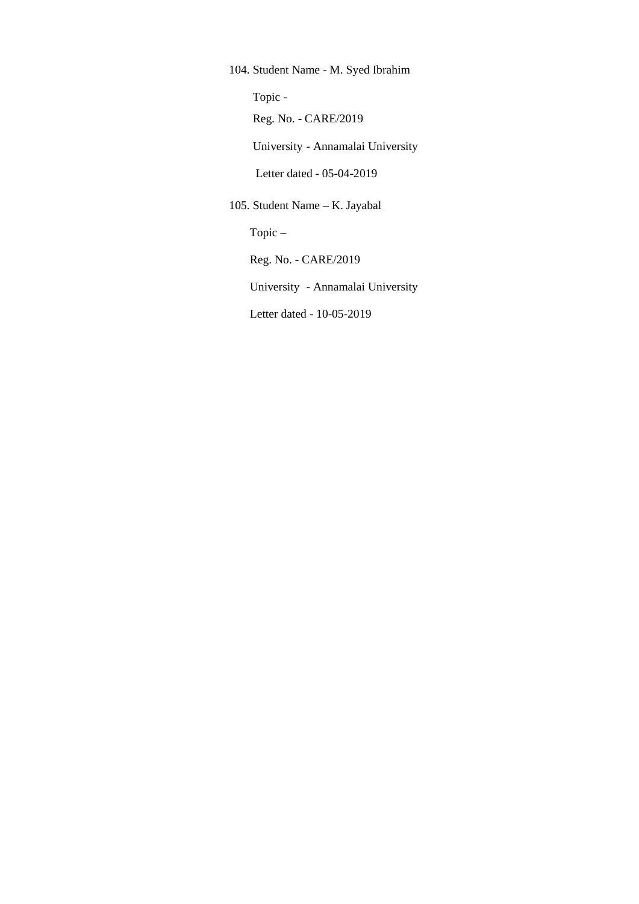104. Student Name - M. Syed Ibrahim

Topic -

Reg. No. - CARE/2019

University - Annamalai University

Letter dated - 05-04-2019

105. Student Name – K. Jayabal

Topic –

Reg. No. - CARE/2019

University - Annamalai University

Letter dated - 10-05-2019